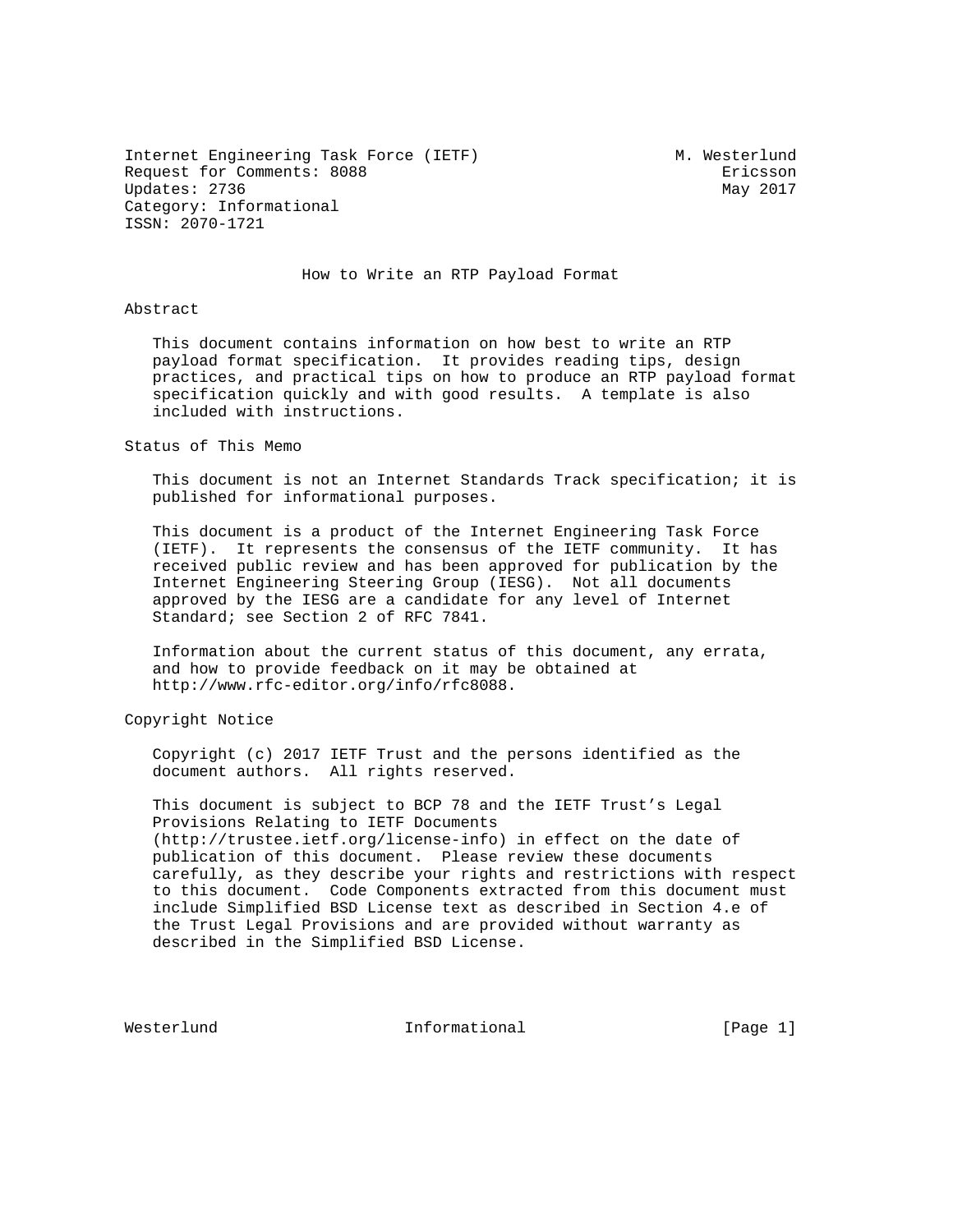Internet Engineering Task Force (IETF)                     M. Westerlund
Request for Comments: 8088                                      Ericsson
Updates: 2736                                                   May 2017
Category: Informational
ISSN: 2070-1721

# How to Write an RTP Payload Format

## Abstract

This document contains information on how best to write an RTP payload format specification. It provides reading tips, design practices, and practical tips on how to produce an RTP payload format specification quickly and with good results. A template is also included with instructions.

## Status of This Memo

This document is not an Internet Standards Track specification; it is published for informational purposes.

This document is a product of the Internet Engineering Task Force (IETF). It represents the consensus of the IETF community. It has received public review and has been approved for publication by the Internet Engineering Steering Group (IESG). Not all documents approved by the IESG are a candidate for any level of Internet Standard; see Section 2 of RFC 7841.

Information about the current status of this document, any errata, and how to provide feedback on it may be obtained at http://www.rfc-editor.org/info/rfc8088.

## Copyright Notice

Copyright (c) 2017 IETF Trust and the persons identified as the document authors. All rights reserved.

This document is subject to BCP 78 and the IETF Trust's Legal Provisions Relating to IETF Documents (http://trustee.ietf.org/license-info) in effect on the date of publication of this document. Please review these documents carefully, as they describe your rights and restrictions with respect to this document. Code Components extracted from this document must include Simplified BSD License text as described in Section 4.e of the Trust Legal Provisions and are provided without warranty as described in the Simplified BSD License.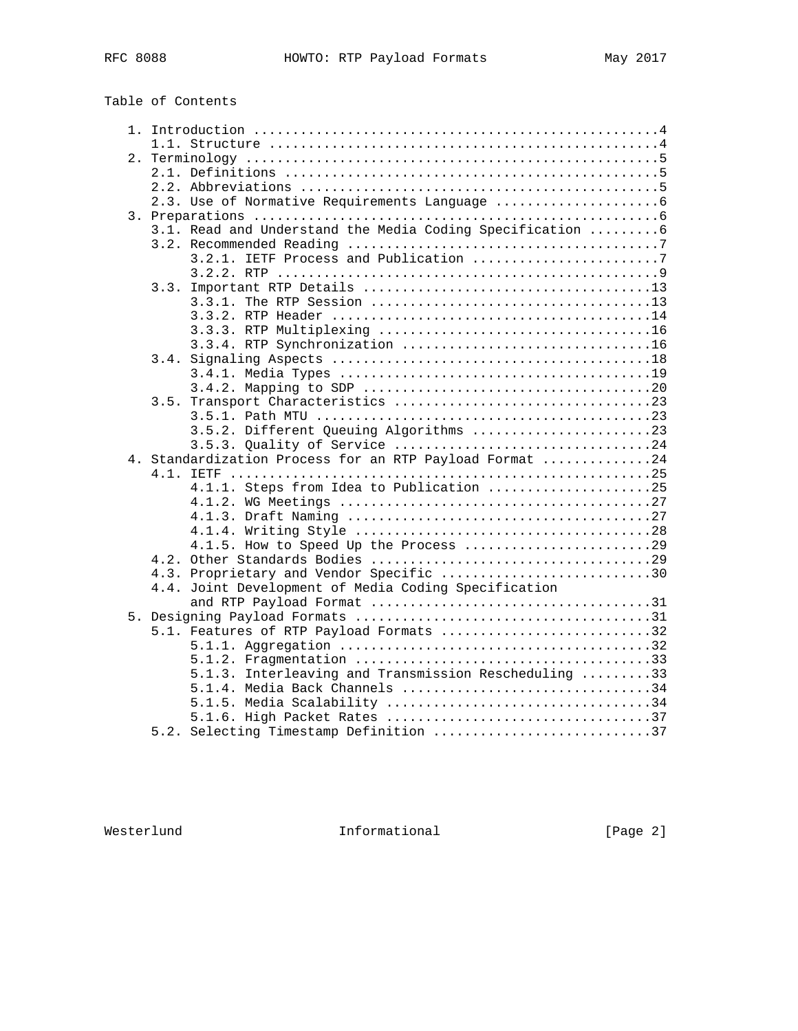Table of Contents

```
   1. Introduction ....................................................4
      1.1. Structure ..................................................4
   2. Terminology .....................................................5
      2.1. Definitions ................................................5
      2.2. Abbreviations ..............................................5
      2.3. Use of Normative Requirements Language .....................6
   3. Preparations ....................................................6
      3.1. Read and Understand the Media Coding Specification .........6
      3.2. Recommended Reading ........................................7
           3.2.1. IETF Process and Publication ........................7
           3.2.2. RTP .................................................9
      3.3. Important RTP Details .....................................13
           3.3.1. The RTP Session ....................................13
           3.3.2. RTP Header .........................................14
           3.3.3. RTP Multiplexing ...................................16
           3.3.4. RTP Synchronization ................................16
      3.4. Signaling Aspects .........................................18
           3.4.1. Media Types ........................................19
           3.4.2. Mapping to SDP .....................................20
      3.5. Transport Characteristics .................................23
           3.5.1. Path MTU ...........................................23
           3.5.2. Different Queuing Algorithms .......................23
           3.5.3. Quality of Service .................................24
   4. Standardization Process for an RTP Payload Format ..............24
      4.1. IETF ......................................................25
           4.1.1. Steps from Idea to Publication .....................25
           4.1.2. WG Meetings ........................................27
           4.1.3. Draft Naming .......................................27
           4.1.4. Writing Style ......................................28
           4.1.5. How to Speed Up the Process ........................29
      4.2. Other Standards Bodies ....................................29
      4.3. Proprietary and Vendor Specific ...........................30
      4.4. Joint Development of Media Coding Specification
           and RTP Payload Format ....................................31
   5. Designing Payload Formats ......................................31
      5.1. Features of RTP Payload Formats ...........................32
           5.1.1. Aggregation ........................................32
           5.1.2. Fragmentation ......................................33
           5.1.3. Interleaving and Transmission Rescheduling .........33
           5.1.4. Media Back Channels ................................34
           5.1.5. Media Scalability ..................................34
           5.1.6. High Packet Rates ..................................37
      5.2. Selecting Timestamp Definition ............................37
```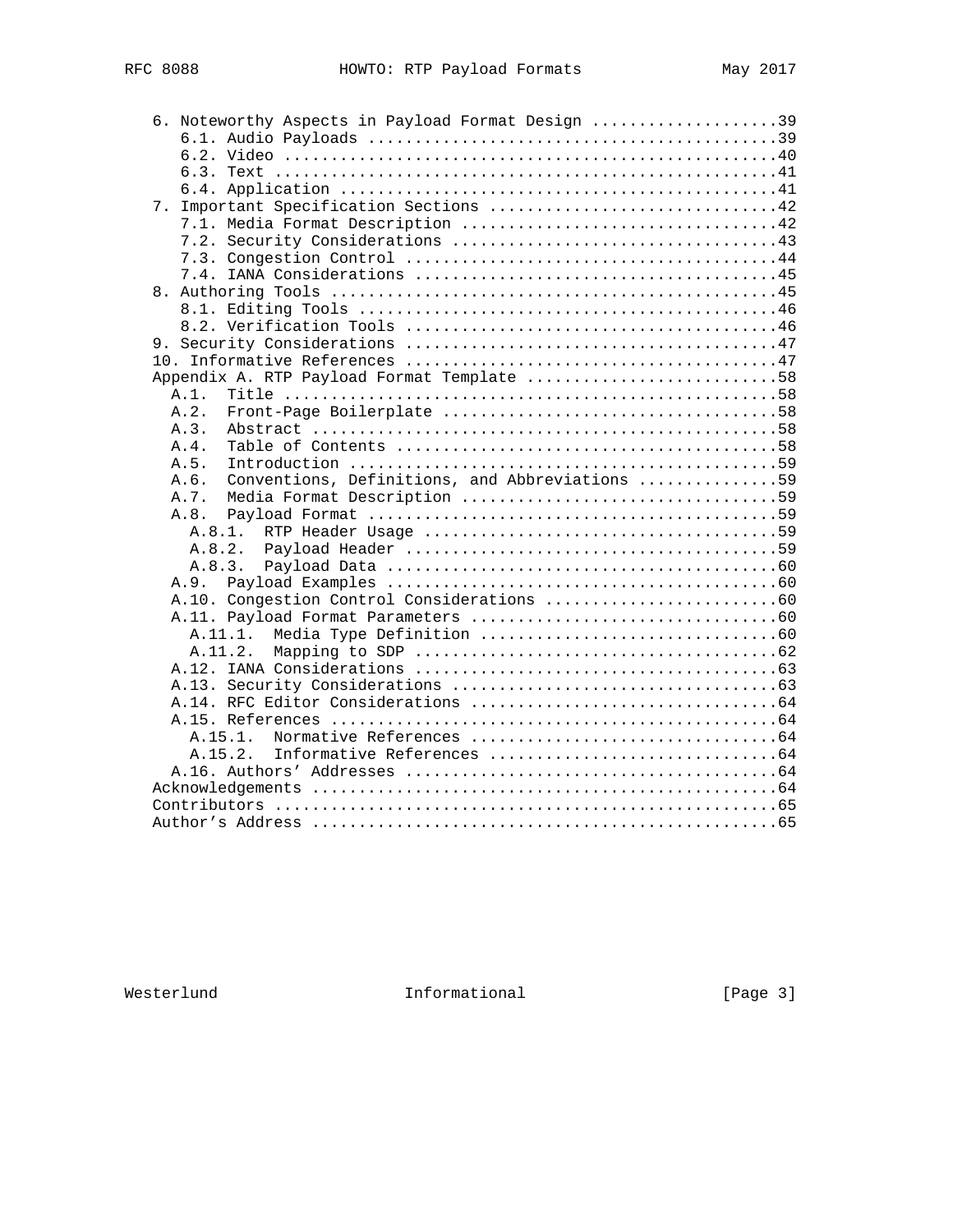```
   6. Noteworthy Aspects in Payload Format Design ....................39
      6.1. Audio Payloads ............................................39
      6.2. Video .....................................................40
      6.3. Text ......................................................41
      6.4. Application ...............................................41
   7. Important Specification Sections ...............................42
      7.1. Media Format Description ..................................42
      7.2. Security Considerations ...................................43
      7.3. Congestion Control ........................................44
      7.4. IANA Considerations .......................................45
   8. Authoring Tools ................................................45
      8.1. Editing Tools .............................................46
      8.2. Verification Tools ........................................46
   9. Security Considerations ........................................47
   10. Informative References ........................................47
   Appendix A. RTP Payload Format Template ...........................58
     A.1.  Title .....................................................58
     A.2.  Front-Page Boilerplate ....................................58
     A.3.  Abstract ..................................................58
     A.4.  Table of Contents .........................................58
     A.5.  Introduction ..............................................59
     A.6.  Conventions, Definitions, and Abbreviations ...............59
     A.7.  Media Format Description ..................................59
     A.8.  Payload Format ............................................59
       A.8.1.  RTP Header Usage ......................................59
       A.8.2.  Payload Header ........................................59
       A.8.3.  Payload Data ..........................................60
     A.9.  Payload Examples ..........................................60
     A.10. Congestion Control Considerations .........................60
     A.11. Payload Format Parameters .................................60
       A.11.1.  Media Type Definition ................................60
       A.11.2.  Mapping to SDP .......................................62
     A.12. IANA Considerations .......................................63
     A.13. Security Considerations ...................................63
     A.14. RFC Editor Considerations .................................64
     A.15. References ................................................64
       A.15.1.  Normative References .................................64
       A.15.2.  Informative References ...............................64
     A.16. Authors' Addresses ........................................64
   Acknowledgements ..................................................64
   Contributors ......................................................65
   Author's Address ..................................................65
```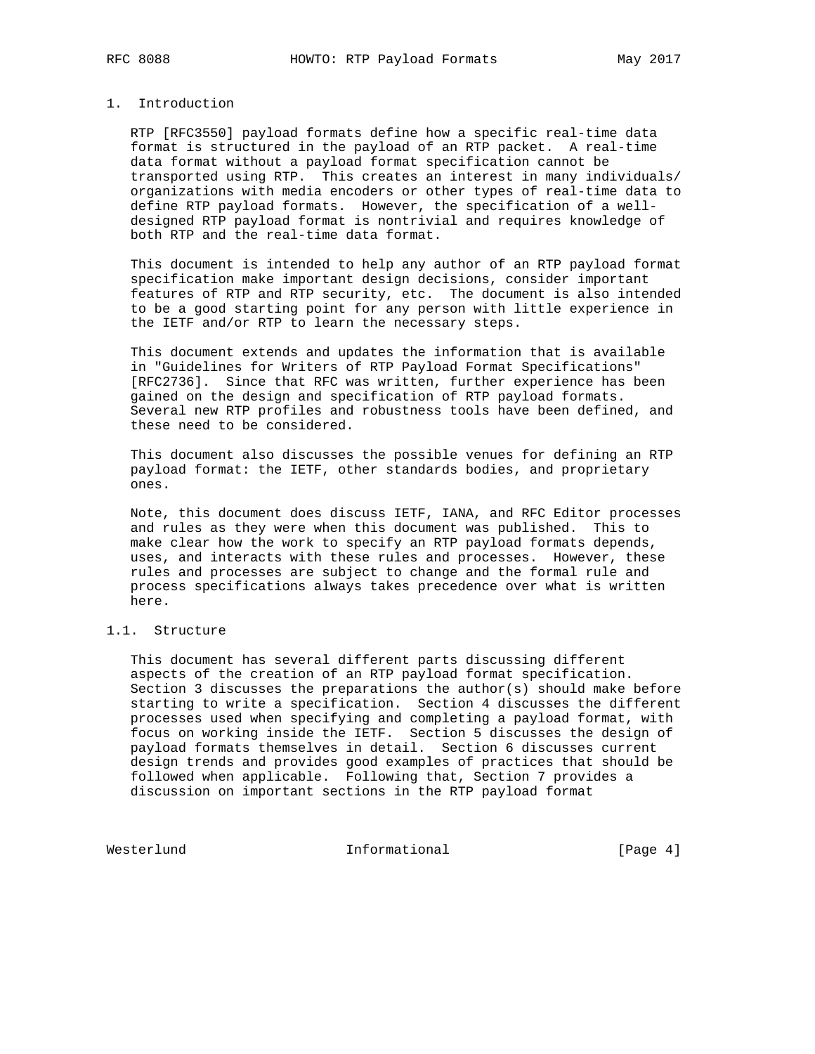# 1. Introduction

RTP [RFC3550] payload formats define how a specific real-time data format is structured in the payload of an RTP packet. A real-time data format without a payload format specification cannot be transported using RTP. This creates an interest in many individuals/organizations with media encoders or other types of real-time data to define RTP payload formats. However, the specification of a well-designed RTP payload format is nontrivial and requires knowledge of both RTP and the real-time data format.

This document is intended to help any author of an RTP payload format specification make important design decisions, consider important features of RTP and RTP security, etc. The document is also intended to be a good starting point for any person with little experience in the IETF and/or RTP to learn the necessary steps.

This document extends and updates the information that is available in "Guidelines for Writers of RTP Payload Format Specifications" [RFC2736]. Since that RFC was written, further experience has been gained on the design and specification of RTP payload formats. Several new RTP profiles and robustness tools have been defined, and these need to be considered.

This document also discusses the possible venues for defining an RTP payload format: the IETF, other standards bodies, and proprietary ones.

Note, this document does discuss IETF, IANA, and RFC Editor processes and rules as they were when this document was published. This to make clear how the work to specify an RTP payload formats depends, uses, and interacts with these rules and processes. However, these rules and processes are subject to change and the formal rule and process specifications always takes precedence over what is written here.

## 1.1. Structure

This document has several different parts discussing different aspects of the creation of an RTP payload format specification. Section 3 discusses the preparations the author(s) should make before starting to write a specification. Section 4 discusses the different processes used when specifying and completing a payload format, with focus on working inside the IETF. Section 5 discusses the design of payload formats themselves in detail. Section 6 discusses current design trends and provides good examples of practices that should be followed when applicable. Following that, Section 7 provides a discussion on important sections in the RTP payload format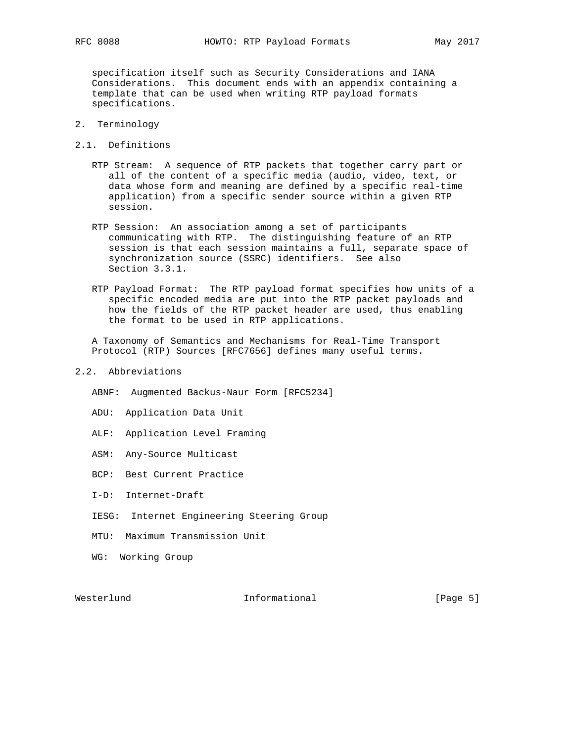specification itself such as Security Considerations and IANA Considerations. This document ends with an appendix containing a template that can be used when writing RTP payload formats specifications.

# 2. Terminology

## 2.1. Definitions

RTP Stream: A sequence of RTP packets that together carry part or all of the content of a specific media (audio, video, text, or data whose form and meaning are defined by a specific real-time application) from a specific sender source within a given RTP session.

RTP Session: An association among a set of participants communicating with RTP. The distinguishing feature of an RTP session is that each session maintains a full, separate space of synchronization source (SSRC) identifiers. See also Section 3.3.1.

RTP Payload Format: The RTP payload format specifies how units of a specific encoded media are put into the RTP packet payloads and how the fields of the RTP packet header are used, thus enabling the format to be used in RTP applications.

A Taxonomy of Semantics and Mechanisms for Real-Time Transport Protocol (RTP) Sources [RFC7656] defines many useful terms.

## 2.2. Abbreviations

ABNF: Augmented Backus-Naur Form [RFC5234]

ADU: Application Data Unit

ALF: Application Level Framing

ASM: Any-Source Multicast

BCP: Best Current Practice

I-D: Internet-Draft

IESG: Internet Engineering Steering Group

MTU: Maximum Transmission Unit

WG: Working Group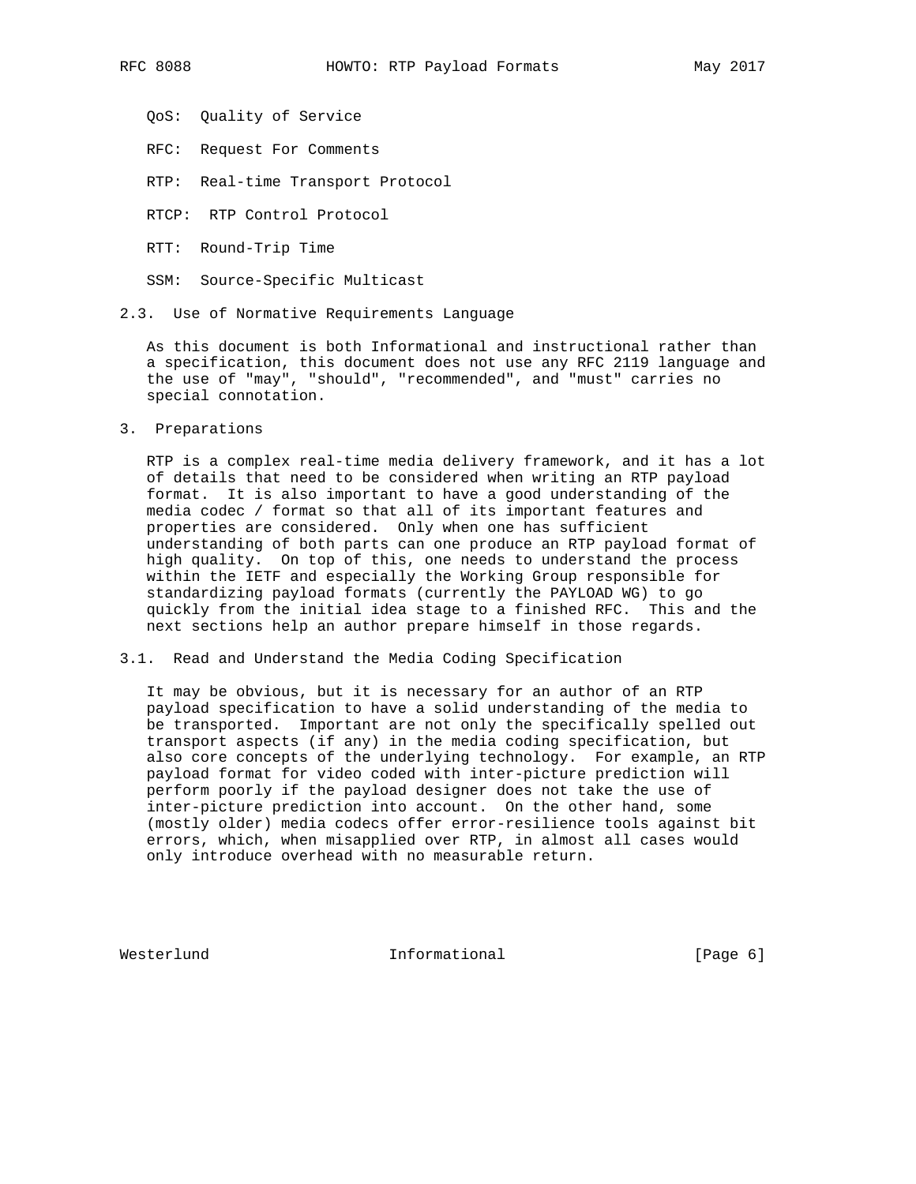QoS: Quality of Service

RFC: Request For Comments

RTP: Real-time Transport Protocol

RTCP: RTP Control Protocol

RTT: Round-Trip Time

SSM: Source-Specific Multicast

### 2.3. Use of Normative Requirements Language

As this document is both Informational and instructional rather than a specification, this document does not use any RFC 2119 language and the use of "may", "should", "recommended", and "must" carries no special connotation.

## 3. Preparations

RTP is a complex real-time media delivery framework, and it has a lot of details that need to be considered when writing an RTP payload format. It is also important to have a good understanding of the media codec / format so that all of its important features and properties are considered. Only when one has sufficient understanding of both parts can one produce an RTP payload format of high quality. On top of this, one needs to understand the process within the IETF and especially the Working Group responsible for standardizing payload formats (currently the PAYLOAD WG) to go quickly from the initial idea stage to a finished RFC. This and the next sections help an author prepare himself in those regards.

### 3.1. Read and Understand the Media Coding Specification

It may be obvious, but it is necessary for an author of an RTP payload specification to have a solid understanding of the media to be transported. Important are not only the specifically spelled out transport aspects (if any) in the media coding specification, but also core concepts of the underlying technology. For example, an RTP payload format for video coded with inter-picture prediction will perform poorly if the payload designer does not take the use of inter-picture prediction into account. On the other hand, some (mostly older) media codecs offer error-resilience tools against bit errors, which, when misapplied over RTP, in almost all cases would only introduce overhead with no measurable return.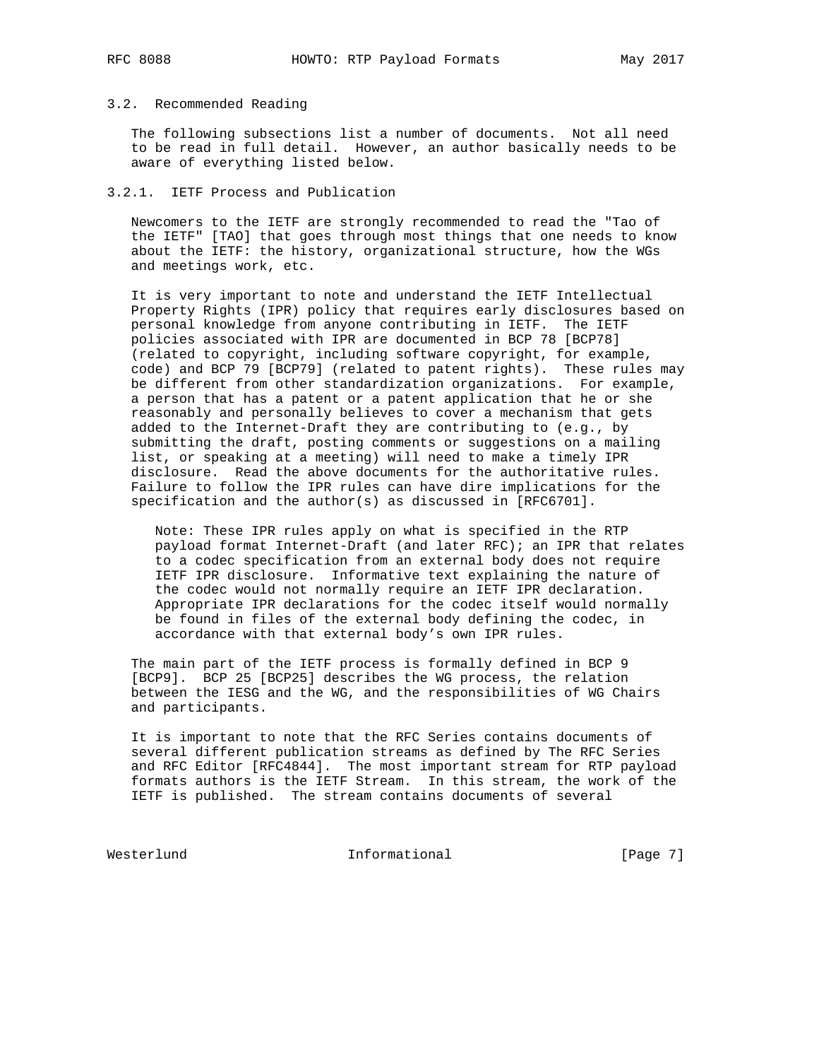### 3.2. Recommended Reading

The following subsections list a number of documents. Not all need to be read in full detail. However, an author basically needs to be aware of everything listed below.

#### 3.2.1. IETF Process and Publication

Newcomers to the IETF are strongly recommended to read the "Tao of the IETF" [TAO] that goes through most things that one needs to know about the IETF: the history, organizational structure, how the WGs and meetings work, etc.

It is very important to note and understand the IETF Intellectual Property Rights (IPR) policy that requires early disclosures based on personal knowledge from anyone contributing in IETF. The IETF policies associated with IPR are documented in BCP 78 [BCP78] (related to copyright, including software copyright, for example, code) and BCP 79 [BCP79] (related to patent rights). These rules may be different from other standardization organizations. For example, a person that has a patent or a patent application that he or she reasonably and personally believes to cover a mechanism that gets added to the Internet-Draft they are contributing to (e.g., by submitting the draft, posting comments or suggestions on a mailing list, or speaking at a meeting) will need to make a timely IPR disclosure. Read the above documents for the authoritative rules. Failure to follow the IPR rules can have dire implications for the specification and the author(s) as discussed in [RFC6701].

> Note: These IPR rules apply on what is specified in the RTP payload format Internet-Draft (and later RFC); an IPR that relates to a codec specification from an external body does not require IETF IPR disclosure. Informative text explaining the nature of the codec would not normally require an IETF IPR declaration. Appropriate IPR declarations for the codec itself would normally be found in files of the external body defining the codec, in accordance with that external body's own IPR rules.

The main part of the IETF process is formally defined in BCP 9 [BCP9]. BCP 25 [BCP25] describes the WG process, the relation between the IESG and the WG, and the responsibilities of WG Chairs and participants.

It is important to note that the RFC Series contains documents of several different publication streams as defined by The RFC Series and RFC Editor [RFC4844]. The most important stream for RTP payload formats authors is the IETF Stream. In this stream, the work of the IETF is published. The stream contains documents of several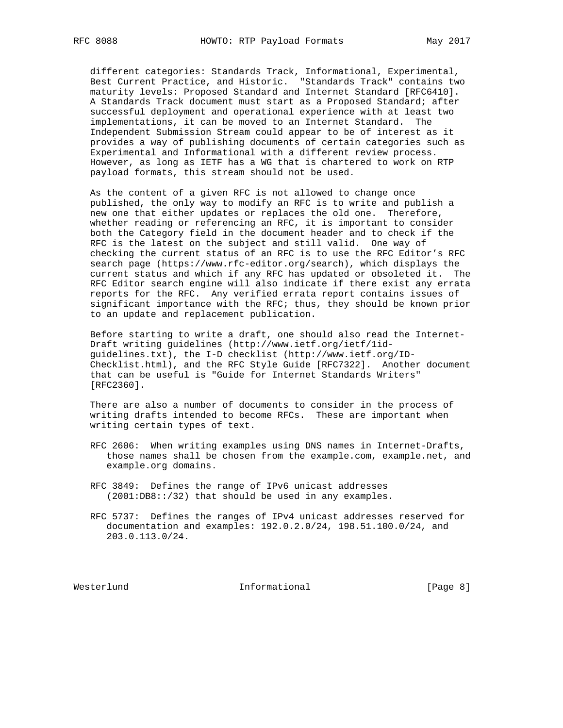different categories: Standards Track, Informational, Experimental, Best Current Practice, and Historic. "Standards Track" contains two maturity levels: Proposed Standard and Internet Standard [RFC6410]. A Standards Track document must start as a Proposed Standard; after successful deployment and operational experience with at least two implementations, it can be moved to an Internet Standard. The Independent Submission Stream could appear to be of interest as it provides a way of publishing documents of certain categories such as Experimental and Informational with a different review process. However, as long as IETF has a WG that is chartered to work on RTP payload formats, this stream should not be used.

As the content of a given RFC is not allowed to change once published, the only way to modify an RFC is to write and publish a new one that either updates or replaces the old one. Therefore, whether reading or referencing an RFC, it is important to consider both the Category field in the document header and to check if the RFC is the latest on the subject and still valid. One way of checking the current status of an RFC is to use the RFC Editor's RFC search page (https://www.rfc-editor.org/search), which displays the current status and which if any RFC has updated or obsoleted it. The RFC Editor search engine will also indicate if there exist any errata reports for the RFC. Any verified errata report contains issues of significant importance with the RFC; thus, they should be known prior to an update and replacement publication.

Before starting to write a draft, one should also read the Internet-Draft writing guidelines (http://www.ietf.org/ietf/1id-guidelines.txt), the I-D checklist (http://www.ietf.org/ID-Checklist.html), and the RFC Style Guide [RFC7322]. Another document that can be useful is "Guide for Internet Standards Writers" [RFC2360].

There are also a number of documents to consider in the process of writing drafts intended to become RFCs. These are important when writing certain types of text.

RFC 2606: When writing examples using DNS names in Internet-Drafts, those names shall be chosen from the example.com, example.net, and example.org domains.

RFC 3849: Defines the range of IPv6 unicast addresses (2001:DB8::/32) that should be used in any examples.

RFC 5737: Defines the ranges of IPv4 unicast addresses reserved for documentation and examples: 192.0.2.0/24, 198.51.100.0/24, and 203.0.113.0/24.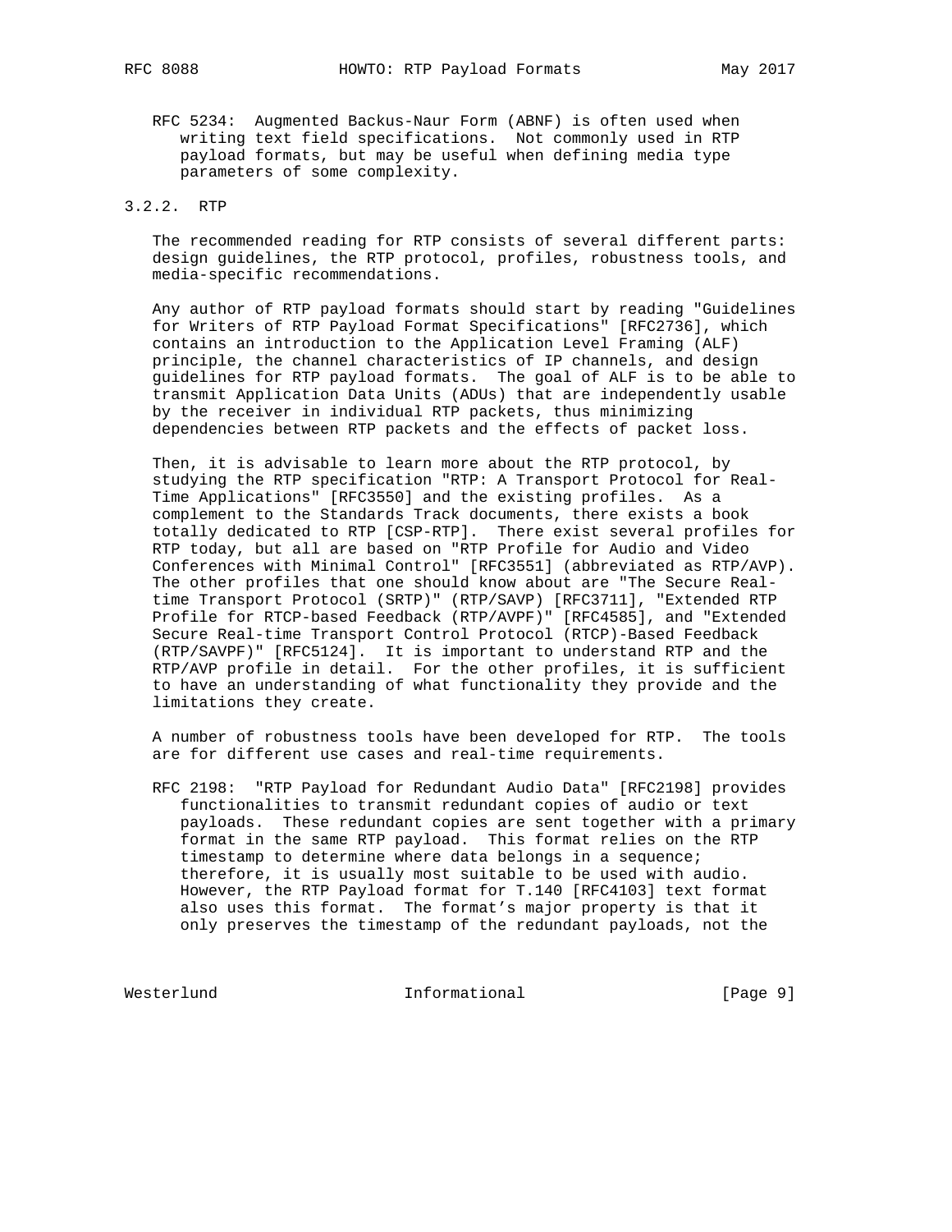RFC 5234: Augmented Backus-Naur Form (ABNF) is often used when writing text field specifications. Not commonly used in RTP payload formats, but may be useful when defining media type parameters of some complexity.

#### 3.2.2. RTP

The recommended reading for RTP consists of several different parts: design guidelines, the RTP protocol, profiles, robustness tools, and media-specific recommendations.

Any author of RTP payload formats should start by reading "Guidelines for Writers of RTP Payload Format Specifications" [RFC2736], which contains an introduction to the Application Level Framing (ALF) principle, the channel characteristics of IP channels, and design guidelines for RTP payload formats. The goal of ALF is to be able to transmit Application Data Units (ADUs) that are independently usable by the receiver in individual RTP packets, thus minimizing dependencies between RTP packets and the effects of packet loss.

Then, it is advisable to learn more about the RTP protocol, by studying the RTP specification "RTP: A Transport Protocol for Real-Time Applications" [RFC3550] and the existing profiles. As a complement to the Standards Track documents, there exists a book totally dedicated to RTP [CSP-RTP]. There exist several profiles for RTP today, but all are based on "RTP Profile for Audio and Video Conferences with Minimal Control" [RFC3551] (abbreviated as RTP/AVP). The other profiles that one should know about are "The Secure Real-time Transport Protocol (SRTP)" (RTP/SAVP) [RFC3711], "Extended RTP Profile for RTCP-based Feedback (RTP/AVPF)" [RFC4585], and "Extended Secure Real-time Transport Control Protocol (RTCP)-Based Feedback (RTP/SAVPF)" [RFC5124]. It is important to understand RTP and the RTP/AVP profile in detail. For the other profiles, it is sufficient to have an understanding of what functionality they provide and the limitations they create.

A number of robustness tools have been developed for RTP. The tools are for different use cases and real-time requirements.

RFC 2198: "RTP Payload for Redundant Audio Data" [RFC2198] provides functionalities to transmit redundant copies of audio or text payloads. These redundant copies are sent together with a primary format in the same RTP payload. This format relies on the RTP timestamp to determine where data belongs in a sequence; therefore, it is usually most suitable to be used with audio. However, the RTP Payload format for T.140 [RFC4103] text format also uses this format. The format's major property is that it only preserves the timestamp of the redundant payloads, not the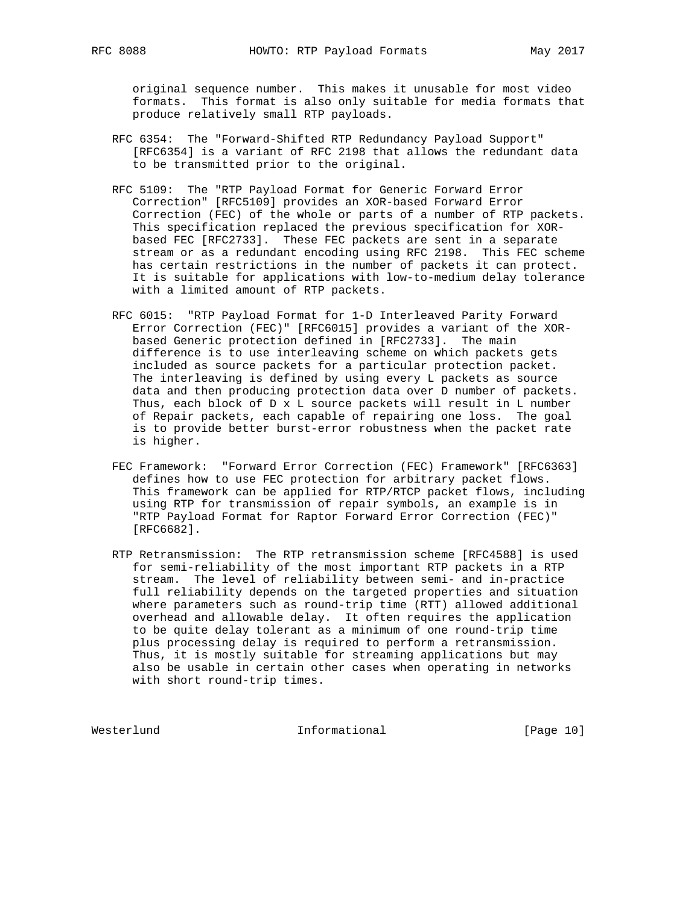original sequence number. This makes it unusable for most video formats. This format is also only suitable for media formats that produce relatively small RTP payloads.

RFC 6354: The "Forward-Shifted RTP Redundancy Payload Support" [RFC6354] is a variant of RFC 2198 that allows the redundant data to be transmitted prior to the original.

RFC 5109: The "RTP Payload Format for Generic Forward Error Correction" [RFC5109] provides an XOR-based Forward Error Correction (FEC) of the whole or parts of a number of RTP packets. This specification replaced the previous specification for XOR-based FEC [RFC2733]. These FEC packets are sent in a separate stream or as a redundant encoding using RFC 2198. This FEC scheme has certain restrictions in the number of packets it can protect. It is suitable for applications with low-to-medium delay tolerance with a limited amount of RTP packets.

RFC 6015: "RTP Payload Format for 1-D Interleaved Parity Forward Error Correction (FEC)" [RFC6015] provides a variant of the XOR-based Generic protection defined in [RFC2733]. The main difference is to use interleaving scheme on which packets gets included as source packets for a particular protection packet. The interleaving is defined by using every L packets as source data and then producing protection data over D number of packets. Thus, each block of D x L source packets will result in L number of Repair packets, each capable of repairing one loss. The goal is to provide better burst-error robustness when the packet rate is higher.

FEC Framework: "Forward Error Correction (FEC) Framework" [RFC6363] defines how to use FEC protection for arbitrary packet flows. This framework can be applied for RTP/RTCP packet flows, including using RTP for transmission of repair symbols, an example is in "RTP Payload Format for Raptor Forward Error Correction (FEC)" [RFC6682].

RTP Retransmission: The RTP retransmission scheme [RFC4588] is used for semi-reliability of the most important RTP packets in a RTP stream. The level of reliability between semi- and in-practice full reliability depends on the targeted properties and situation where parameters such as round-trip time (RTT) allowed additional overhead and allowable delay. It often requires the application to be quite delay tolerant as a minimum of one round-trip time plus processing delay is required to perform a retransmission. Thus, it is mostly suitable for streaming applications but may also be usable in certain other cases when operating in networks with short round-trip times.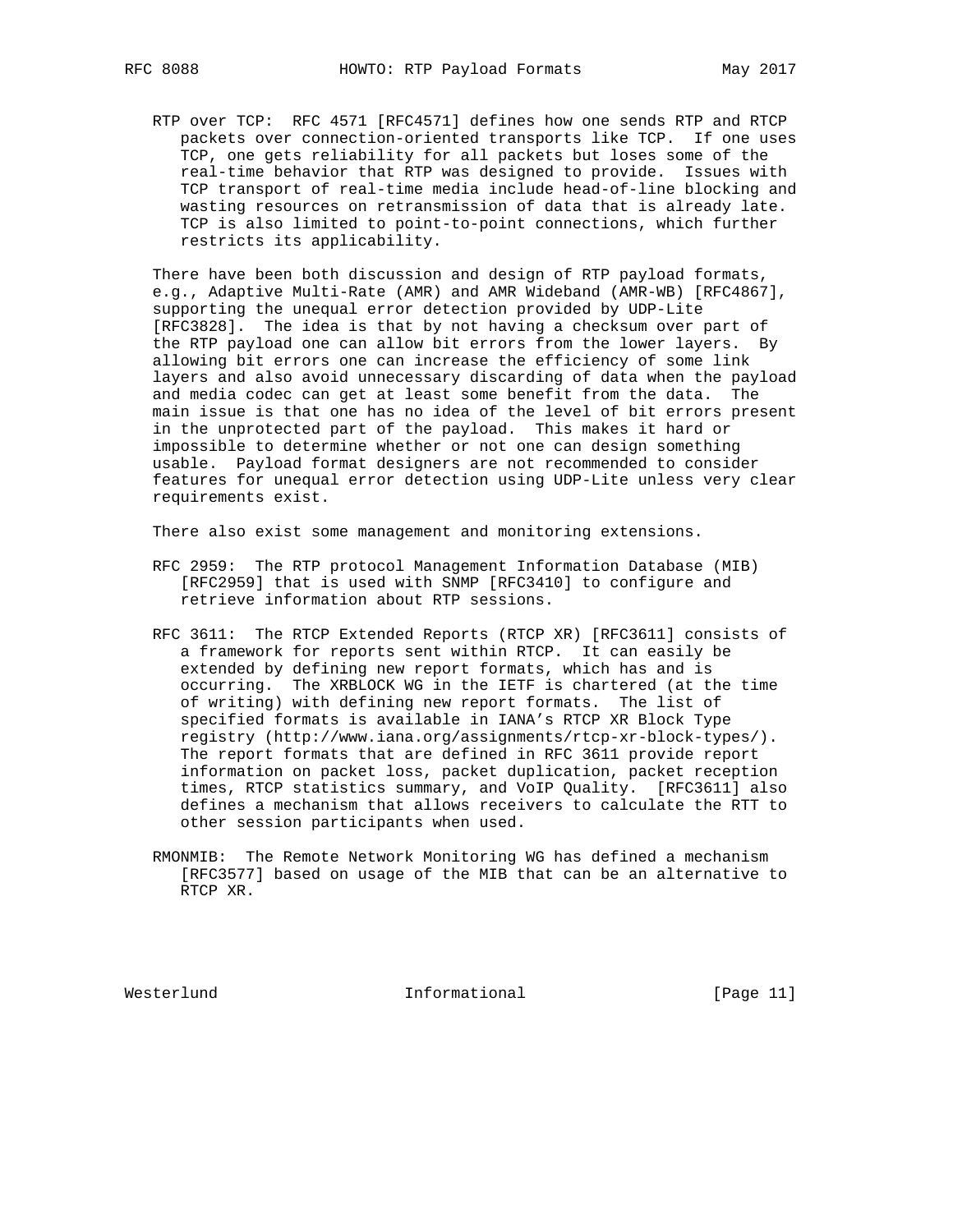RTP over TCP: RFC 4571 [RFC4571] defines how one sends RTP and RTCP packets over connection-oriented transports like TCP. If one uses TCP, one gets reliability for all packets but loses some of the real-time behavior that RTP was designed to provide. Issues with TCP transport of real-time media include head-of-line blocking and wasting resources on retransmission of data that is already late. TCP is also limited to point-to-point connections, which further restricts its applicability.

There have been both discussion and design of RTP payload formats, e.g., Adaptive Multi-Rate (AMR) and AMR Wideband (AMR-WB) [RFC4867], supporting the unequal error detection provided by UDP-Lite [RFC3828]. The idea is that by not having a checksum over part of the RTP payload one can allow bit errors from the lower layers. By allowing bit errors one can increase the efficiency of some link layers and also avoid unnecessary discarding of data when the payload and media codec can get at least some benefit from the data. The main issue is that one has no idea of the level of bit errors present in the unprotected part of the payload. This makes it hard or impossible to determine whether or not one can design something usable. Payload format designers are not recommended to consider features for unequal error detection using UDP-Lite unless very clear requirements exist.

There also exist some management and monitoring extensions.

RFC 2959: The RTP protocol Management Information Database (MIB) [RFC2959] that is used with SNMP [RFC3410] to configure and retrieve information about RTP sessions.

RFC 3611: The RTCP Extended Reports (RTCP XR) [RFC3611] consists of a framework for reports sent within RTCP. It can easily be extended by defining new report formats, which has and is occurring. The XRBLOCK WG in the IETF is chartered (at the time of writing) with defining new report formats. The list of specified formats is available in IANA's RTCP XR Block Type registry (http://www.iana.org/assignments/rtcp-xr-block-types/). The report formats that are defined in RFC 3611 provide report information on packet loss, packet duplication, packet reception times, RTCP statistics summary, and VoIP Quality. [RFC3611] also defines a mechanism that allows receivers to calculate the RTT to other session participants when used.

RMONMIB: The Remote Network Monitoring WG has defined a mechanism [RFC3577] based on usage of the MIB that can be an alternative to RTCP XR.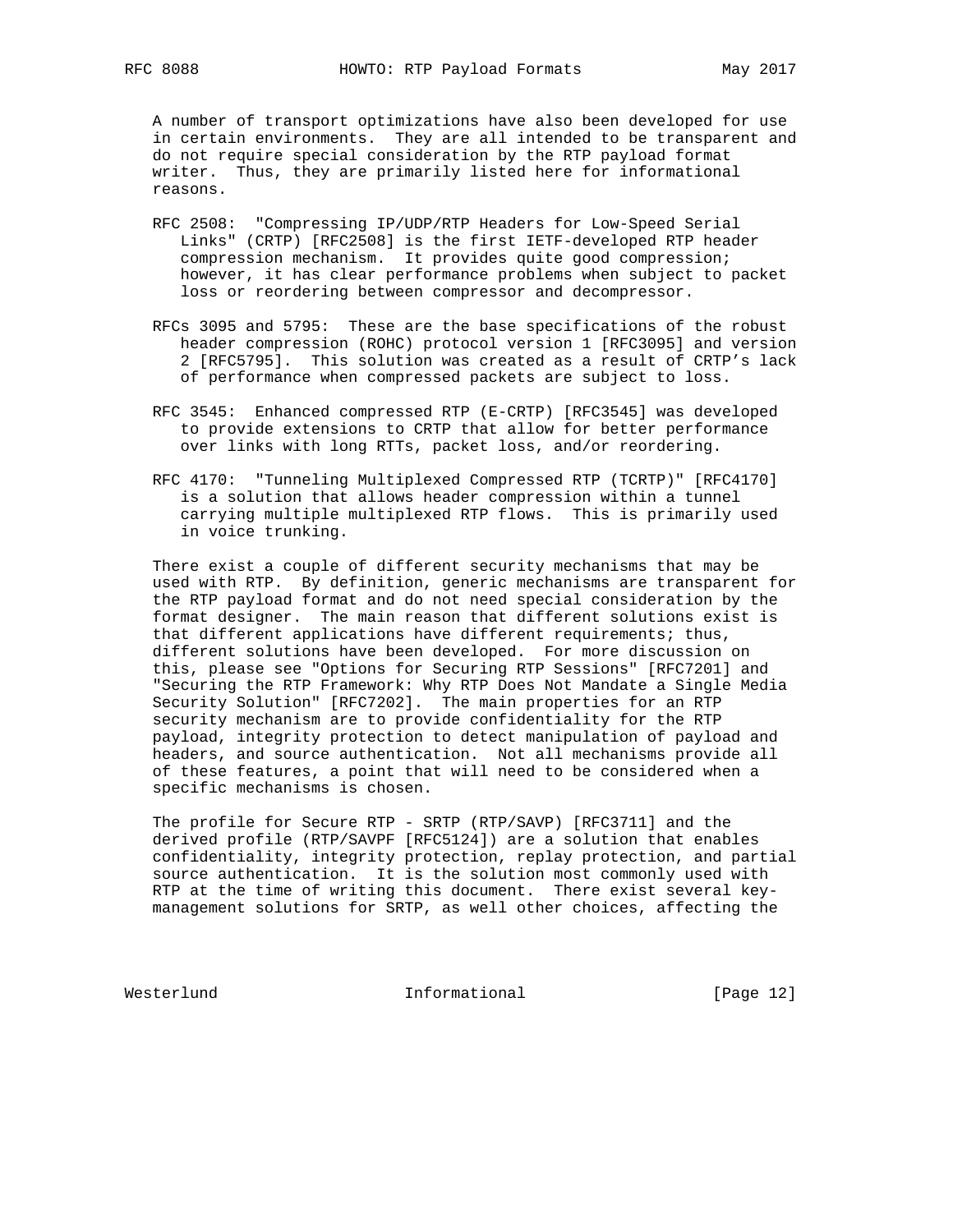A number of transport optimizations have also been developed for use in certain environments. They are all intended to be transparent and do not require special consideration by the RTP payload format writer. Thus, they are primarily listed here for informational reasons.

RFC 2508: "Compressing IP/UDP/RTP Headers for Low-Speed Serial Links" (CRTP) [RFC2508] is the first IETF-developed RTP header compression mechanism. It provides quite good compression; however, it has clear performance problems when subject to packet loss or reordering between compressor and decompressor.

RFCs 3095 and 5795: These are the base specifications of the robust header compression (ROHC) protocol version 1 [RFC3095] and version 2 [RFC5795]. This solution was created as a result of CRTP's lack of performance when compressed packets are subject to loss.

RFC 3545: Enhanced compressed RTP (E-CRTP) [RFC3545] was developed to provide extensions to CRTP that allow for better performance over links with long RTTs, packet loss, and/or reordering.

RFC 4170: "Tunneling Multiplexed Compressed RTP (TCRTP)" [RFC4170] is a solution that allows header compression within a tunnel carrying multiple multiplexed RTP flows. This is primarily used in voice trunking.

There exist a couple of different security mechanisms that may be used with RTP. By definition, generic mechanisms are transparent for the RTP payload format and do not need special consideration by the format designer. The main reason that different solutions exist is that different applications have different requirements; thus, different solutions have been developed. For more discussion on this, please see "Options for Securing RTP Sessions" [RFC7201] and "Securing the RTP Framework: Why RTP Does Not Mandate a Single Media Security Solution" [RFC7202]. The main properties for an RTP security mechanism are to provide confidentiality for the RTP payload, integrity protection to detect manipulation of payload and headers, and source authentication. Not all mechanisms provide all of these features, a point that will need to be considered when a specific mechanisms is chosen.

The profile for Secure RTP - SRTP (RTP/SAVP) [RFC3711] and the derived profile (RTP/SAVPF [RFC5124]) are a solution that enables confidentiality, integrity protection, replay protection, and partial source authentication. It is the solution most commonly used with RTP at the time of writing this document. There exist several key-management solutions for SRTP, as well other choices, affecting the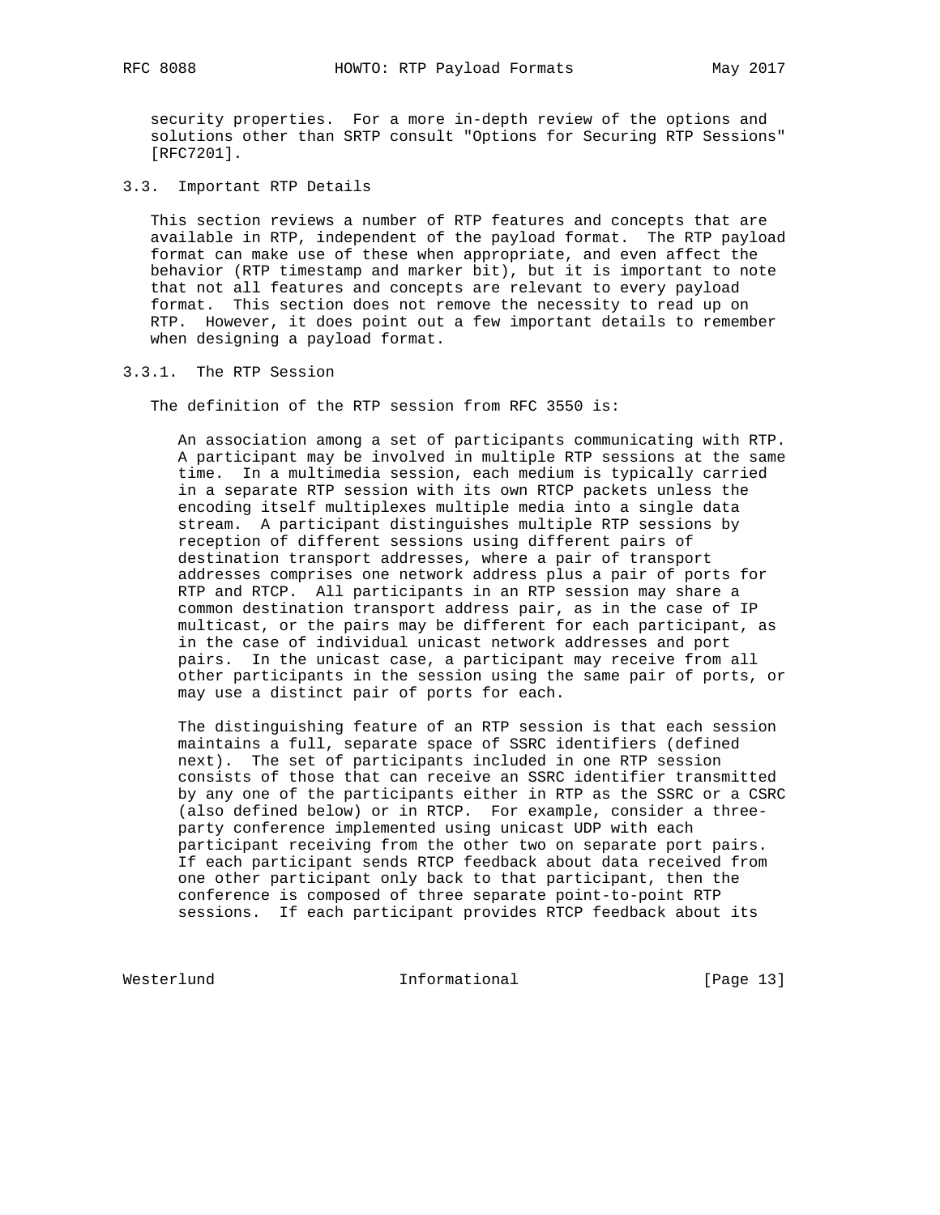security properties. For a more in-depth review of the options and solutions other than SRTP consult "Options for Securing RTP Sessions" [RFC7201].

### 3.3. Important RTP Details

This section reviews a number of RTP features and concepts that are available in RTP, independent of the payload format. The RTP payload format can make use of these when appropriate, and even affect the behavior (RTP timestamp and marker bit), but it is important to note that not all features and concepts are relevant to every payload format. This section does not remove the necessity to read up on RTP. However, it does point out a few important details to remember when designing a payload format.

#### 3.3.1. The RTP Session

The definition of the RTP session from RFC 3550 is:

> An association among a set of participants communicating with RTP. A participant may be involved in multiple RTP sessions at the same time. In a multimedia session, each medium is typically carried in a separate RTP session with its own RTCP packets unless the encoding itself multiplexes multiple media into a single data stream. A participant distinguishes multiple RTP sessions by reception of different sessions using different pairs of destination transport addresses, where a pair of transport addresses comprises one network address plus a pair of ports for RTP and RTCP. All participants in an RTP session may share a common destination transport address pair, as in the case of IP multicast, or the pairs may be different for each participant, as in the case of individual unicast network addresses and port pairs. In the unicast case, a participant may receive from all other participants in the session using the same pair of ports, or may use a distinct pair of ports for each.
>
> The distinguishing feature of an RTP session is that each session maintains a full, separate space of SSRC identifiers (defined next). The set of participants included in one RTP session consists of those that can receive an SSRC identifier transmitted by any one of the participants either in RTP as the SSRC or a CSRC (also defined below) or in RTCP. For example, consider a three-party conference implemented using unicast UDP with each participant receiving from the other two on separate port pairs. If each participant sends RTCP feedback about data received from one other participant only back to that participant, then the conference is composed of three separate point-to-point RTP sessions. If each participant provides RTCP feedback about its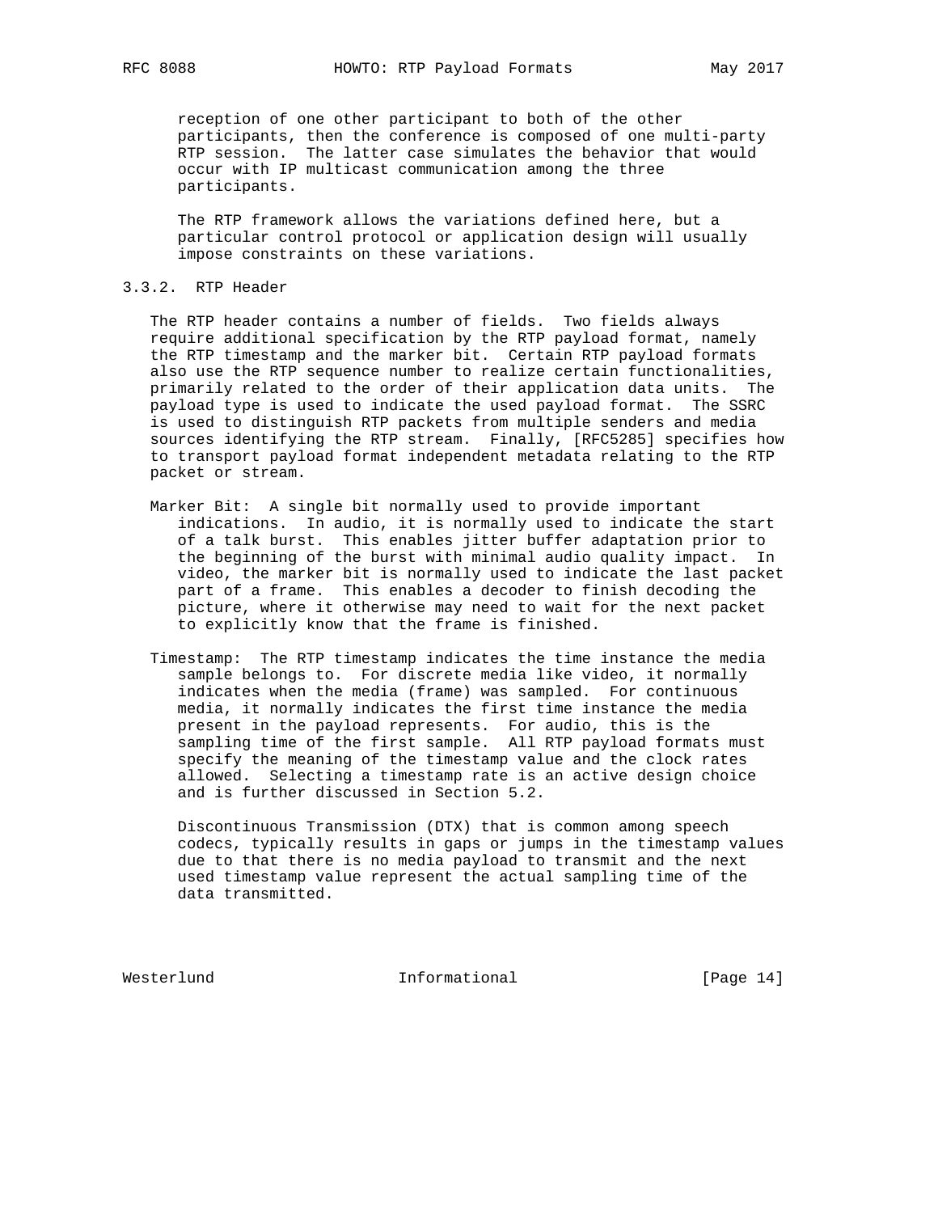reception of one other participant to both of the other participants, then the conference is composed of one multi-party RTP session. The latter case simulates the behavior that would occur with IP multicast communication among the three participants.

The RTP framework allows the variations defined here, but a particular control protocol or application design will usually impose constraints on these variations.

### 3.3.2. RTP Header

The RTP header contains a number of fields. Two fields always require additional specification by the RTP payload format, namely the RTP timestamp and the marker bit. Certain RTP payload formats also use the RTP sequence number to realize certain functionalities, primarily related to the order of their application data units. The payload type is used to indicate the used payload format. The SSRC is used to distinguish RTP packets from multiple senders and media sources identifying the RTP stream. Finally, [RFC5285] specifies how to transport payload format independent metadata relating to the RTP packet or stream.

Marker Bit: A single bit normally used to provide important indications. In audio, it is normally used to indicate the start of a talk burst. This enables jitter buffer adaptation prior to the beginning of the burst with minimal audio quality impact. In video, the marker bit is normally used to indicate the last packet part of a frame. This enables a decoder to finish decoding the picture, where it otherwise may need to wait for the next packet to explicitly know that the frame is finished.

Timestamp: The RTP timestamp indicates the time instance the media sample belongs to. For discrete media like video, it normally indicates when the media (frame) was sampled. For continuous media, it normally indicates the first time instance the media present in the payload represents. For audio, this is the sampling time of the first sample. All RTP payload formats must specify the meaning of the timestamp value and the clock rates allowed. Selecting a timestamp rate is an active design choice and is further discussed in Section 5.2.

Discontinuous Transmission (DTX) that is common among speech codecs, typically results in gaps or jumps in the timestamp values due to that there is no media payload to transmit and the next used timestamp value represent the actual sampling time of the data transmitted.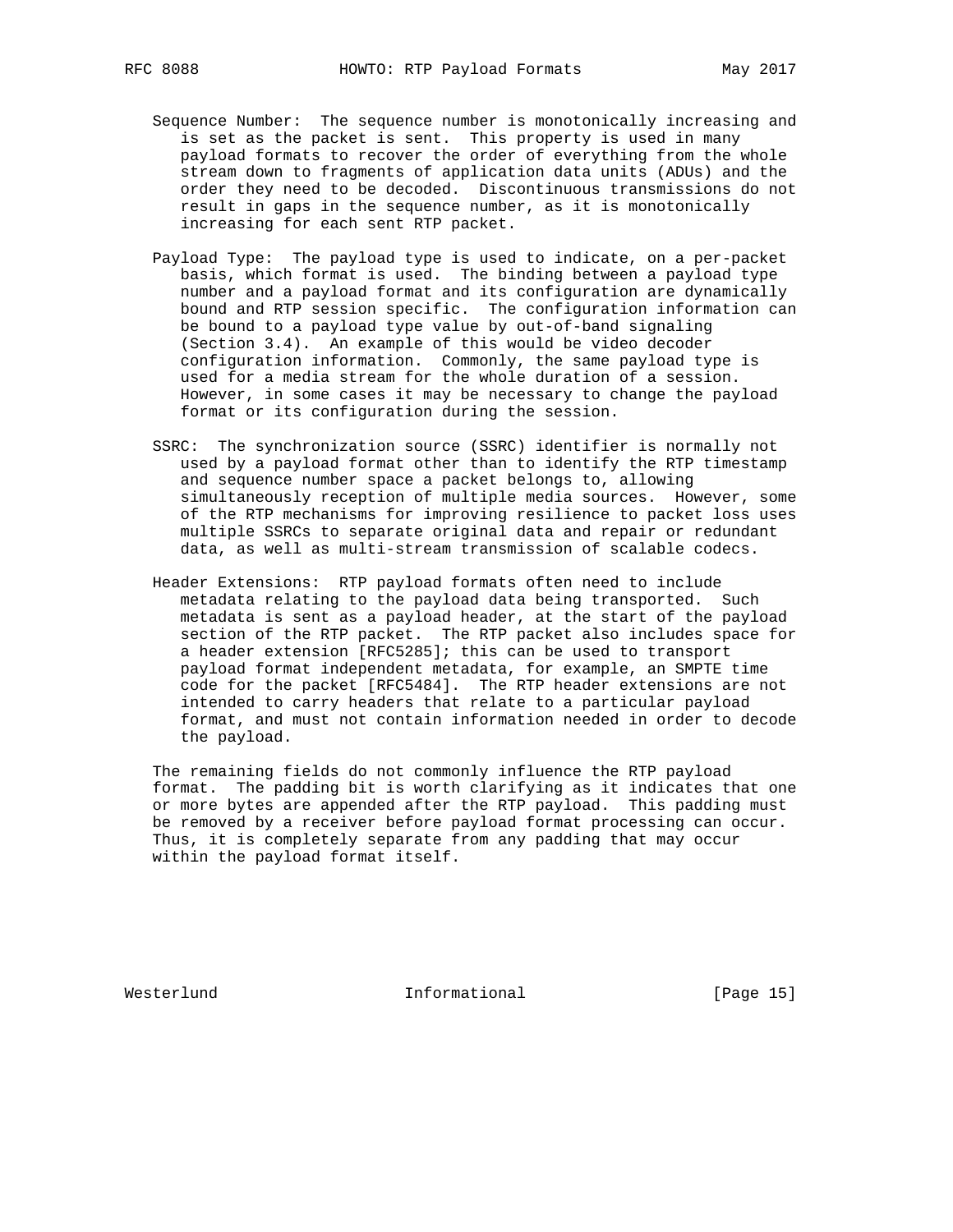Sequence Number: The sequence number is monotonically increasing and is set as the packet is sent. This property is used in many payload formats to recover the order of everything from the whole stream down to fragments of application data units (ADUs) and the order they need to be decoded. Discontinuous transmissions do not result in gaps in the sequence number, as it is monotonically increasing for each sent RTP packet.

Payload Type: The payload type is used to indicate, on a per-packet basis, which format is used. The binding between a payload type number and a payload format and its configuration are dynamically bound and RTP session specific. The configuration information can be bound to a payload type value by out-of-band signaling (Section 3.4). An example of this would be video decoder configuration information. Commonly, the same payload type is used for a media stream for the whole duration of a session. However, in some cases it may be necessary to change the payload format or its configuration during the session.

SSRC: The synchronization source (SSRC) identifier is normally not used by a payload format other than to identify the RTP timestamp and sequence number space a packet belongs to, allowing simultaneously reception of multiple media sources. However, some of the RTP mechanisms for improving resilience to packet loss uses multiple SSRCs to separate original data and repair or redundant data, as well as multi-stream transmission of scalable codecs.

Header Extensions: RTP payload formats often need to include metadata relating to the payload data being transported. Such metadata is sent as a payload header, at the start of the payload section of the RTP packet. The RTP packet also includes space for a header extension [RFC5285]; this can be used to transport payload format independent metadata, for example, an SMPTE time code for the packet [RFC5484]. The RTP header extensions are not intended to carry headers that relate to a particular payload format, and must not contain information needed in order to decode the payload.

The remaining fields do not commonly influence the RTP payload format. The padding bit is worth clarifying as it indicates that one or more bytes are appended after the RTP payload. This padding must be removed by a receiver before payload format processing can occur. Thus, it is completely separate from any padding that may occur within the payload format itself.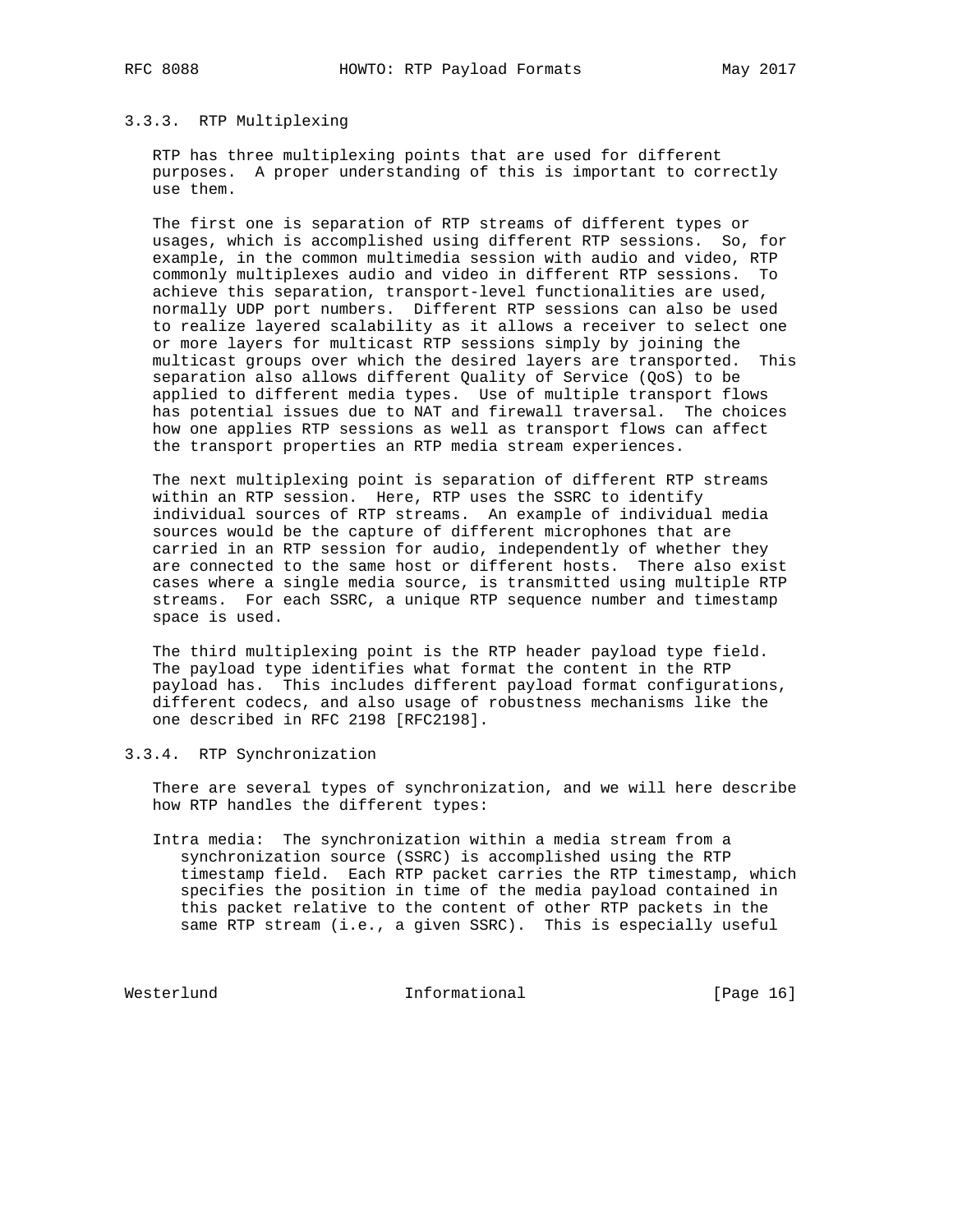### 3.3.3. RTP Multiplexing

RTP has three multiplexing points that are used for different purposes. A proper understanding of this is important to correctly use them.

The first one is separation of RTP streams of different types or usages, which is accomplished using different RTP sessions. So, for example, in the common multimedia session with audio and video, RTP commonly multiplexes audio and video in different RTP sessions. To achieve this separation, transport-level functionalities are used, normally UDP port numbers. Different RTP sessions can also be used to realize layered scalability as it allows a receiver to select one or more layers for multicast RTP sessions simply by joining the multicast groups over which the desired layers are transported. This separation also allows different Quality of Service (QoS) to be applied to different media types. Use of multiple transport flows has potential issues due to NAT and firewall traversal. The choices how one applies RTP sessions as well as transport flows can affect the transport properties an RTP media stream experiences.

The next multiplexing point is separation of different RTP streams within an RTP session. Here, RTP uses the SSRC to identify individual sources of RTP streams. An example of individual media sources would be the capture of different microphones that are carried in an RTP session for audio, independently of whether they are connected to the same host or different hosts. There also exist cases where a single media source, is transmitted using multiple RTP streams. For each SSRC, a unique RTP sequence number and timestamp space is used.

The third multiplexing point is the RTP header payload type field. The payload type identifies what format the content in the RTP payload has. This includes different payload format configurations, different codecs, and also usage of robustness mechanisms like the one described in RFC 2198 [RFC2198].

### 3.3.4. RTP Synchronization

There are several types of synchronization, and we will here describe how RTP handles the different types:

Intra media: The synchronization within a media stream from a synchronization source (SSRC) is accomplished using the RTP timestamp field. Each RTP packet carries the RTP timestamp, which specifies the position in time of the media payload contained in this packet relative to the content of other RTP packets in the same RTP stream (i.e., a given SSRC). This is especially useful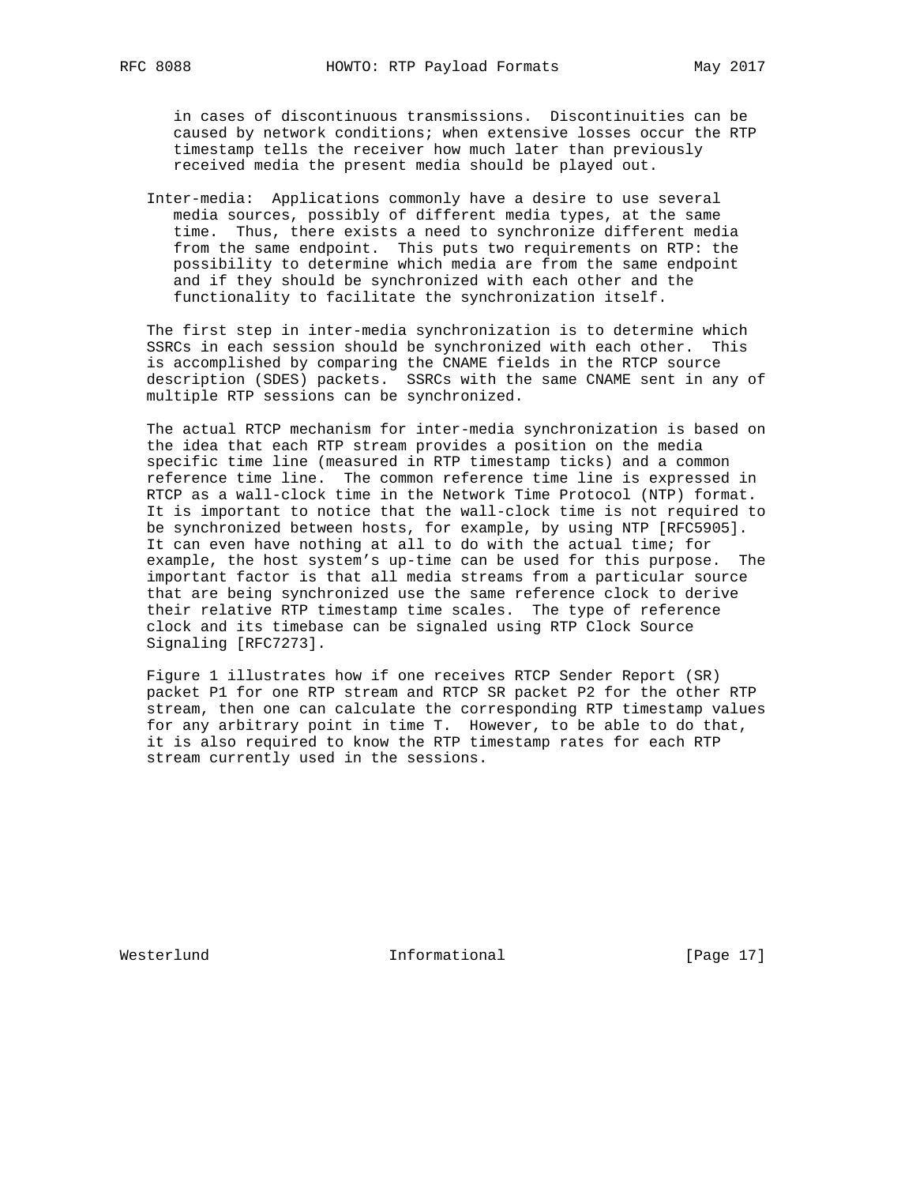in cases of discontinuous transmissions. Discontinuities can be caused by network conditions; when extensive losses occur the RTP timestamp tells the receiver how much later than previously received media the present media should be played out.

Inter-media: Applications commonly have a desire to use several media sources, possibly of different media types, at the same time. Thus, there exists a need to synchronize different media from the same endpoint. This puts two requirements on RTP: the possibility to determine which media are from the same endpoint and if they should be synchronized with each other and the functionality to facilitate the synchronization itself.

The first step in inter-media synchronization is to determine which SSRCs in each session should be synchronized with each other. This is accomplished by comparing the CNAME fields in the RTCP source description (SDES) packets. SSRCs with the same CNAME sent in any of multiple RTP sessions can be synchronized.

The actual RTCP mechanism for inter-media synchronization is based on the idea that each RTP stream provides a position on the media specific time line (measured in RTP timestamp ticks) and a common reference time line. The common reference time line is expressed in RTCP as a wall-clock time in the Network Time Protocol (NTP) format. It is important to notice that the wall-clock time is not required to be synchronized between hosts, for example, by using NTP [RFC5905]. It can even have nothing at all to do with the actual time; for example, the host system's up-time can be used for this purpose. The important factor is that all media streams from a particular source that are being synchronized use the same reference clock to derive their relative RTP timestamp time scales. The type of reference clock and its timebase can be signaled using RTP Clock Source Signaling [RFC7273].

Figure 1 illustrates how if one receives RTCP Sender Report (SR) packet P1 for one RTP stream and RTCP SR packet P2 for the other RTP stream, then one can calculate the corresponding RTP timestamp values for any arbitrary point in time T. However, to be able to do that, it is also required to know the RTP timestamp rates for each RTP stream currently used in the sessions.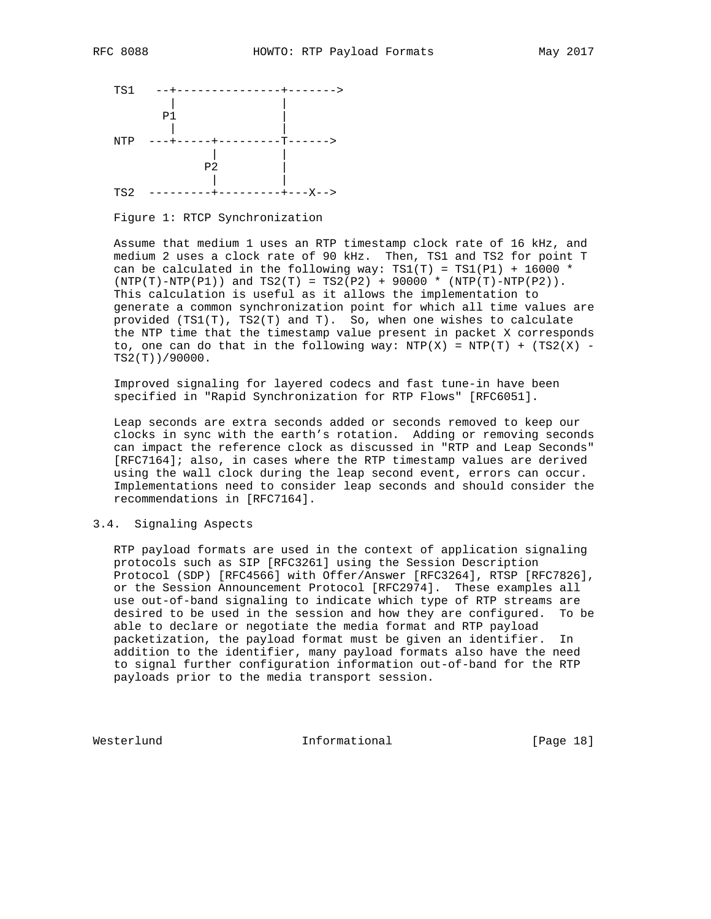```
    TS1   --+---------------+------->
            |               |
           P1               |
            |               |
    NTP  ---+-----+---------T------>
                  |         |
                 P2         |
                  |         |
    TS2  ---------+---------+---X-->
```

Figure 1: RTCP Synchronization

Assume that medium 1 uses an RTP timestamp clock rate of 16 kHz, and medium 2 uses a clock rate of 90 kHz. Then, TS1 and TS2 for point T can be calculated in the following way: TS1(T) = TS1(P1) + 16000 * (NTP(T)-NTP(P1)) and TS2(T) = TS2(P2) + 90000 * (NTP(T)-NTP(P2)). This calculation is useful as it allows the implementation to generate a common synchronization point for which all time values are provided (TS1(T), TS2(T) and T). So, when one wishes to calculate the NTP time that the timestamp value present in packet X corresponds to, one can do that in the following way: NTP(X) = NTP(T) + (TS2(X) - TS2(T))/90000.

Improved signaling for layered codecs and fast tune-in have been specified in "Rapid Synchronization for RTP Flows" [RFC6051].

Leap seconds are extra seconds added or seconds removed to keep our clocks in sync with the earth's rotation. Adding or removing seconds can impact the reference clock as discussed in "RTP and Leap Seconds" [RFC7164]; also, in cases where the RTP timestamp values are derived using the wall clock during the leap second event, errors can occur. Implementations need to consider leap seconds and should consider the recommendations in [RFC7164].

### 3.4. Signaling Aspects

RTP payload formats are used in the context of application signaling protocols such as SIP [RFC3261] using the Session Description Protocol (SDP) [RFC4566] with Offer/Answer [RFC3264], RTSP [RFC7826], or the Session Announcement Protocol [RFC2974]. These examples all use out-of-band signaling to indicate which type of RTP streams are desired to be used in the session and how they are configured. To be able to declare or negotiate the media format and RTP payload packetization, the payload format must be given an identifier. In addition to the identifier, many payload formats also have the need to signal further configuration information out-of-band for the RTP payloads prior to the media transport session.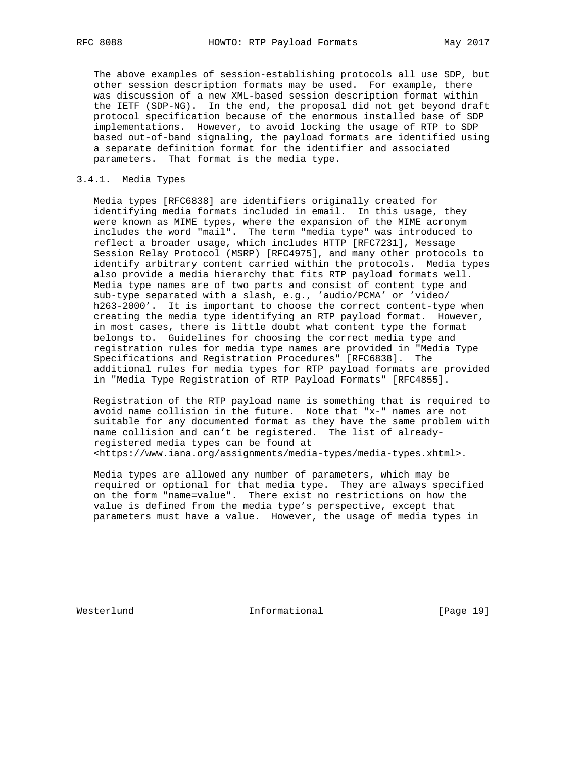The above examples of session-establishing protocols all use SDP, but other session description formats may be used. For example, there was discussion of a new XML-based session description format within the IETF (SDP-NG). In the end, the proposal did not get beyond draft protocol specification because of the enormous installed base of SDP implementations. However, to avoid locking the usage of RTP to SDP based out-of-band signaling, the payload formats are identified using a separate definition format for the identifier and associated parameters. That format is the media type.

### 3.4.1. Media Types

Media types [RFC6838] are identifiers originally created for identifying media formats included in email. In this usage, they were known as MIME types, where the expansion of the MIME acronym includes the word "mail". The term "media type" was introduced to reflect a broader usage, which includes HTTP [RFC7231], Message Session Relay Protocol (MSRP) [RFC4975], and many other protocols to identify arbitrary content carried within the protocols. Media types also provide a media hierarchy that fits RTP payload formats well. Media type names are of two parts and consist of content type and sub-type separated with a slash, e.g., 'audio/PCMA' or 'video/h263-2000'. It is important to choose the correct content-type when creating the media type identifying an RTP payload format. However, in most cases, there is little doubt what content type the format belongs to. Guidelines for choosing the correct media type and registration rules for media type names are provided in "Media Type Specifications and Registration Procedures" [RFC6838]. The additional rules for media types for RTP payload formats are provided in "Media Type Registration of RTP Payload Formats" [RFC4855].

Registration of the RTP payload name is something that is required to avoid name collision in the future. Note that "x-" names are not suitable for any documented format as they have the same problem with name collision and can't be registered. The list of already-registered media types can be found at <https://www.iana.org/assignments/media-types/media-types.xhtml>.

Media types are allowed any number of parameters, which may be required or optional for that media type. They are always specified on the form "name=value". There exist no restrictions on how the value is defined from the media type's perspective, except that parameters must have a value. However, the usage of media types in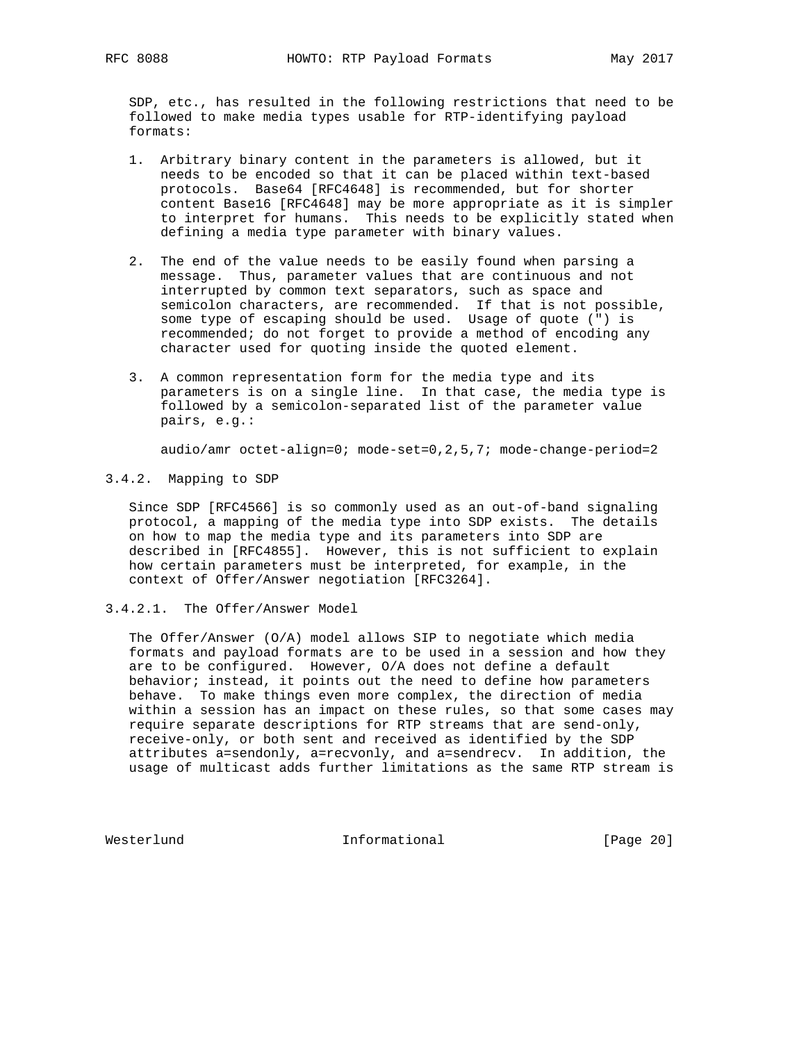SDP, etc., has resulted in the following restrictions that need to be followed to make media types usable for RTP-identifying payload formats:

1. Arbitrary binary content in the parameters is allowed, but it needs to be encoded so that it can be placed within text-based protocols. Base64 [RFC4648] is recommended, but for shorter content Base16 [RFC4648] may be more appropriate as it is simpler to interpret for humans. This needs to be explicitly stated when defining a media type parameter with binary values.

2. The end of the value needs to be easily found when parsing a message. Thus, parameter values that are continuous and not interrupted by common text separators, such as space and semicolon characters, are recommended. If that is not possible, some type of escaping should be used. Usage of quote (") is recommended; do not forget to provide a method of encoding any character used for quoting inside the quoted element.

3. A common representation form for the media type and its parameters is on a single line. In that case, the media type is followed by a semicolon-separated list of the parameter value pairs, e.g.:

   ```
   audio/amr octet-align=0; mode-set=0,2,5,7; mode-change-period=2
   ```

### 3.4.2. Mapping to SDP

Since SDP [RFC4566] is so commonly used as an out-of-band signaling protocol, a mapping of the media type into SDP exists. The details on how to map the media type and its parameters into SDP are described in [RFC4855]. However, this is not sufficient to explain how certain parameters must be interpreted, for example, in the context of Offer/Answer negotiation [RFC3264].

#### 3.4.2.1. The Offer/Answer Model

The Offer/Answer (O/A) model allows SIP to negotiate which media formats and payload formats are to be used in a session and how they are to be configured. However, O/A does not define a default behavior; instead, it points out the need to define how parameters behave. To make things even more complex, the direction of media within a session has an impact on these rules, so that some cases may require separate descriptions for RTP streams that are send-only, receive-only, or both sent and received as identified by the SDP attributes a=sendonly, a=recvonly, and a=sendrecv. In addition, the usage of multicast adds further limitations as the same RTP stream is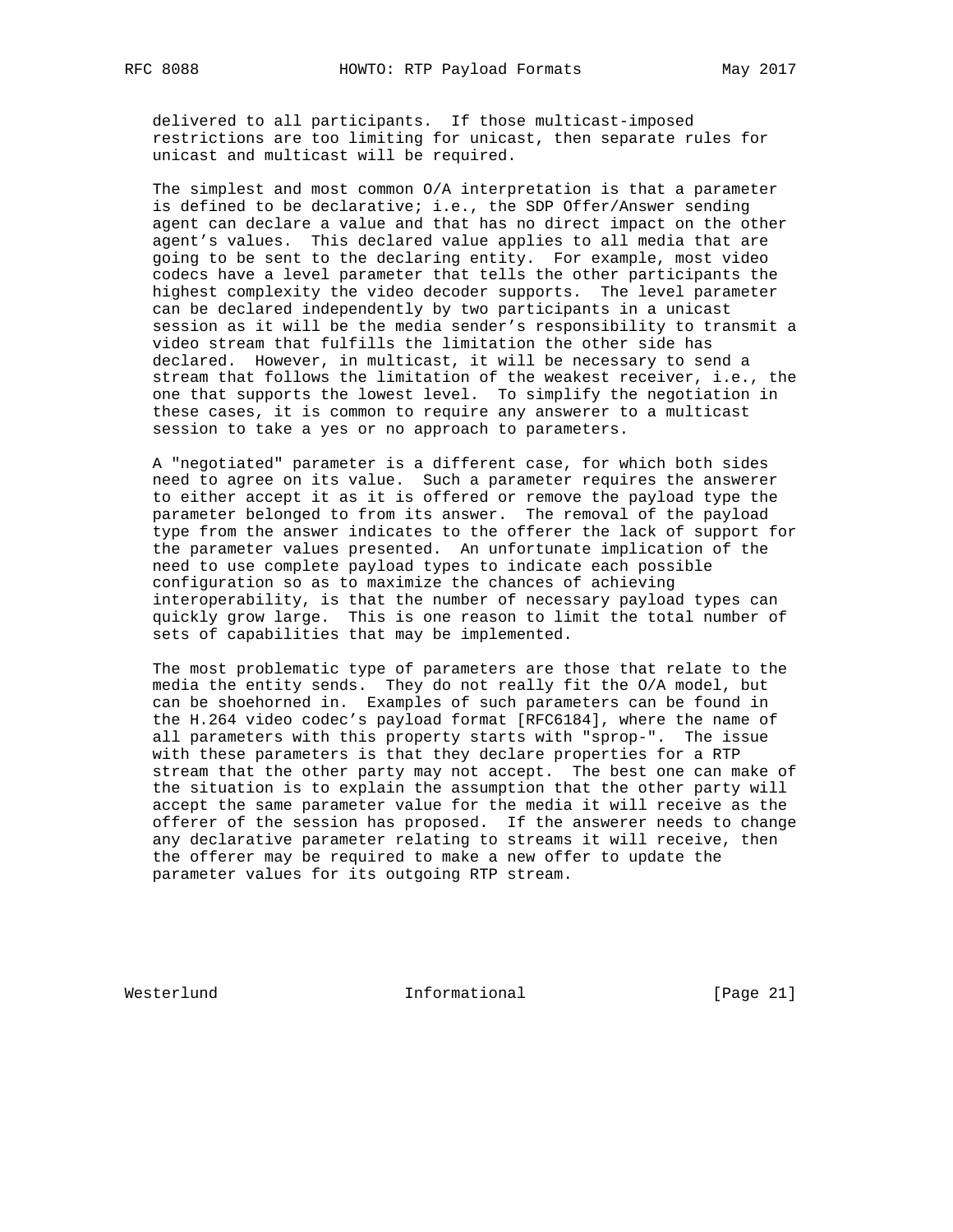delivered to all participants. If those multicast-imposed restrictions are too limiting for unicast, then separate rules for unicast and multicast will be required.

The simplest and most common O/A interpretation is that a parameter is defined to be declarative; i.e., the SDP Offer/Answer sending agent can declare a value and that has no direct impact on the other agent's values. This declared value applies to all media that are going to be sent to the declaring entity. For example, most video codecs have a level parameter that tells the other participants the highest complexity the video decoder supports. The level parameter can be declared independently by two participants in a unicast session as it will be the media sender's responsibility to transmit a video stream that fulfills the limitation the other side has declared. However, in multicast, it will be necessary to send a stream that follows the limitation of the weakest receiver, i.e., the one that supports the lowest level. To simplify the negotiation in these cases, it is common to require any answerer to a multicast session to take a yes or no approach to parameters.

A "negotiated" parameter is a different case, for which both sides need to agree on its value. Such a parameter requires the answerer to either accept it as it is offered or remove the payload type the parameter belonged to from its answer. The removal of the payload type from the answer indicates to the offerer the lack of support for the parameter values presented. An unfortunate implication of the need to use complete payload types to indicate each possible configuration so as to maximize the chances of achieving interoperability, is that the number of necessary payload types can quickly grow large. This is one reason to limit the total number of sets of capabilities that may be implemented.

The most problematic type of parameters are those that relate to the media the entity sends. They do not really fit the O/A model, but can be shoehorned in. Examples of such parameters can be found in the H.264 video codec's payload format [RFC6184], where the name of all parameters with this property starts with "sprop-". The issue with these parameters is that they declare properties for a RTP stream that the other party may not accept. The best one can make of the situation is to explain the assumption that the other party will accept the same parameter value for the media it will receive as the offerer of the session has proposed. If the answerer needs to change any declarative parameter relating to streams it will receive, then the offerer may be required to make a new offer to update the parameter values for its outgoing RTP stream.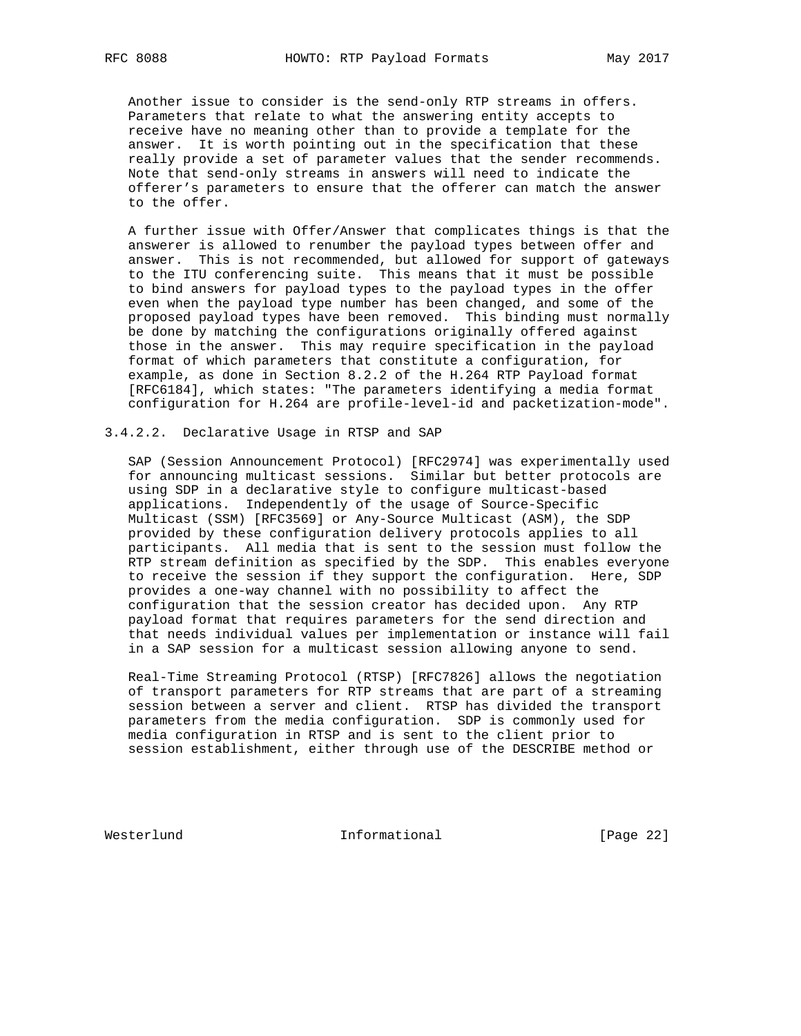Another issue to consider is the send-only RTP streams in offers. Parameters that relate to what the answering entity accepts to receive have no meaning other than to provide a template for the answer. It is worth pointing out in the specification that these really provide a set of parameter values that the sender recommends. Note that send-only streams in answers will need to indicate the offerer's parameters to ensure that the offerer can match the answer to the offer.

A further issue with Offer/Answer that complicates things is that the answerer is allowed to renumber the payload types between offer and answer. This is not recommended, but allowed for support of gateways to the ITU conferencing suite. This means that it must be possible to bind answers for payload types to the payload types in the offer even when the payload type number has been changed, and some of the proposed payload types have been removed. This binding must normally be done by matching the configurations originally offered against those in the answer. This may require specification in the payload format of which parameters that constitute a configuration, for example, as done in Section 8.2.2 of the H.264 RTP Payload format [RFC6184], which states: "The parameters identifying a media format configuration for H.264 are profile-level-id and packetization-mode".

#### 3.4.2.2. Declarative Usage in RTSP and SAP

SAP (Session Announcement Protocol) [RFC2974] was experimentally used for announcing multicast sessions. Similar but better protocols are using SDP in a declarative style to configure multicast-based applications. Independently of the usage of Source-Specific Multicast (SSM) [RFC3569] or Any-Source Multicast (ASM), the SDP provided by these configuration delivery protocols applies to all participants. All media that is sent to the session must follow the RTP stream definition as specified by the SDP. This enables everyone to receive the session if they support the configuration. Here, SDP provides a one-way channel with no possibility to affect the configuration that the session creator has decided upon. Any RTP payload format that requires parameters for the send direction and that needs individual values per implementation or instance will fail in a SAP session for a multicast session allowing anyone to send.

Real-Time Streaming Protocol (RTSP) [RFC7826] allows the negotiation of transport parameters for RTP streams that are part of a streaming session between a server and client. RTSP has divided the transport parameters from the media configuration. SDP is commonly used for media configuration in RTSP and is sent to the client prior to session establishment, either through use of the DESCRIBE method or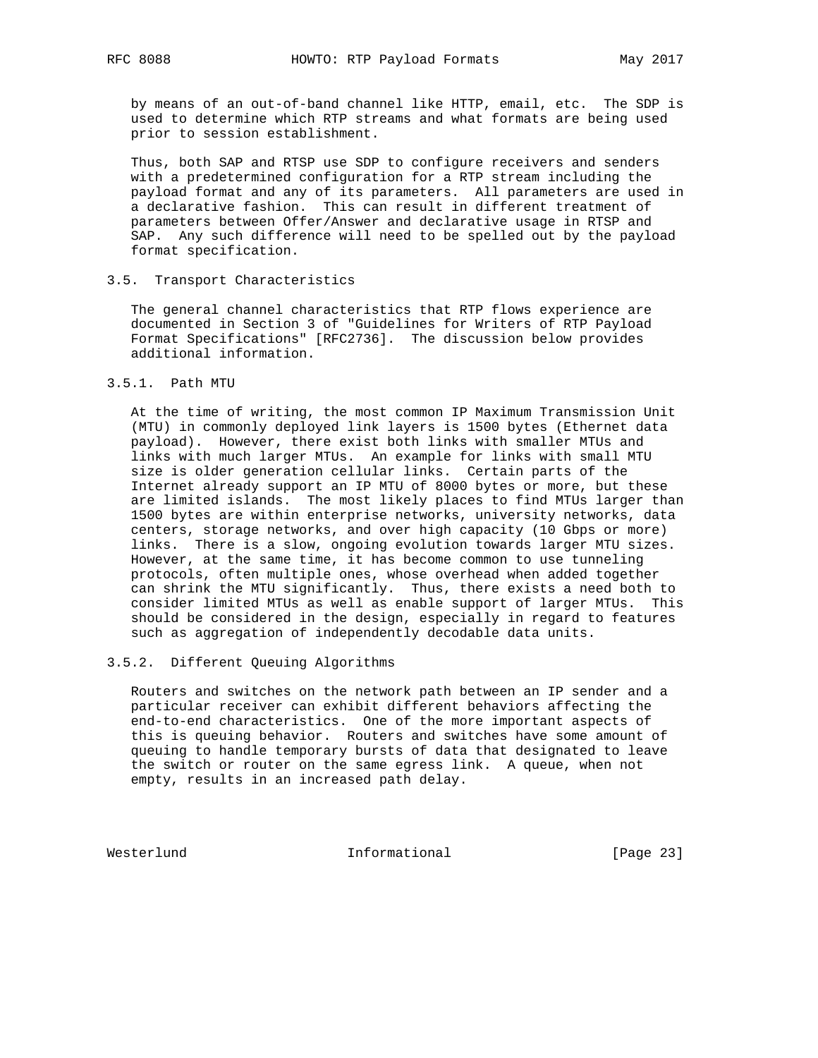by means of an out-of-band channel like HTTP, email, etc. The SDP is used to determine which RTP streams and what formats are being used prior to session establishment.

Thus, both SAP and RTSP use SDP to configure receivers and senders with a predetermined configuration for a RTP stream including the payload format and any of its parameters. All parameters are used in a declarative fashion. This can result in different treatment of parameters between Offer/Answer and declarative usage in RTSP and SAP. Any such difference will need to be spelled out by the payload format specification.

### 3.5. Transport Characteristics

The general channel characteristics that RTP flows experience are documented in Section 3 of "Guidelines for Writers of RTP Payload Format Specifications" [RFC2736]. The discussion below provides additional information.

#### 3.5.1. Path MTU

At the time of writing, the most common IP Maximum Transmission Unit (MTU) in commonly deployed link layers is 1500 bytes (Ethernet data payload). However, there exist both links with smaller MTUs and links with much larger MTUs. An example for links with small MTU size is older generation cellular links. Certain parts of the Internet already support an IP MTU of 8000 bytes or more, but these are limited islands. The most likely places to find MTUs larger than 1500 bytes are within enterprise networks, university networks, data centers, storage networks, and over high capacity (10 Gbps or more) links. There is a slow, ongoing evolution towards larger MTU sizes. However, at the same time, it has become common to use tunneling protocols, often multiple ones, whose overhead when added together can shrink the MTU significantly. Thus, there exists a need both to consider limited MTUs as well as enable support of larger MTUs. This should be considered in the design, especially in regard to features such as aggregation of independently decodable data units.

#### 3.5.2. Different Queuing Algorithms

Routers and switches on the network path between an IP sender and a particular receiver can exhibit different behaviors affecting the end-to-end characteristics. One of the more important aspects of this is queuing behavior. Routers and switches have some amount of queuing to handle temporary bursts of data that designated to leave the switch or router on the same egress link. A queue, when not empty, results in an increased path delay.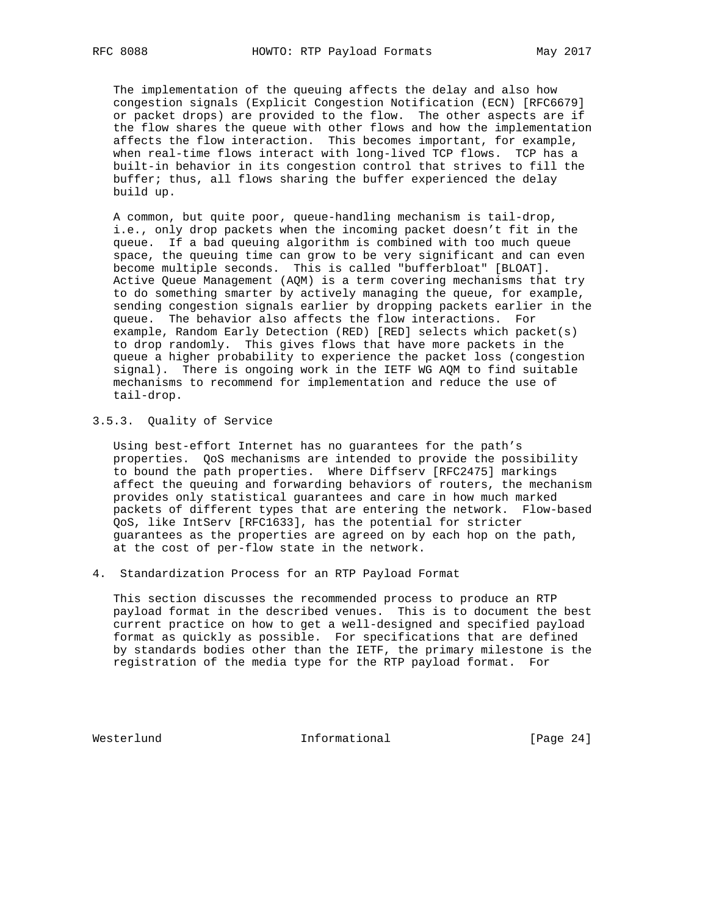The implementation of the queuing affects the delay and also how congestion signals (Explicit Congestion Notification (ECN) [RFC6679] or packet drops) are provided to the flow. The other aspects are if the flow shares the queue with other flows and how the implementation affects the flow interaction. This becomes important, for example, when real-time flows interact with long-lived TCP flows. TCP has a built-in behavior in its congestion control that strives to fill the buffer; thus, all flows sharing the buffer experienced the delay build up.

A common, but quite poor, queue-handling mechanism is tail-drop, i.e., only drop packets when the incoming packet doesn't fit in the queue. If a bad queuing algorithm is combined with too much queue space, the queuing time can grow to be very significant and can even become multiple seconds. This is called "bufferbloat" [BLOAT]. Active Queue Management (AQM) is a term covering mechanisms that try to do something smarter by actively managing the queue, for example, sending congestion signals earlier by dropping packets earlier in the queue. The behavior also affects the flow interactions. For example, Random Early Detection (RED) [RED] selects which packet(s) to drop randomly. This gives flows that have more packets in the queue a higher probability to experience the packet loss (congestion signal). There is ongoing work in the IETF WG AQM to find suitable mechanisms to recommend for implementation and reduce the use of tail-drop.

### 3.5.3. Quality of Service

Using best-effort Internet has no guarantees for the path's properties. QoS mechanisms are intended to provide the possibility to bound the path properties. Where Diffserv [RFC2475] markings affect the queuing and forwarding behaviors of routers, the mechanism provides only statistical guarantees and care in how much marked packets of different types that are entering the network. Flow-based QoS, like IntServ [RFC1633], has the potential for stricter guarantees as the properties are agreed on by each hop on the path, at the cost of per-flow state in the network.

## 4. Standardization Process for an RTP Payload Format

This section discusses the recommended process to produce an RTP payload format in the described venues. This is to document the best current practice on how to get a well-designed and specified payload format as quickly as possible. For specifications that are defined by standards bodies other than the IETF, the primary milestone is the registration of the media type for the RTP payload format. For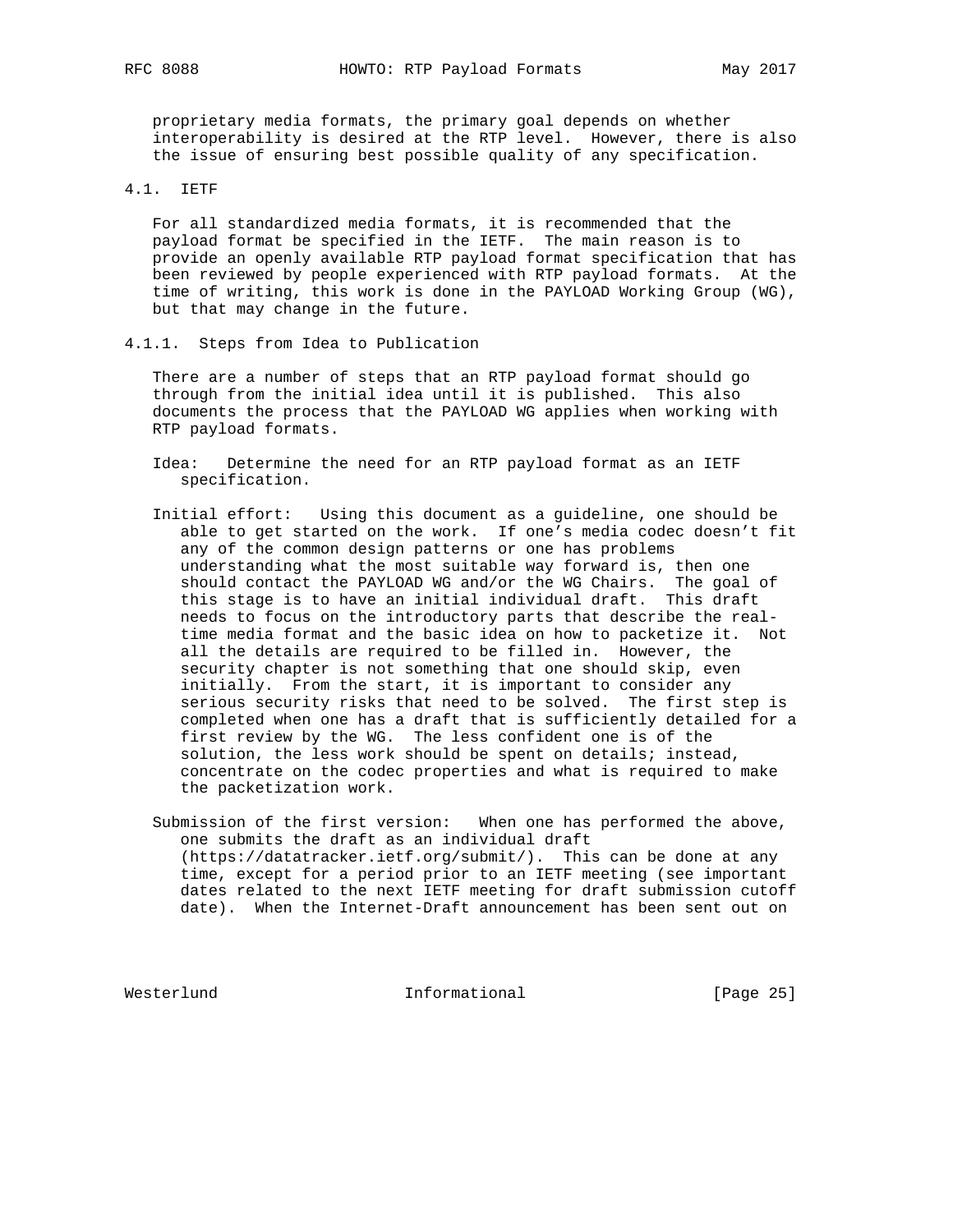proprietary media formats, the primary goal depends on whether interoperability is desired at the RTP level. However, there is also the issue of ensuring best possible quality of any specification.

### 4.1. IETF

For all standardized media formats, it is recommended that the payload format be specified in the IETF. The main reason is to provide an openly available RTP payload format specification that has been reviewed by people experienced with RTP payload formats. At the time of writing, this work is done in the PAYLOAD Working Group (WG), but that may change in the future.

#### 4.1.1. Steps from Idea to Publication

There are a number of steps that an RTP payload format should go through from the initial idea until it is published. This also documents the process that the PAYLOAD WG applies when working with RTP payload formats.

Idea: Determine the need for an RTP payload format as an IETF specification.

Initial effort: Using this document as a guideline, one should be able to get started on the work. If one's media codec doesn't fit any of the common design patterns or one has problems understanding what the most suitable way forward is, then one should contact the PAYLOAD WG and/or the WG Chairs. The goal of this stage is to have an initial individual draft. This draft needs to focus on the introductory parts that describe the real-time media format and the basic idea on how to packetize it. Not all the details are required to be filled in. However, the security chapter is not something that one should skip, even initially. From the start, it is important to consider any serious security risks that need to be solved. The first step is completed when one has a draft that is sufficiently detailed for a first review by the WG. The less confident one is of the solution, the less work should be spent on details; instead, concentrate on the codec properties and what is required to make the packetization work.

Submission of the first version: When one has performed the above, one submits the draft as an individual draft (https://datatracker.ietf.org/submit/). This can be done at any time, except for a period prior to an IETF meeting (see important dates related to the next IETF meeting for draft submission cutoff date). When the Internet-Draft announcement has been sent out on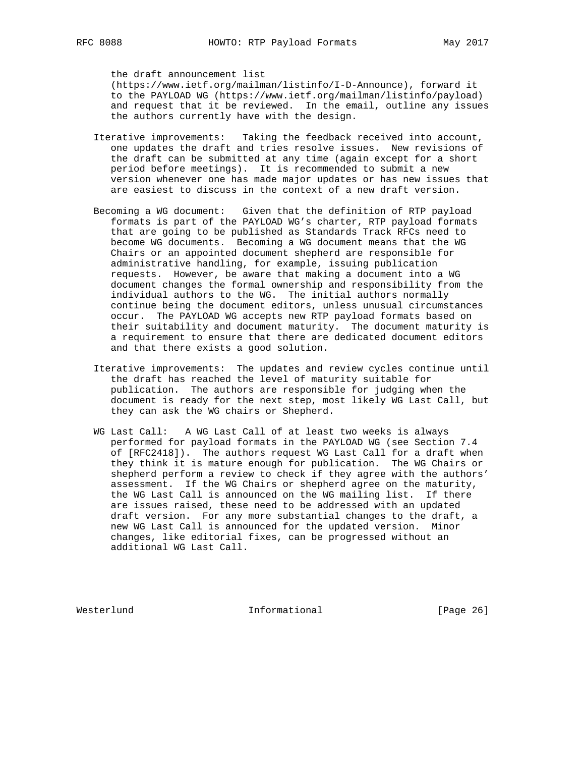the draft announcement list (https://www.ietf.org/mailman/listinfo/I-D-Announce), forward it to the PAYLOAD WG (https://www.ietf.org/mailman/listinfo/payload) and request that it be reviewed. In the email, outline any issues the authors currently have with the design.

Iterative improvements: Taking the feedback received into account, one updates the draft and tries resolve issues. New revisions of the draft can be submitted at any time (again except for a short period before meetings). It is recommended to submit a new version whenever one has made major updates or has new issues that are easiest to discuss in the context of a new draft version.

Becoming a WG document: Given that the definition of RTP payload formats is part of the PAYLOAD WG's charter, RTP payload formats that are going to be published as Standards Track RFCs need to become WG documents. Becoming a WG document means that the WG Chairs or an appointed document shepherd are responsible for administrative handling, for example, issuing publication requests. However, be aware that making a document into a WG document changes the formal ownership and responsibility from the individual authors to the WG. The initial authors normally continue being the document editors, unless unusual circumstances occur. The PAYLOAD WG accepts new RTP payload formats based on their suitability and document maturity. The document maturity is a requirement to ensure that there are dedicated document editors and that there exists a good solution.

Iterative improvements: The updates and review cycles continue until the draft has reached the level of maturity suitable for publication. The authors are responsible for judging when the document is ready for the next step, most likely WG Last Call, but they can ask the WG chairs or Shepherd.

WG Last Call: A WG Last Call of at least two weeks is always performed for payload formats in the PAYLOAD WG (see Section 7.4 of [RFC2418]). The authors request WG Last Call for a draft when they think it is mature enough for publication. The WG Chairs or shepherd perform a review to check if they agree with the authors' assessment. If the WG Chairs or shepherd agree on the maturity, the WG Last Call is announced on the WG mailing list. If there are issues raised, these need to be addressed with an updated draft version. For any more substantial changes to the draft, a new WG Last Call is announced for the updated version. Minor changes, like editorial fixes, can be progressed without an additional WG Last Call.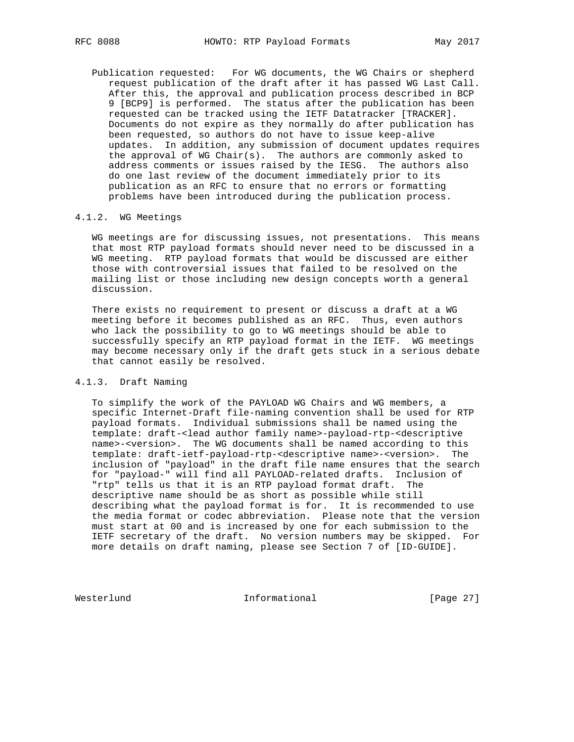Publication requested: For WG documents, the WG Chairs or shepherd request publication of the draft after it has passed WG Last Call. After this, the approval and publication process described in BCP 9 [BCP9] is performed. The status after the publication has been requested can be tracked using the IETF Datatracker [TRACKER]. Documents do not expire as they normally do after publication has been requested, so authors do not have to issue keep-alive updates. In addition, any submission of document updates requires the approval of WG Chair(s). The authors are commonly asked to address comments or issues raised by the IESG. The authors also do one last review of the document immediately prior to its publication as an RFC to ensure that no errors or formatting problems have been introduced during the publication process.

#### 4.1.2. WG Meetings

WG meetings are for discussing issues, not presentations. This means that most RTP payload formats should never need to be discussed in a WG meeting. RTP payload formats that would be discussed are either those with controversial issues that failed to be resolved on the mailing list or those including new design concepts worth a general discussion.

There exists no requirement to present or discuss a draft at a WG meeting before it becomes published as an RFC. Thus, even authors who lack the possibility to go to WG meetings should be able to successfully specify an RTP payload format in the IETF. WG meetings may become necessary only if the draft gets stuck in a serious debate that cannot easily be resolved.

#### 4.1.3. Draft Naming

To simplify the work of the PAYLOAD WG Chairs and WG members, a specific Internet-Draft file-naming convention shall be used for RTP payload formats. Individual submissions shall be named using the template: draft-<lead author family name>-payload-rtp-<descriptive name>-<version>. The WG documents shall be named according to this template: draft-ietf-payload-rtp-<descriptive name>-<version>. The inclusion of "payload" in the draft file name ensures that the search for "payload-" will find all PAYLOAD-related drafts. Inclusion of "rtp" tells us that it is an RTP payload format draft. The descriptive name should be as short as possible while still describing what the payload format is for. It is recommended to use the media format or codec abbreviation. Please note that the version must start at 00 and is increased by one for each submission to the IETF secretary of the draft. No version numbers may be skipped. For more details on draft naming, please see Section 7 of [ID-GUIDE].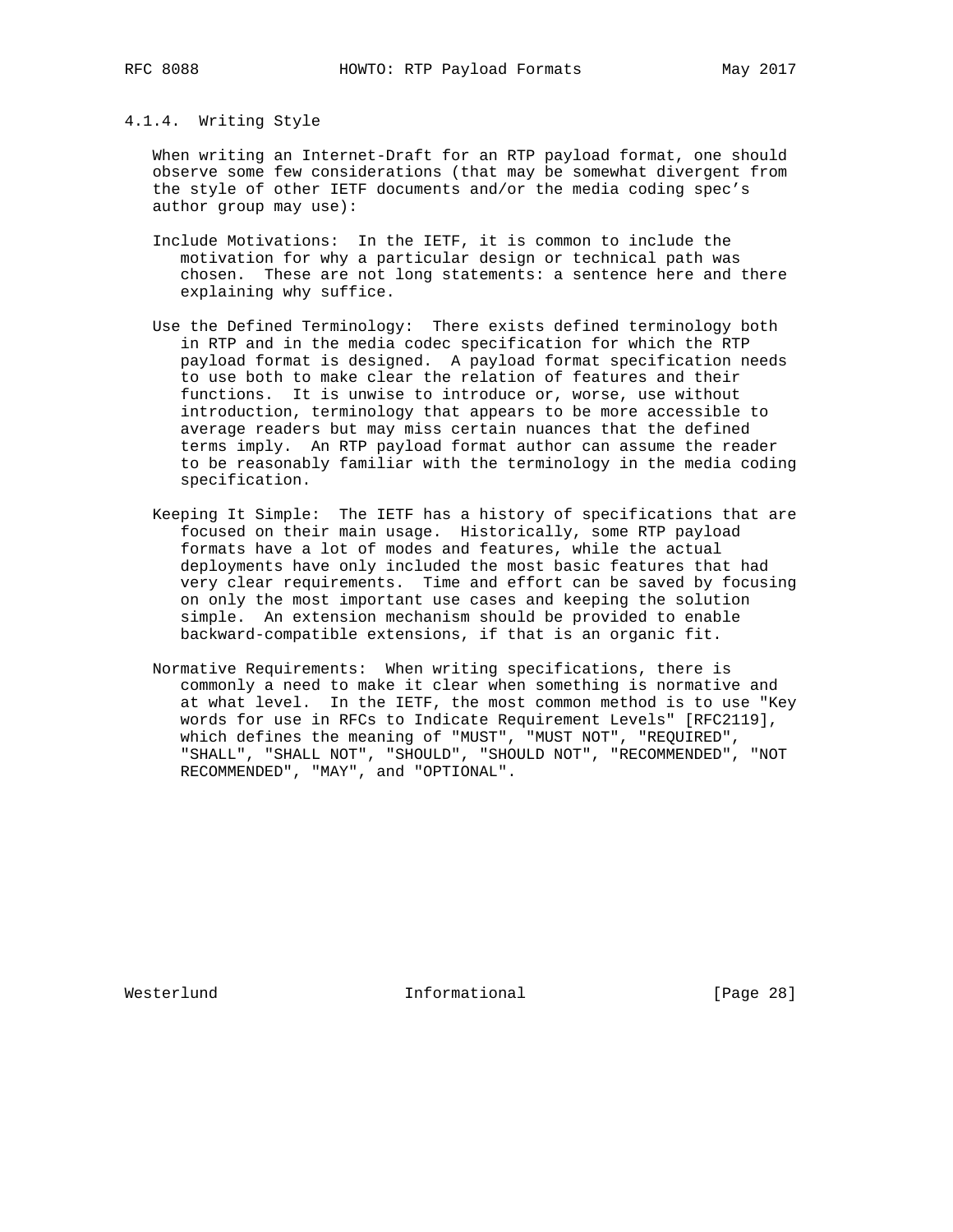#### 4.1.4. Writing Style

When writing an Internet-Draft for an RTP payload format, one should observe some few considerations (that may be somewhat divergent from the style of other IETF documents and/or the media coding spec's author group may use):

Include Motivations: In the IETF, it is common to include the motivation for why a particular design or technical path was chosen. These are not long statements: a sentence here and there explaining why suffice.

Use the Defined Terminology: There exists defined terminology both in RTP and in the media codec specification for which the RTP payload format is designed. A payload format specification needs to use both to make clear the relation of features and their functions. It is unwise to introduce or, worse, use without introduction, terminology that appears to be more accessible to average readers but may miss certain nuances that the defined terms imply. An RTP payload format author can assume the reader to be reasonably familiar with the terminology in the media coding specification.

Keeping It Simple: The IETF has a history of specifications that are focused on their main usage. Historically, some RTP payload formats have a lot of modes and features, while the actual deployments have only included the most basic features that had very clear requirements. Time and effort can be saved by focusing on only the most important use cases and keeping the solution simple. An extension mechanism should be provided to enable backward-compatible extensions, if that is an organic fit.

Normative Requirements: When writing specifications, there is commonly a need to make it clear when something is normative and at what level. In the IETF, the most common method is to use "Key words for use in RFCs to Indicate Requirement Levels" [RFC2119], which defines the meaning of "MUST", "MUST NOT", "REQUIRED", "SHALL", "SHALL NOT", "SHOULD", "SHOULD NOT", "RECOMMENDED", "NOT RECOMMENDED", "MAY", and "OPTIONAL".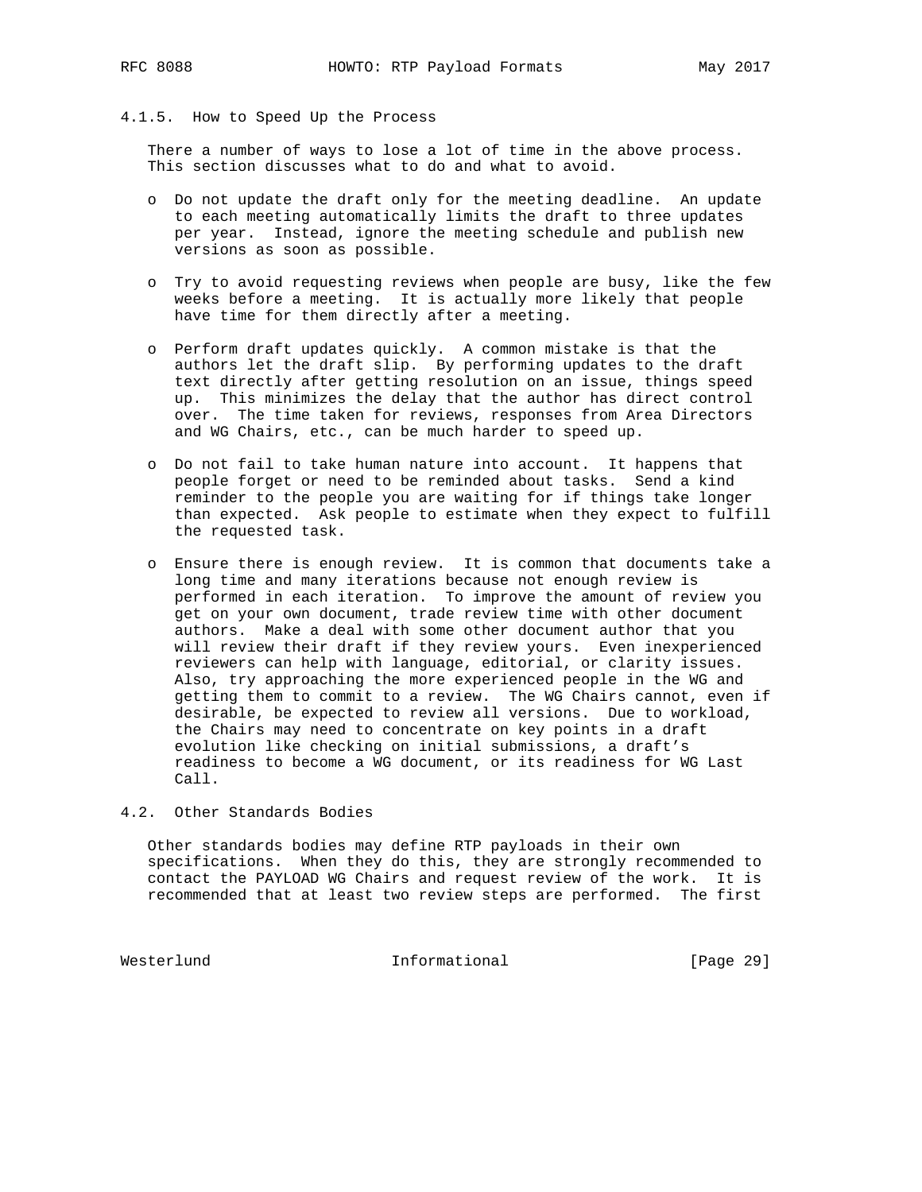#### 4.1.5. How to Speed Up the Process

There a number of ways to lose a lot of time in the above process. This section discusses what to do and what to avoid.

- Do not update the draft only for the meeting deadline. An update to each meeting automatically limits the draft to three updates per year. Instead, ignore the meeting schedule and publish new versions as soon as possible.

- Try to avoid requesting reviews when people are busy, like the few weeks before a meeting. It is actually more likely that people have time for them directly after a meeting.

- Perform draft updates quickly. A common mistake is that the authors let the draft slip. By performing updates to the draft text directly after getting resolution on an issue, things speed up. This minimizes the delay that the author has direct control over. The time taken for reviews, responses from Area Directors and WG Chairs, etc., can be much harder to speed up.

- Do not fail to take human nature into account. It happens that people forget or need to be reminded about tasks. Send a kind reminder to the people you are waiting for if things take longer than expected. Ask people to estimate when they expect to fulfill the requested task.

- Ensure there is enough review. It is common that documents take a long time and many iterations because not enough review is performed in each iteration. To improve the amount of review you get on your own document, trade review time with other document authors. Make a deal with some other document author that you will review their draft if they review yours. Even inexperienced reviewers can help with language, editorial, or clarity issues. Also, try approaching the more experienced people in the WG and getting them to commit to a review. The WG Chairs cannot, even if desirable, be expected to review all versions. Due to workload, the Chairs may need to concentrate on key points in a draft evolution like checking on initial submissions, a draft's readiness to become a WG document, or its readiness for WG Last Call.

### 4.2. Other Standards Bodies

Other standards bodies may define RTP payloads in their own specifications. When they do this, they are strongly recommended to contact the PAYLOAD WG Chairs and request review of the work. It is recommended that at least two review steps are performed. The first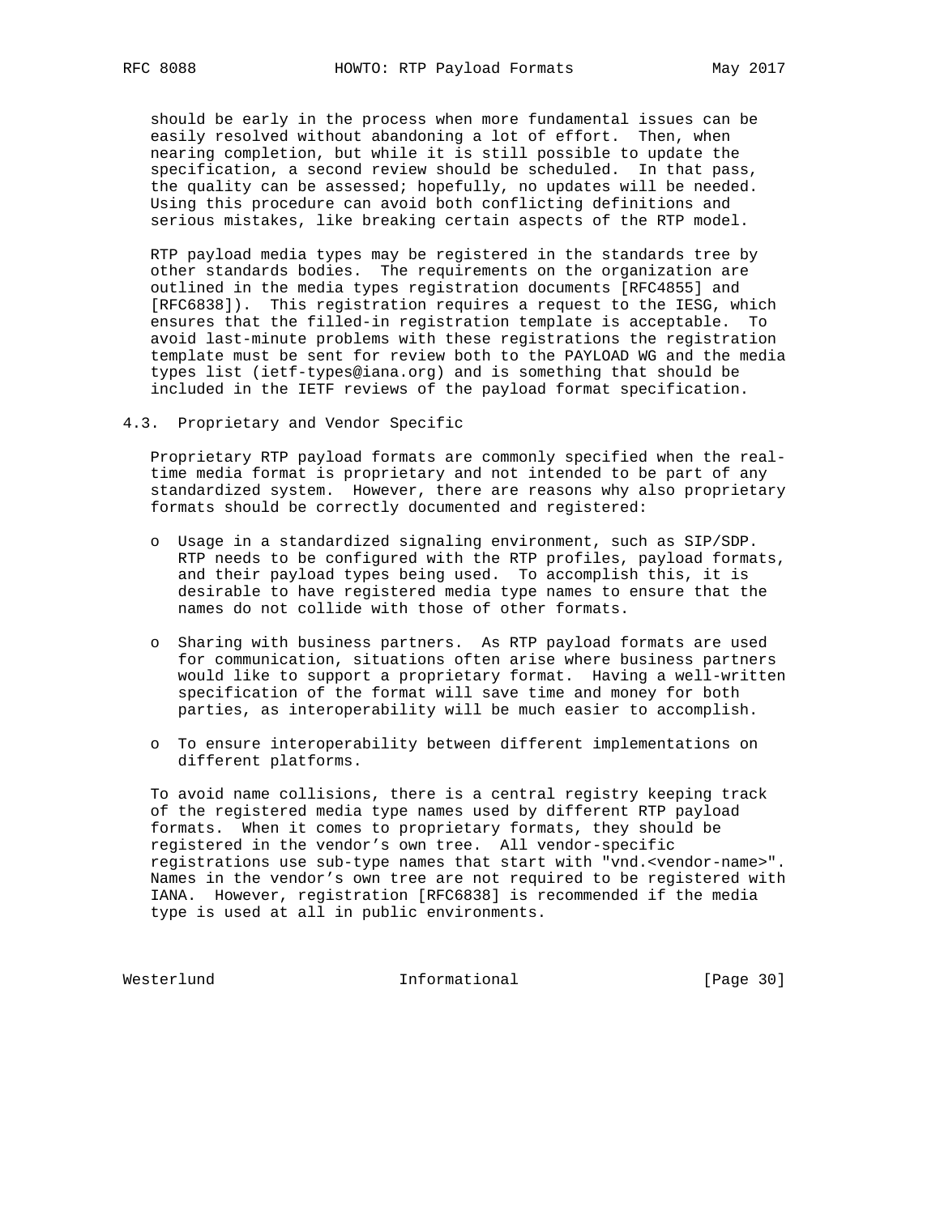should be early in the process when more fundamental issues can be easily resolved without abandoning a lot of effort. Then, when nearing completion, but while it is still possible to update the specification, a second review should be scheduled. In that pass, the quality can be assessed; hopefully, no updates will be needed. Using this procedure can avoid both conflicting definitions and serious mistakes, like breaking certain aspects of the RTP model.

RTP payload media types may be registered in the standards tree by other standards bodies. The requirements on the organization are outlined in the media types registration documents [RFC4855] and [RFC6838]). This registration requires a request to the IESG, which ensures that the filled-in registration template is acceptable. To avoid last-minute problems with these registrations the registration template must be sent for review both to the PAYLOAD WG and the media types list (ietf-types@iana.org) and is something that should be included in the IETF reviews of the payload format specification.

### 4.3. Proprietary and Vendor Specific

Proprietary RTP payload formats are commonly specified when the real-time media format is proprietary and not intended to be part of any standardized system. However, there are reasons why also proprietary formats should be correctly documented and registered:

- Usage in a standardized signaling environment, such as SIP/SDP. RTP needs to be configured with the RTP profiles, payload formats, and their payload types being used. To accomplish this, it is desirable to have registered media type names to ensure that the names do not collide with those of other formats.

- Sharing with business partners. As RTP payload formats are used for communication, situations often arise where business partners would like to support a proprietary format. Having a well-written specification of the format will save time and money for both parties, as interoperability will be much easier to accomplish.

- To ensure interoperability between different implementations on different platforms.

To avoid name collisions, there is a central registry keeping track of the registered media type names used by different RTP payload formats. When it comes to proprietary formats, they should be registered in the vendor's own tree. All vendor-specific registrations use sub-type names that start with "vnd.<vendor-name>". Names in the vendor's own tree are not required to be registered with IANA. However, registration [RFC6838] is recommended if the media type is used at all in public environments.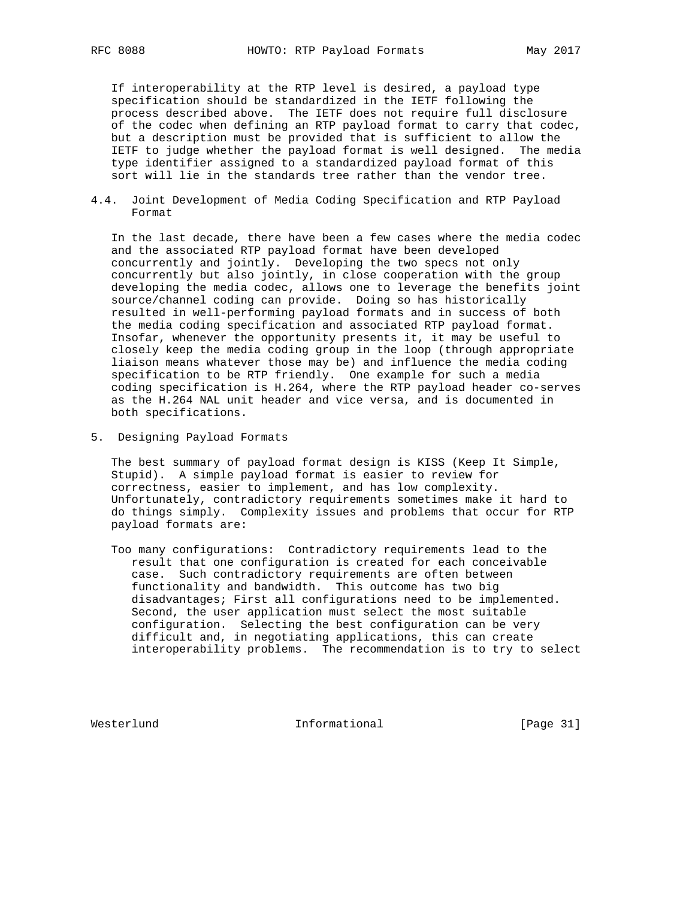If interoperability at the RTP level is desired, a payload type specification should be standardized in the IETF following the process described above. The IETF does not require full disclosure of the codec when defining an RTP payload format to carry that codec, but a description must be provided that is sufficient to allow the IETF to judge whether the payload format is well designed. The media type identifier assigned to a standardized payload format of this sort will lie in the standards tree rather than the vendor tree.

### 4.4. Joint Development of Media Coding Specification and RTP Payload Format

In the last decade, there have been a few cases where the media codec and the associated RTP payload format have been developed concurrently and jointly. Developing the two specs not only concurrently but also jointly, in close cooperation with the group developing the media codec, allows one to leverage the benefits joint source/channel coding can provide. Doing so has historically resulted in well-performing payload formats and in success of both the media coding specification and associated RTP payload format. Insofar, whenever the opportunity presents it, it may be useful to closely keep the media coding group in the loop (through appropriate liaison means whatever those may be) and influence the media coding specification to be RTP friendly. One example for such a media coding specification is H.264, where the RTP payload header co-serves as the H.264 NAL unit header and vice versa, and is documented in both specifications.

## 5. Designing Payload Formats

The best summary of payload format design is KISS (Keep It Simple, Stupid). A simple payload format is easier to review for correctness, easier to implement, and has low complexity. Unfortunately, contradictory requirements sometimes make it hard to do things simply. Complexity issues and problems that occur for RTP payload formats are:

Too many configurations: Contradictory requirements lead to the result that one configuration is created for each conceivable case. Such contradictory requirements are often between functionality and bandwidth. This outcome has two big disadvantages; First all configurations need to be implemented. Second, the user application must select the most suitable configuration. Selecting the best configuration can be very difficult and, in negotiating applications, this can create interoperability problems. The recommendation is to try to select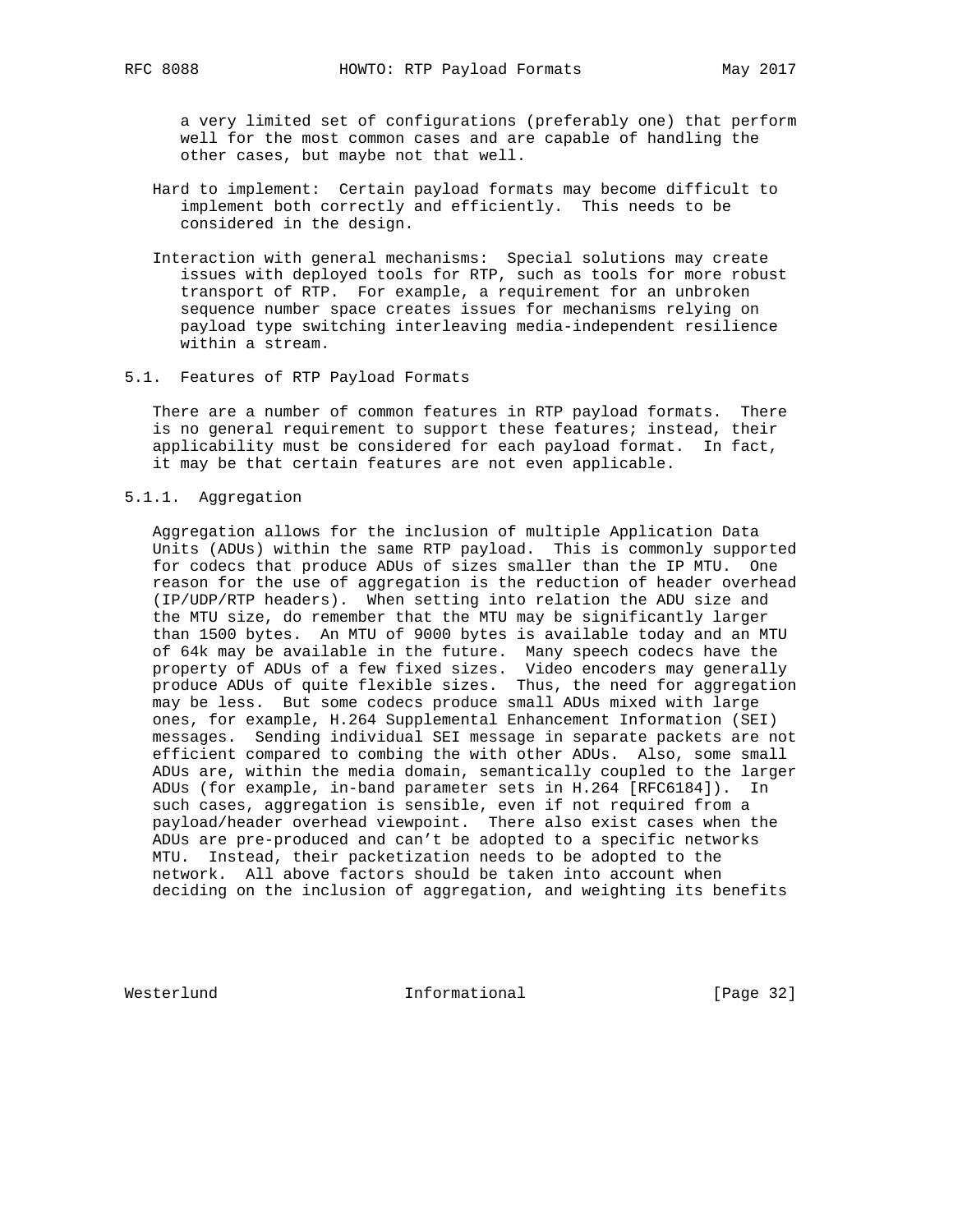a very limited set of configurations (preferably one) that perform well for the most common cases and are capable of handling the other cases, but maybe not that well.

Hard to implement: Certain payload formats may become difficult to implement both correctly and efficiently. This needs to be considered in the design.

Interaction with general mechanisms: Special solutions may create issues with deployed tools for RTP, such as tools for more robust transport of RTP. For example, a requirement for an unbroken sequence number space creates issues for mechanisms relying on payload type switching interleaving media-independent resilience within a stream.

### 5.1. Features of RTP Payload Formats

There are a number of common features in RTP payload formats. There is no general requirement to support these features; instead, their applicability must be considered for each payload format. In fact, it may be that certain features are not even applicable.

#### 5.1.1. Aggregation

Aggregation allows for the inclusion of multiple Application Data Units (ADUs) within the same RTP payload. This is commonly supported for codecs that produce ADUs of sizes smaller than the IP MTU. One reason for the use of aggregation is the reduction of header overhead (IP/UDP/RTP headers). When setting into relation the ADU size and the MTU size, do remember that the MTU may be significantly larger than 1500 bytes. An MTU of 9000 bytes is available today and an MTU of 64k may be available in the future. Many speech codecs have the property of ADUs of a few fixed sizes. Video encoders may generally produce ADUs of quite flexible sizes. Thus, the need for aggregation may be less. But some codecs produce small ADUs mixed with large ones, for example, H.264 Supplemental Enhancement Information (SEI) messages. Sending individual SEI message in separate packets are not efficient compared to combing the with other ADUs. Also, some small ADUs are, within the media domain, semantically coupled to the larger ADUs (for example, in-band parameter sets in H.264 [RFC6184]). In such cases, aggregation is sensible, even if not required from a payload/header overhead viewpoint. There also exist cases when the ADUs are pre-produced and can't be adopted to a specific networks MTU. Instead, their packetization needs to be adopted to the network. All above factors should be taken into account when deciding on the inclusion of aggregation, and weighting its benefits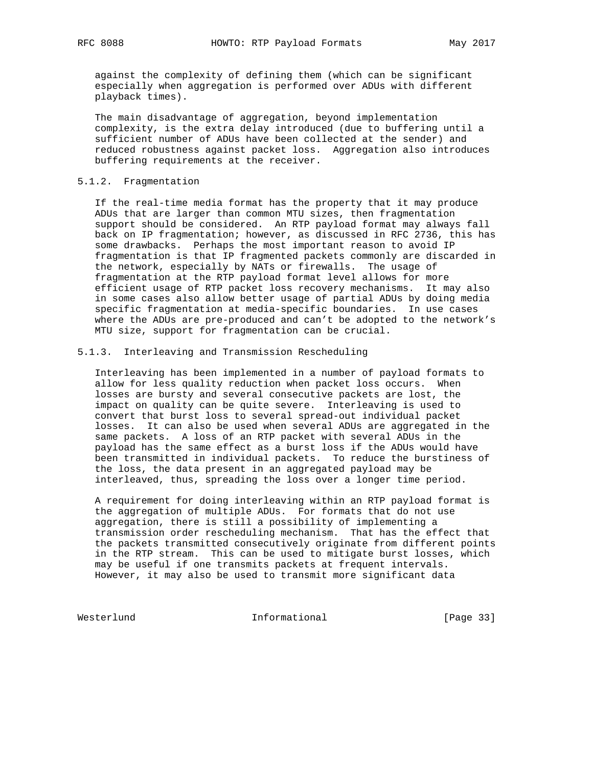against the complexity of defining them (which can be significant especially when aggregation is performed over ADUs with different playback times).

The main disadvantage of aggregation, beyond implementation complexity, is the extra delay introduced (due to buffering until a sufficient number of ADUs have been collected at the sender) and reduced robustness against packet loss. Aggregation also introduces buffering requirements at the receiver.

#### 5.1.2. Fragmentation

If the real-time media format has the property that it may produce ADUs that are larger than common MTU sizes, then fragmentation support should be considered. An RTP payload format may always fall back on IP fragmentation; however, as discussed in RFC 2736, this has some drawbacks. Perhaps the most important reason to avoid IP fragmentation is that IP fragmented packets commonly are discarded in the network, especially by NATs or firewalls. The usage of fragmentation at the RTP payload format level allows for more efficient usage of RTP packet loss recovery mechanisms. It may also in some cases also allow better usage of partial ADUs by doing media specific fragmentation at media-specific boundaries. In use cases where the ADUs are pre-produced and can’t be adopted to the network’s MTU size, support for fragmentation can be crucial.

#### 5.1.3. Interleaving and Transmission Rescheduling

Interleaving has been implemented in a number of payload formats to allow for less quality reduction when packet loss occurs. When losses are bursty and several consecutive packets are lost, the impact on quality can be quite severe. Interleaving is used to convert that burst loss to several spread-out individual packet losses. It can also be used when several ADUs are aggregated in the same packets. A loss of an RTP packet with several ADUs in the payload has the same effect as a burst loss if the ADUs would have been transmitted in individual packets. To reduce the burstiness of the loss, the data present in an aggregated payload may be interleaved, thus, spreading the loss over a longer time period.

A requirement for doing interleaving within an RTP payload format is the aggregation of multiple ADUs. For formats that do not use aggregation, there is still a possibility of implementing a transmission order rescheduling mechanism. That has the effect that the packets transmitted consecutively originate from different points in the RTP stream. This can be used to mitigate burst losses, which may be useful if one transmits packets at frequent intervals. However, it may also be used to transmit more significant data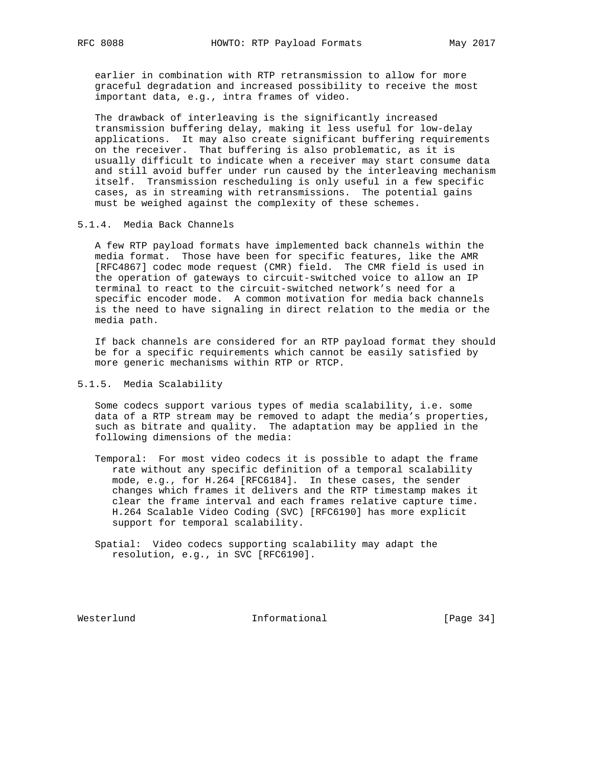earlier in combination with RTP retransmission to allow for more graceful degradation and increased possibility to receive the most important data, e.g., intra frames of video.

The drawback of interleaving is the significantly increased transmission buffering delay, making it less useful for low-delay applications. It may also create significant buffering requirements on the receiver. That buffering is also problematic, as it is usually difficult to indicate when a receiver may start consume data and still avoid buffer under run caused by the interleaving mechanism itself. Transmission rescheduling is only useful in a few specific cases, as in streaming with retransmissions. The potential gains must be weighed against the complexity of these schemes.

#### 5.1.4. Media Back Channels

A few RTP payload formats have implemented back channels within the media format. Those have been for specific features, like the AMR [RFC4867] codec mode request (CMR) field. The CMR field is used in the operation of gateways to circuit-switched voice to allow an IP terminal to react to the circuit-switched network's need for a specific encoder mode. A common motivation for media back channels is the need to have signaling in direct relation to the media or the media path.

If back channels are considered for an RTP payload format they should be for a specific requirements which cannot be easily satisfied by more generic mechanisms within RTP or RTCP.

#### 5.1.5. Media Scalability

Some codecs support various types of media scalability, i.e. some data of a RTP stream may be removed to adapt the media's properties, such as bitrate and quality. The adaptation may be applied in the following dimensions of the media:

Temporal: For most video codecs it is possible to adapt the frame rate without any specific definition of a temporal scalability mode, e.g., for H.264 [RFC6184]. In these cases, the sender changes which frames it delivers and the RTP timestamp makes it clear the frame interval and each frames relative capture time. H.264 Scalable Video Coding (SVC) [RFC6190] has more explicit support for temporal scalability.

Spatial: Video codecs supporting scalability may adapt the resolution, e.g., in SVC [RFC6190].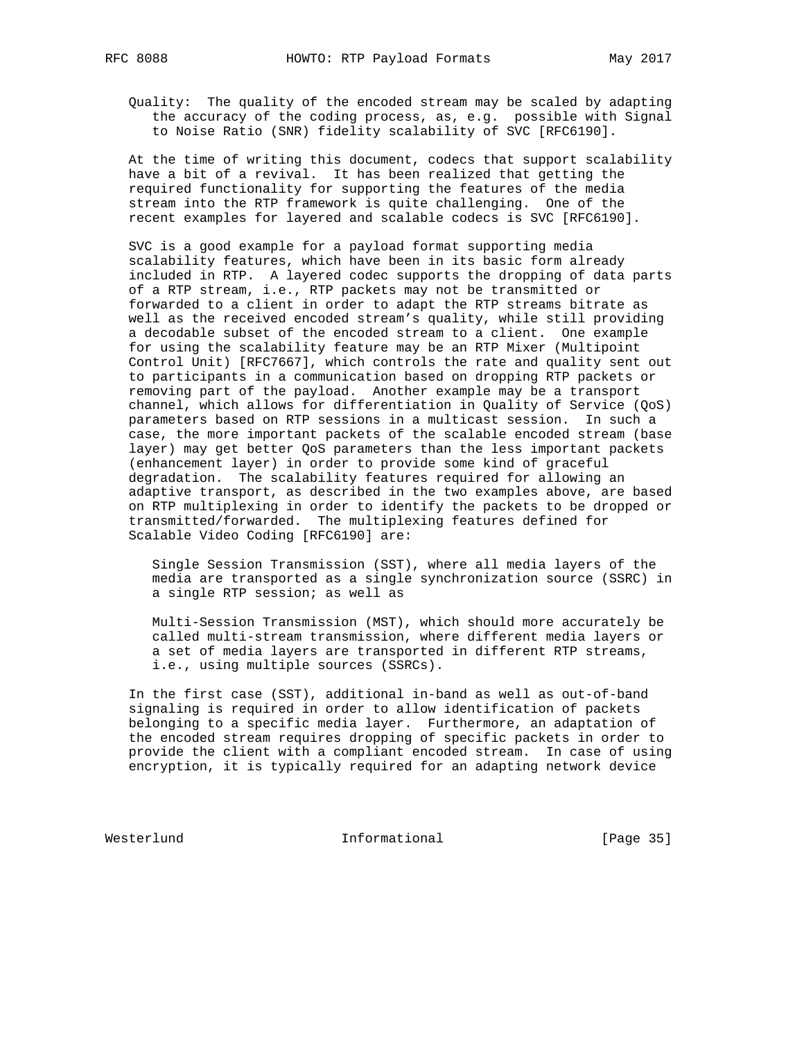Quality: The quality of the encoded stream may be scaled by adapting the accuracy of the coding process, as, e.g. possible with Signal to Noise Ratio (SNR) fidelity scalability of SVC [RFC6190].

At the time of writing this document, codecs that support scalability have a bit of a revival. It has been realized that getting the required functionality for supporting the features of the media stream into the RTP framework is quite challenging. One of the recent examples for layered and scalable codecs is SVC [RFC6190].

SVC is a good example for a payload format supporting media scalability features, which have been in its basic form already included in RTP. A layered codec supports the dropping of data parts of a RTP stream, i.e., RTP packets may not be transmitted or forwarded to a client in order to adapt the RTP streams bitrate as well as the received encoded stream's quality, while still providing a decodable subset of the encoded stream to a client. One example for using the scalability feature may be an RTP Mixer (Multipoint Control Unit) [RFC7667], which controls the rate and quality sent out to participants in a communication based on dropping RTP packets or removing part of the payload. Another example may be a transport channel, which allows for differentiation in Quality of Service (QoS) parameters based on RTP sessions in a multicast session. In such a case, the more important packets of the scalable encoded stream (base layer) may get better QoS parameters than the less important packets (enhancement layer) in order to provide some kind of graceful degradation. The scalability features required for allowing an adaptive transport, as described in the two examples above, are based on RTP multiplexing in order to identify the packets to be dropped or transmitted/forwarded. The multiplexing features defined for Scalable Video Coding [RFC6190] are:

Single Session Transmission (SST), where all media layers of the media are transported as a single synchronization source (SSRC) in a single RTP session; as well as

Multi-Session Transmission (MST), which should more accurately be called multi-stream transmission, where different media layers or a set of media layers are transported in different RTP streams, i.e., using multiple sources (SSRCs).

In the first case (SST), additional in-band as well as out-of-band signaling is required in order to allow identification of packets belonging to a specific media layer. Furthermore, an adaptation of the encoded stream requires dropping of specific packets in order to provide the client with a compliant encoded stream. In case of using encryption, it is typically required for an adapting network device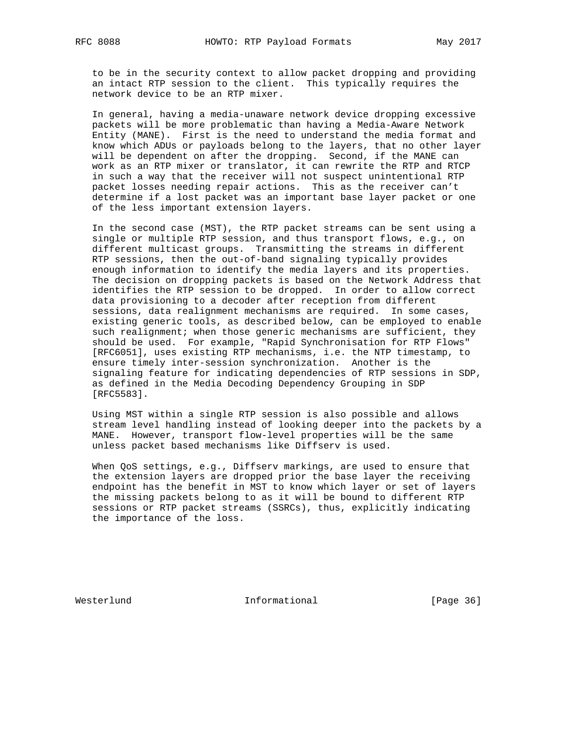to be in the security context to allow packet dropping and providing an intact RTP session to the client. This typically requires the network device to be an RTP mixer.

In general, having a media-unaware network device dropping excessive packets will be more problematic than having a Media-Aware Network Entity (MANE). First is the need to understand the media format and know which ADUs or payloads belong to the layers, that no other layer will be dependent on after the dropping. Second, if the MANE can work as an RTP mixer or translator, it can rewrite the RTP and RTCP in such a way that the receiver will not suspect unintentional RTP packet losses needing repair actions. This as the receiver can't determine if a lost packet was an important base layer packet or one of the less important extension layers.

In the second case (MST), the RTP packet streams can be sent using a single or multiple RTP session, and thus transport flows, e.g., on different multicast groups. Transmitting the streams in different RTP sessions, then the out-of-band signaling typically provides enough information to identify the media layers and its properties. The decision on dropping packets is based on the Network Address that identifies the RTP session to be dropped. In order to allow correct data provisioning to a decoder after reception from different sessions, data realignment mechanisms are required. In some cases, existing generic tools, as described below, can be employed to enable such realignment; when those generic mechanisms are sufficient, they should be used. For example, "Rapid Synchronisation for RTP Flows" [RFC6051], uses existing RTP mechanisms, i.e. the NTP timestamp, to ensure timely inter-session synchronization. Another is the signaling feature for indicating dependencies of RTP sessions in SDP, as defined in the Media Decoding Dependency Grouping in SDP [RFC5583].

Using MST within a single RTP session is also possible and allows stream level handling instead of looking deeper into the packets by a MANE. However, transport flow-level properties will be the same unless packet based mechanisms like Diffserv is used.

When QoS settings, e.g., Diffserv markings, are used to ensure that the extension layers are dropped prior the base layer the receiving endpoint has the benefit in MST to know which layer or set of layers the missing packets belong to as it will be bound to different RTP sessions or RTP packet streams (SSRCs), thus, explicitly indicating the importance of the loss.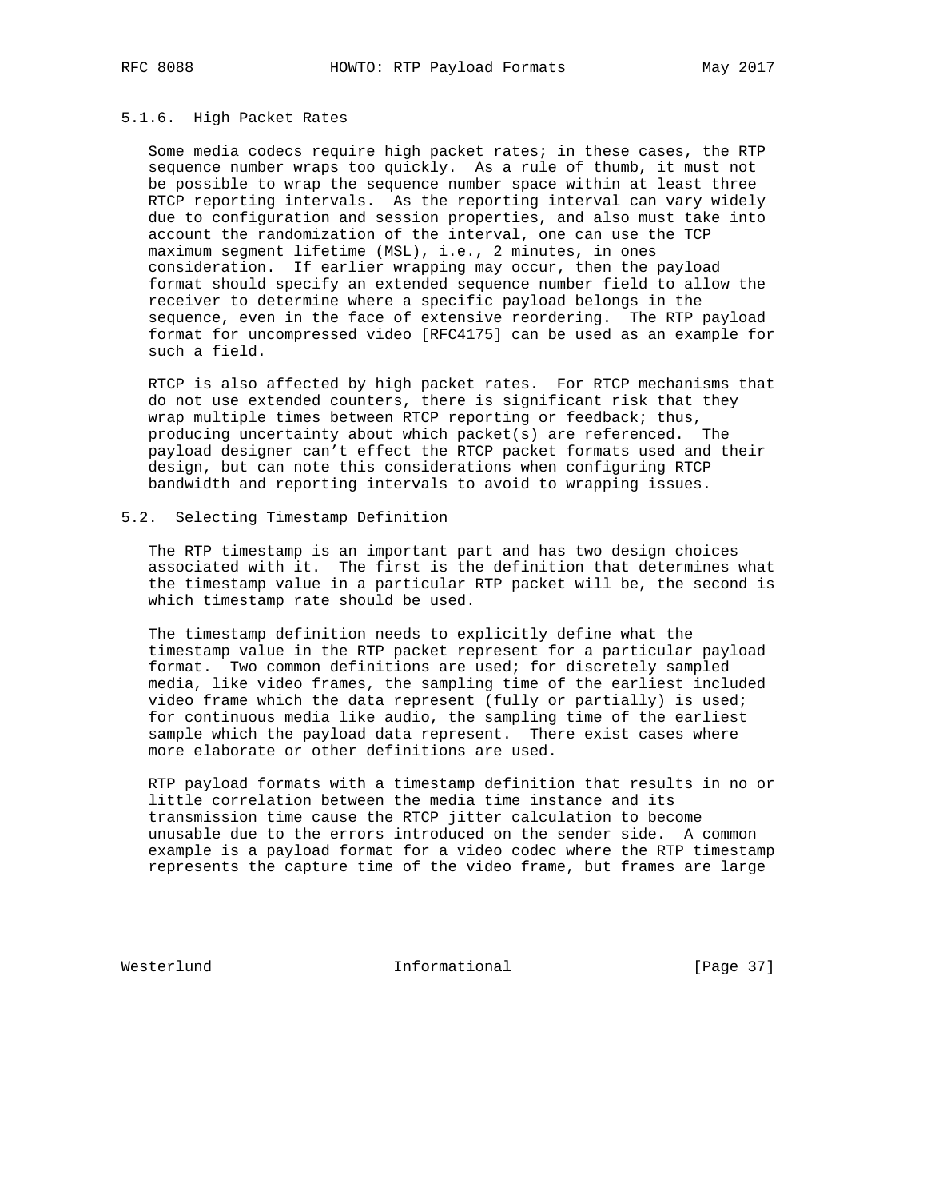#### 5.1.6. High Packet Rates

Some media codecs require high packet rates; in these cases, the RTP sequence number wraps too quickly. As a rule of thumb, it must not be possible to wrap the sequence number space within at least three RTCP reporting intervals. As the reporting interval can vary widely due to configuration and session properties, and also must take into account the randomization of the interval, one can use the TCP maximum segment lifetime (MSL), i.e., 2 minutes, in ones consideration. If earlier wrapping may occur, then the payload format should specify an extended sequence number field to allow the receiver to determine where a specific payload belongs in the sequence, even in the face of extensive reordering. The RTP payload format for uncompressed video [RFC4175] can be used as an example for such a field.

RTCP is also affected by high packet rates. For RTCP mechanisms that do not use extended counters, there is significant risk that they wrap multiple times between RTCP reporting or feedback; thus, producing uncertainty about which packet(s) are referenced. The payload designer can't effect the RTCP packet formats used and their design, but can note this considerations when configuring RTCP bandwidth and reporting intervals to avoid to wrapping issues.

### 5.2. Selecting Timestamp Definition

The RTP timestamp is an important part and has two design choices associated with it. The first is the definition that determines what the timestamp value in a particular RTP packet will be, the second is which timestamp rate should be used.

The timestamp definition needs to explicitly define what the timestamp value in the RTP packet represent for a particular payload format. Two common definitions are used; for discretely sampled media, like video frames, the sampling time of the earliest included video frame which the data represent (fully or partially) is used; for continuous media like audio, the sampling time of the earliest sample which the payload data represent. There exist cases where more elaborate or other definitions are used.

RTP payload formats with a timestamp definition that results in no or little correlation between the media time instance and its transmission time cause the RTCP jitter calculation to become unusable due to the errors introduced on the sender side. A common example is a payload format for a video codec where the RTP timestamp represents the capture time of the video frame, but frames are large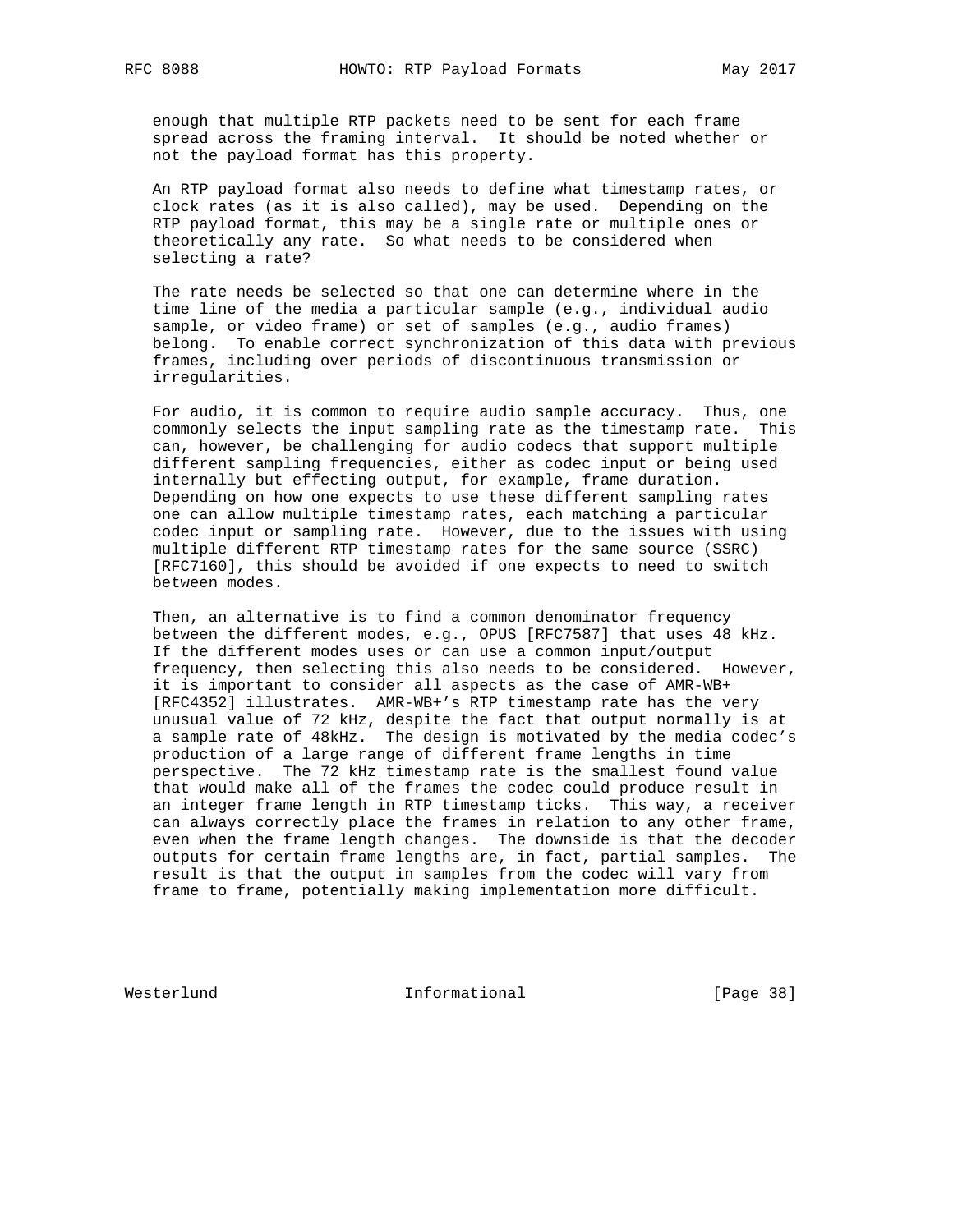enough that multiple RTP packets need to be sent for each frame spread across the framing interval. It should be noted whether or not the payload format has this property.

An RTP payload format also needs to define what timestamp rates, or clock rates (as it is also called), may be used. Depending on the RTP payload format, this may be a single rate or multiple ones or theoretically any rate. So what needs to be considered when selecting a rate?

The rate needs be selected so that one can determine where in the time line of the media a particular sample (e.g., individual audio sample, or video frame) or set of samples (e.g., audio frames) belong. To enable correct synchronization of this data with previous frames, including over periods of discontinuous transmission or irregularities.

For audio, it is common to require audio sample accuracy. Thus, one commonly selects the input sampling rate as the timestamp rate. This can, however, be challenging for audio codecs that support multiple different sampling frequencies, either as codec input or being used internally but effecting output, for example, frame duration. Depending on how one expects to use these different sampling rates one can allow multiple timestamp rates, each matching a particular codec input or sampling rate. However, due to the issues with using multiple different RTP timestamp rates for the same source (SSRC) [RFC7160], this should be avoided if one expects to need to switch between modes.

Then, an alternative is to find a common denominator frequency between the different modes, e.g., OPUS [RFC7587] that uses 48 kHz. If the different modes uses or can use a common input/output frequency, then selecting this also needs to be considered. However, it is important to consider all aspects as the case of AMR-WB+ [RFC4352] illustrates. AMR-WB+'s RTP timestamp rate has the very unusual value of 72 kHz, despite the fact that output normally is at a sample rate of 48kHz. The design is motivated by the media codec's production of a large range of different frame lengths in time perspective. The 72 kHz timestamp rate is the smallest found value that would make all of the frames the codec could produce result in an integer frame length in RTP timestamp ticks. This way, a receiver can always correctly place the frames in relation to any other frame, even when the frame length changes. The downside is that the decoder outputs for certain frame lengths are, in fact, partial samples. The result is that the output in samples from the codec will vary from frame to frame, potentially making implementation more difficult.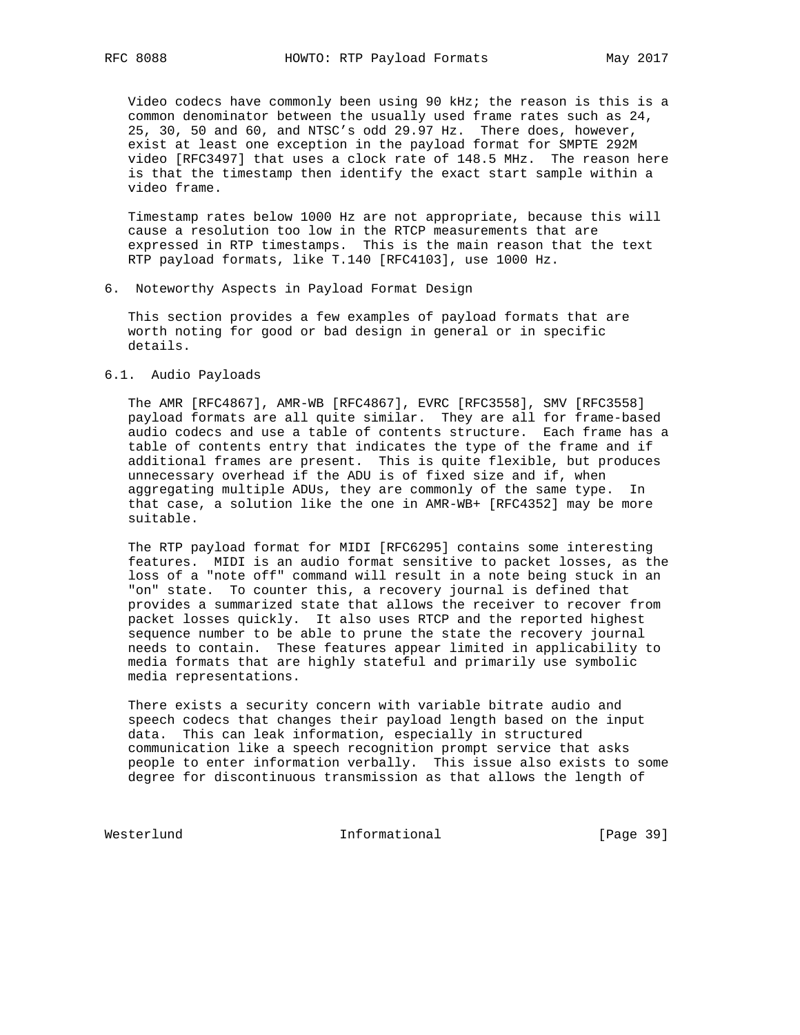Video codecs have commonly been using 90 kHz; the reason is this is a common denominator between the usually used frame rates such as 24, 25, 30, 50 and 60, and NTSC's odd 29.97 Hz. There does, however, exist at least one exception in the payload format for SMPTE 292M video [RFC3497] that uses a clock rate of 148.5 MHz. The reason here is that the timestamp then identify the exact start sample within a video frame.

Timestamp rates below 1000 Hz are not appropriate, because this will cause a resolution too low in the RTCP measurements that are expressed in RTP timestamps. This is the main reason that the text RTP payload formats, like T.140 [RFC4103], use 1000 Hz.

## 6. Noteworthy Aspects in Payload Format Design

This section provides a few examples of payload formats that are worth noting for good or bad design in general or in specific details.

### 6.1. Audio Payloads

The AMR [RFC4867], AMR-WB [RFC4867], EVRC [RFC3558], SMV [RFC3558] payload formats are all quite similar. They are all for frame-based audio codecs and use a table of contents structure. Each frame has a table of contents entry that indicates the type of the frame and if additional frames are present. This is quite flexible, but produces unnecessary overhead if the ADU is of fixed size and if, when aggregating multiple ADUs, they are commonly of the same type. In that case, a solution like the one in AMR-WB+ [RFC4352] may be more suitable.

The RTP payload format for MIDI [RFC6295] contains some interesting features. MIDI is an audio format sensitive to packet losses, as the loss of a "note off" command will result in a note being stuck in an "on" state. To counter this, a recovery journal is defined that provides a summarized state that allows the receiver to recover from packet losses quickly. It also uses RTCP and the reported highest sequence number to be able to prune the state the recovery journal needs to contain. These features appear limited in applicability to media formats that are highly stateful and primarily use symbolic media representations.

There exists a security concern with variable bitrate audio and speech codecs that changes their payload length based on the input data. This can leak information, especially in structured communication like a speech recognition prompt service that asks people to enter information verbally. This issue also exists to some degree for discontinuous transmission as that allows the length of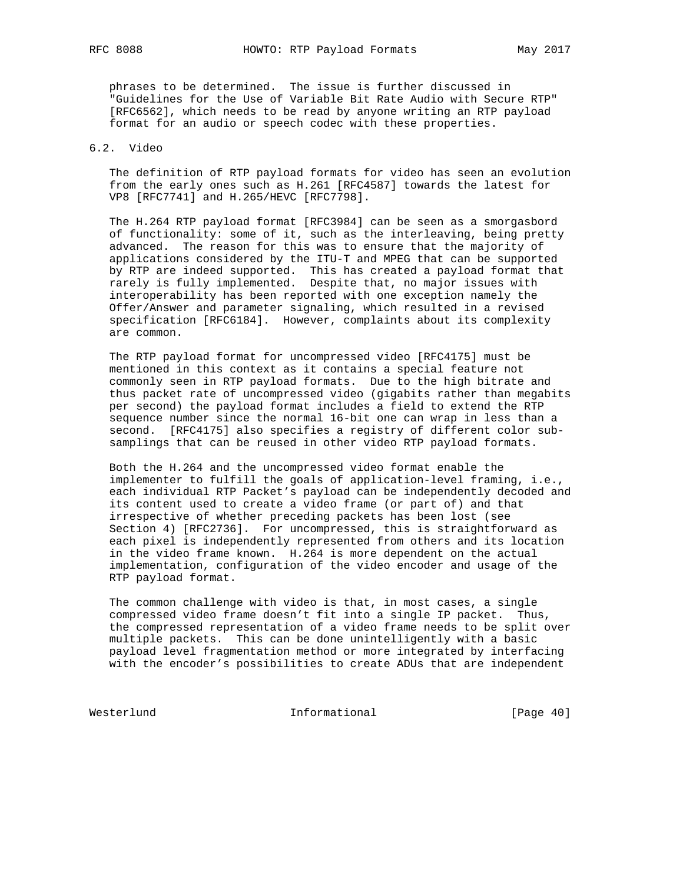phrases to be determined. The issue is further discussed in "Guidelines for the Use of Variable Bit Rate Audio with Secure RTP" [RFC6562], which needs to be read by anyone writing an RTP payload format for an audio or speech codec with these properties.

### 6.2. Video

The definition of RTP payload formats for video has seen an evolution from the early ones such as H.261 [RFC4587] towards the latest for VP8 [RFC7741] and H.265/HEVC [RFC7798].

The H.264 RTP payload format [RFC3984] can be seen as a smorgasbord of functionality: some of it, such as the interleaving, being pretty advanced. The reason for this was to ensure that the majority of applications considered by the ITU-T and MPEG that can be supported by RTP are indeed supported. This has created a payload format that rarely is fully implemented. Despite that, no major issues with interoperability has been reported with one exception namely the Offer/Answer and parameter signaling, which resulted in a revised specification [RFC6184]. However, complaints about its complexity are common.

The RTP payload format for uncompressed video [RFC4175] must be mentioned in this context as it contains a special feature not commonly seen in RTP payload formats. Due to the high bitrate and thus packet rate of uncompressed video (gigabits rather than megabits per second) the payload format includes a field to extend the RTP sequence number since the normal 16-bit one can wrap in less than a second. [RFC4175] also specifies a registry of different color sub-samplings that can be reused in other video RTP payload formats.

Both the H.264 and the uncompressed video format enable the implementer to fulfill the goals of application-level framing, i.e., each individual RTP Packet's payload can be independently decoded and its content used to create a video frame (or part of) and that irrespective of whether preceding packets has been lost (see Section 4) [RFC2736]. For uncompressed, this is straightforward as each pixel is independently represented from others and its location in the video frame known. H.264 is more dependent on the actual implementation, configuration of the video encoder and usage of the RTP payload format.

The common challenge with video is that, in most cases, a single compressed video frame doesn't fit into a single IP packet. Thus, the compressed representation of a video frame needs to be split over multiple packets. This can be done unintelligently with a basic payload level fragmentation method or more integrated by interfacing with the encoder's possibilities to create ADUs that are independent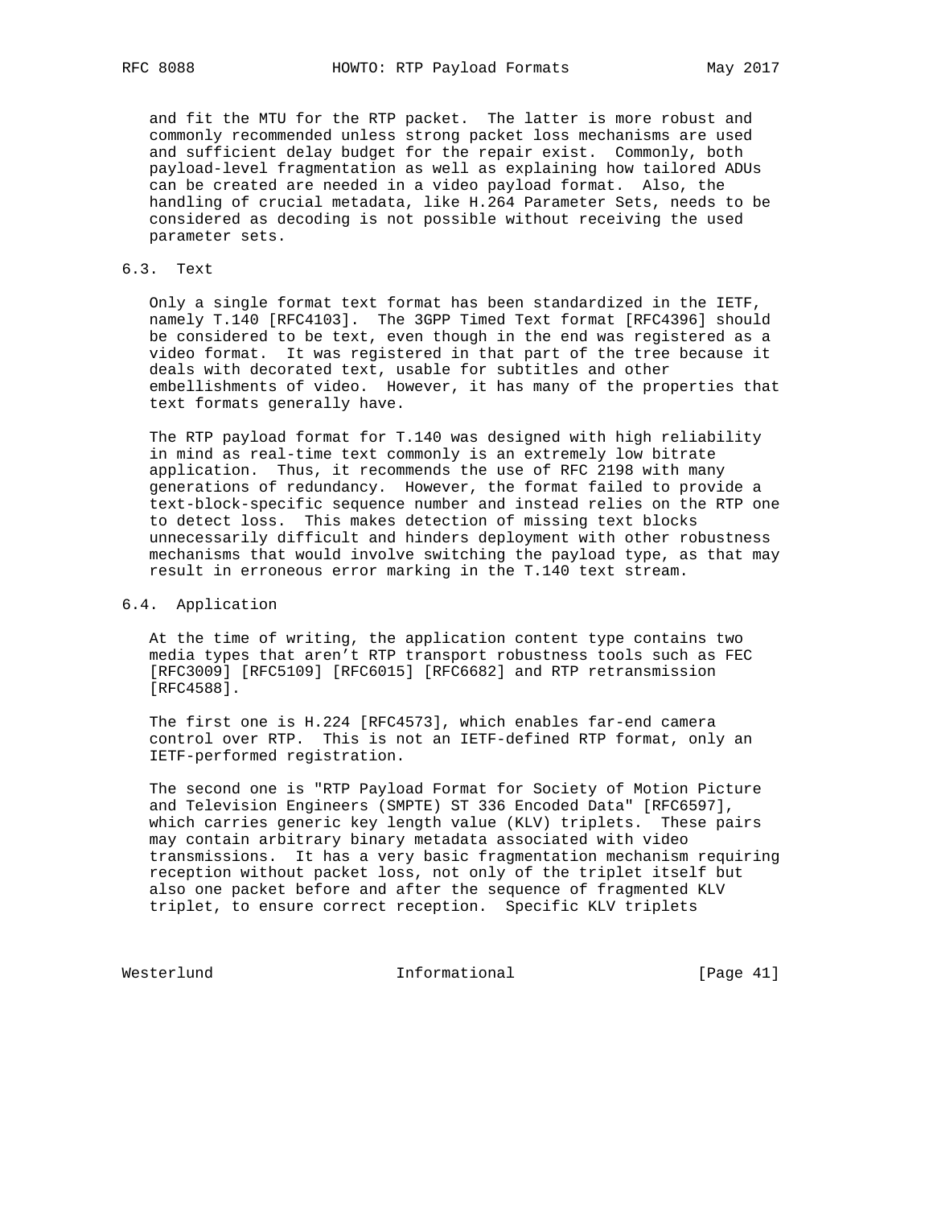and fit the MTU for the RTP packet. The latter is more robust and commonly recommended unless strong packet loss mechanisms are used and sufficient delay budget for the repair exist. Commonly, both payload-level fragmentation as well as explaining how tailored ADUs can be created are needed in a video payload format. Also, the handling of crucial metadata, like H.264 Parameter Sets, needs to be considered as decoding is not possible without receiving the used parameter sets.

### 6.3. Text

Only a single format text format has been standardized in the IETF, namely T.140 [RFC4103]. The 3GPP Timed Text format [RFC4396] should be considered to be text, even though in the end was registered as a video format. It was registered in that part of the tree because it deals with decorated text, usable for subtitles and other embellishments of video. However, it has many of the properties that text formats generally have.

The RTP payload format for T.140 was designed with high reliability in mind as real-time text commonly is an extremely low bitrate application. Thus, it recommends the use of RFC 2198 with many generations of redundancy. However, the format failed to provide a text-block-specific sequence number and instead relies on the RTP one to detect loss. This makes detection of missing text blocks unnecessarily difficult and hinders deployment with other robustness mechanisms that would involve switching the payload type, as that may result in erroneous error marking in the T.140 text stream.

### 6.4. Application

At the time of writing, the application content type contains two media types that aren't RTP transport robustness tools such as FEC [RFC3009] [RFC5109] [RFC6015] [RFC6682] and RTP retransmission [RFC4588].

The first one is H.224 [RFC4573], which enables far-end camera control over RTP. This is not an IETF-defined RTP format, only an IETF-performed registration.

The second one is "RTP Payload Format for Society of Motion Picture and Television Engineers (SMPTE) ST 336 Encoded Data" [RFC6597], which carries generic key length value (KLV) triplets. These pairs may contain arbitrary binary metadata associated with video transmissions. It has a very basic fragmentation mechanism requiring reception without packet loss, not only of the triplet itself but also one packet before and after the sequence of fragmented KLV triplet, to ensure correct reception. Specific KLV triplets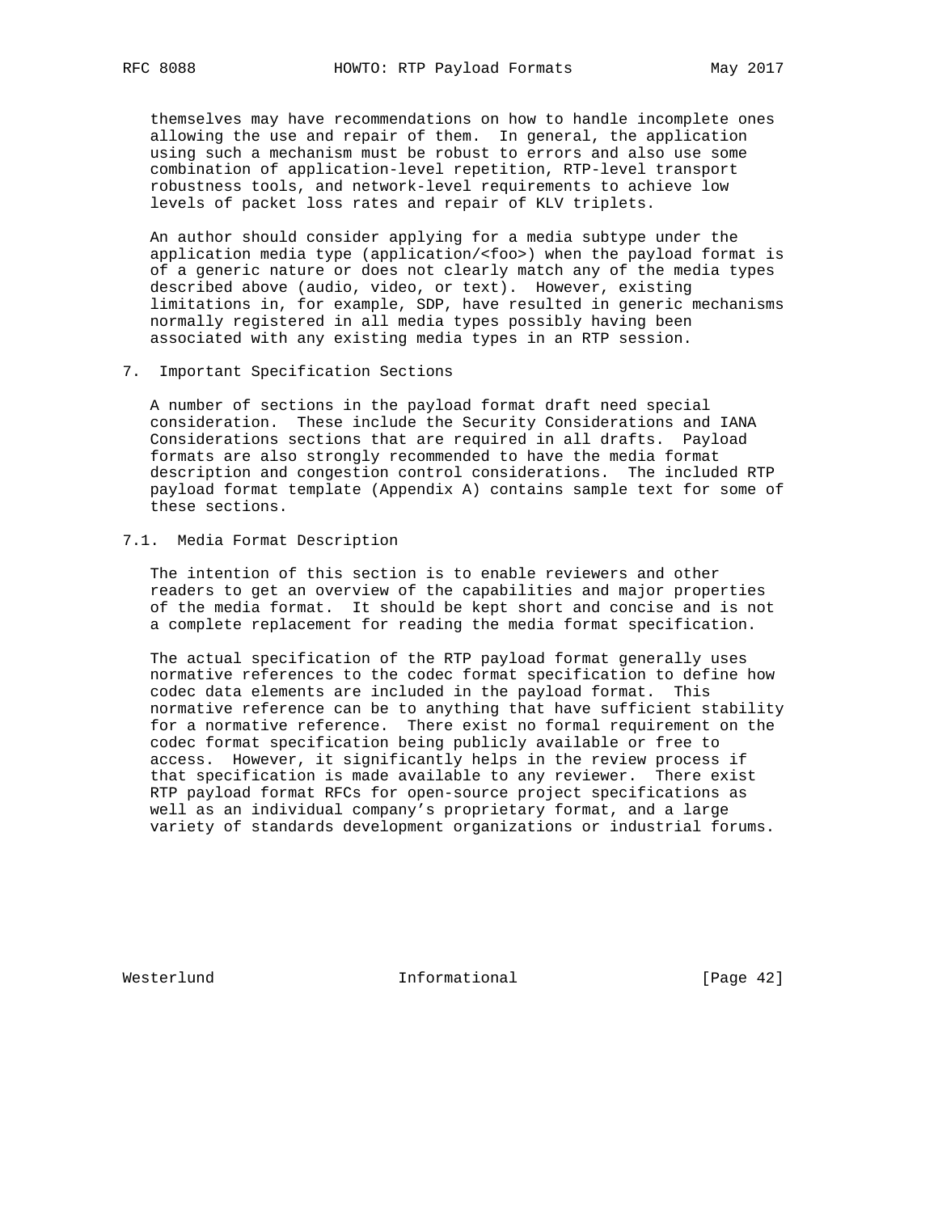themselves may have recommendations on how to handle incomplete ones allowing the use and repair of them. In general, the application using such a mechanism must be robust to errors and also use some combination of application-level repetition, RTP-level transport robustness tools, and network-level requirements to achieve low levels of packet loss rates and repair of KLV triplets.

An author should consider applying for a media subtype under the application media type (application/<foo>) when the payload format is of a generic nature or does not clearly match any of the media types described above (audio, video, or text). However, existing limitations in, for example, SDP, have resulted in generic mechanisms normally registered in all media types possibly having been associated with any existing media types in an RTP session.

## 7. Important Specification Sections

A number of sections in the payload format draft need special consideration. These include the Security Considerations and IANA Considerations sections that are required in all drafts. Payload formats are also strongly recommended to have the media format description and congestion control considerations. The included RTP payload format template (Appendix A) contains sample text for some of these sections.

### 7.1. Media Format Description

The intention of this section is to enable reviewers and other readers to get an overview of the capabilities and major properties of the media format. It should be kept short and concise and is not a complete replacement for reading the media format specification.

The actual specification of the RTP payload format generally uses normative references to the codec format specification to define how codec data elements are included in the payload format. This normative reference can be to anything that have sufficient stability for a normative reference. There exist no formal requirement on the codec format specification being publicly available or free to access. However, it significantly helps in the review process if that specification is made available to any reviewer. There exist RTP payload format RFCs for open-source project specifications as well as an individual company's proprietary format, and a large variety of standards development organizations or industrial forums.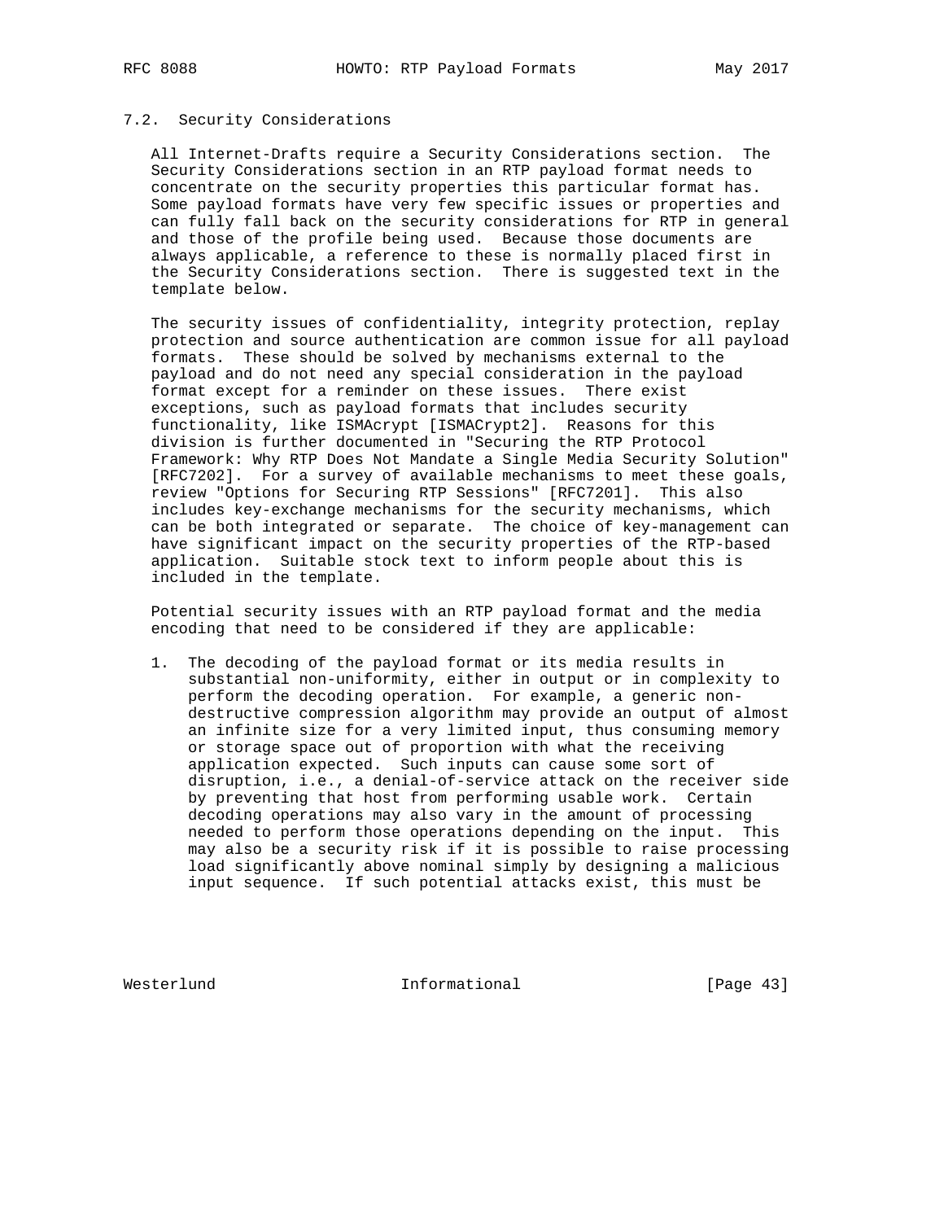### 7.2. Security Considerations

All Internet-Drafts require a Security Considerations section. The Security Considerations section in an RTP payload format needs to concentrate on the security properties this particular format has. Some payload formats have very few specific issues or properties and can fully fall back on the security considerations for RTP in general and those of the profile being used. Because those documents are always applicable, a reference to these is normally placed first in the Security Considerations section. There is suggested text in the template below.

The security issues of confidentiality, integrity protection, replay protection and source authentication are common issue for all payload formats. These should be solved by mechanisms external to the payload and do not need any special consideration in the payload format except for a reminder on these issues. There exist exceptions, such as payload formats that includes security functionality, like ISMAcrypt [ISMACrypt2]. Reasons for this division is further documented in "Securing the RTP Protocol Framework: Why RTP Does Not Mandate a Single Media Security Solution" [RFC7202]. For a survey of available mechanisms to meet these goals, review "Options for Securing RTP Sessions" [RFC7201]. This also includes key-exchange mechanisms for the security mechanisms, which can be both integrated or separate. The choice of key-management can have significant impact on the security properties of the RTP-based application. Suitable stock text to inform people about this is included in the template.

Potential security issues with an RTP payload format and the media encoding that need to be considered if they are applicable:

1. The decoding of the payload format or its media results in substantial non-uniformity, either in output or in complexity to perform the decoding operation. For example, a generic non-destructive compression algorithm may provide an output of almost an infinite size for a very limited input, thus consuming memory or storage space out of proportion with what the receiving application expected. Such inputs can cause some sort of disruption, i.e., a denial-of-service attack on the receiver side by preventing that host from performing usable work. Certain decoding operations may also vary in the amount of processing needed to perform those operations depending on the input. This may also be a security risk if it is possible to raise processing load significantly above nominal simply by designing a malicious input sequence. If such potential attacks exist, this must be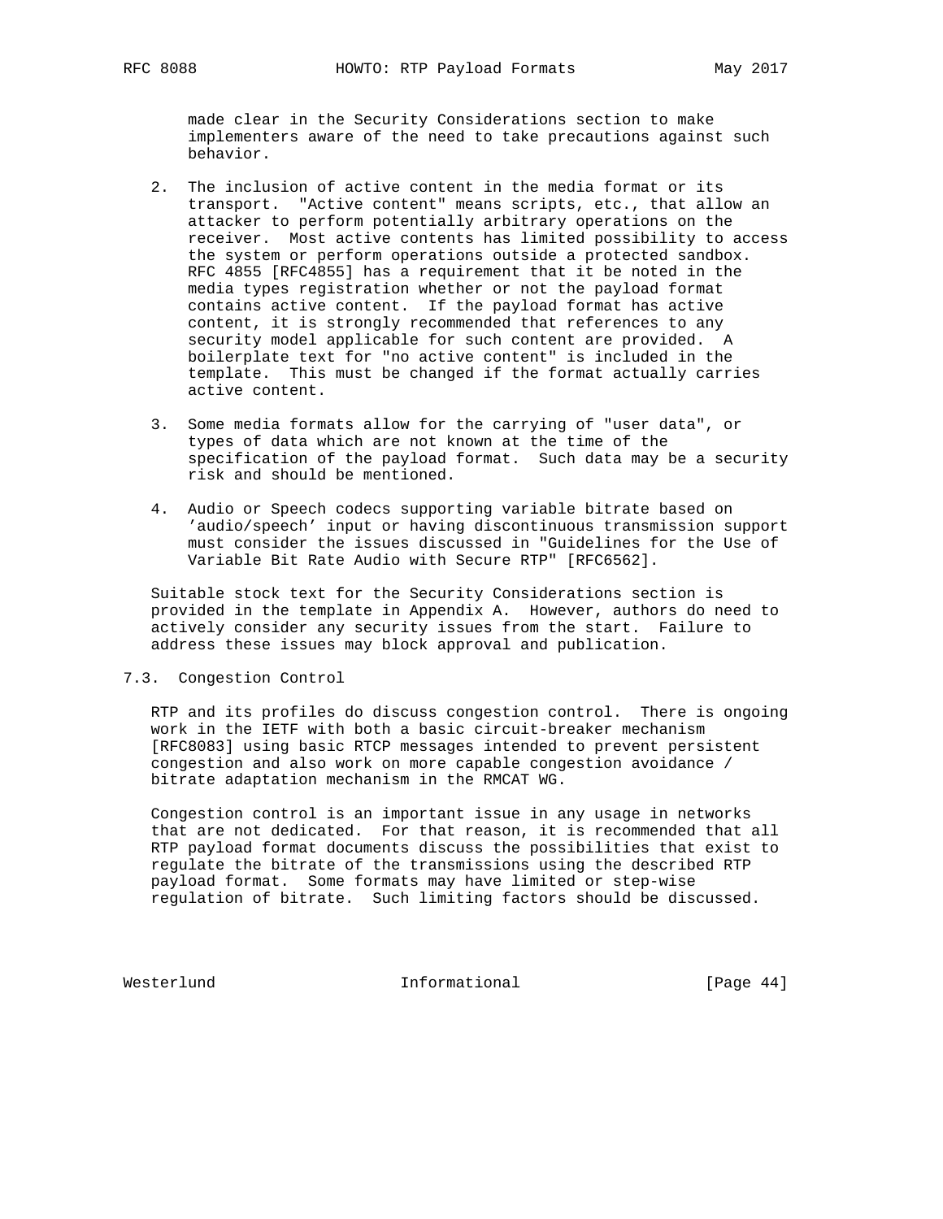made clear in the Security Considerations section to make implementers aware of the need to take precautions against such behavior.

2. The inclusion of active content in the media format or its transport. "Active content" means scripts, etc., that allow an attacker to perform potentially arbitrary operations on the receiver. Most active contents has limited possibility to access the system or perform operations outside a protected sandbox. RFC 4855 [RFC4855] has a requirement that it be noted in the media types registration whether or not the payload format contains active content. If the payload format has active content, it is strongly recommended that references to any security model applicable for such content are provided. A boilerplate text for "no active content" is included in the template. This must be changed if the format actually carries active content.

3. Some media formats allow for the carrying of "user data", or types of data which are not known at the time of the specification of the payload format. Such data may be a security risk and should be mentioned.

4. Audio or Speech codecs supporting variable bitrate based on 'audio/speech' input or having discontinuous transmission support must consider the issues discussed in "Guidelines for the Use of Variable Bit Rate Audio with Secure RTP" [RFC6562].

Suitable stock text for the Security Considerations section is provided in the template in Appendix A. However, authors do need to actively consider any security issues from the start. Failure to address these issues may block approval and publication.

### 7.3. Congestion Control

RTP and its profiles do discuss congestion control. There is ongoing work in the IETF with both a basic circuit-breaker mechanism [RFC8083] using basic RTCP messages intended to prevent persistent congestion and also work on more capable congestion avoidance / bitrate adaptation mechanism in the RMCAT WG.

Congestion control is an important issue in any usage in networks that are not dedicated. For that reason, it is recommended that all RTP payload format documents discuss the possibilities that exist to regulate the bitrate of the transmissions using the described RTP payload format. Some formats may have limited or step-wise regulation of bitrate. Such limiting factors should be discussed.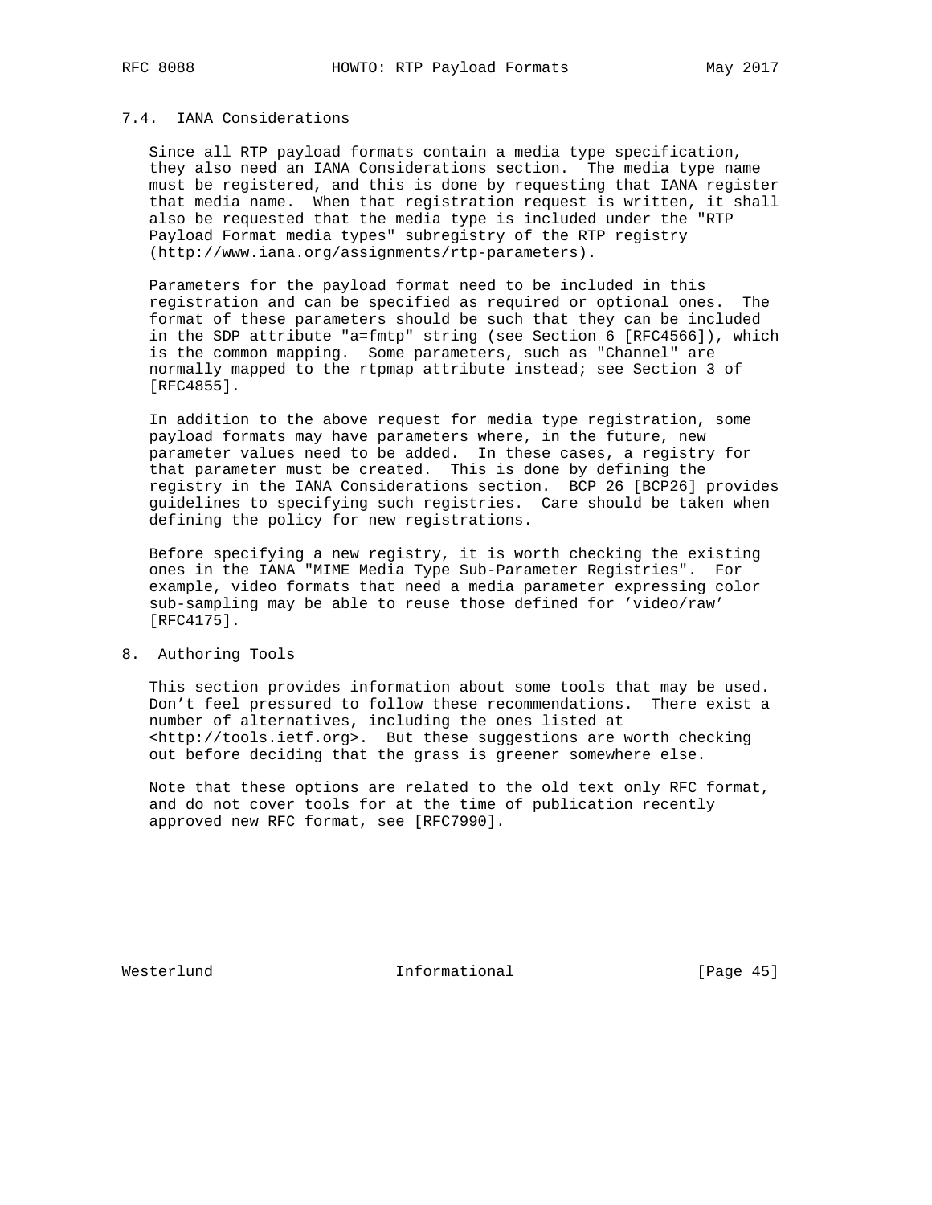### 7.4. IANA Considerations

Since all RTP payload formats contain a media type specification, they also need an IANA Considerations section. The media type name must be registered, and this is done by requesting that IANA register that media name. When that registration request is written, it shall also be requested that the media type is included under the "RTP Payload Format media types" subregistry of the RTP registry (http://www.iana.org/assignments/rtp-parameters).

Parameters for the payload format need to be included in this registration and can be specified as required or optional ones. The format of these parameters should be such that they can be included in the SDP attribute "a=fmtp" string (see Section 6 [RFC4566]), which is the common mapping. Some parameters, such as "Channel" are normally mapped to the rtpmap attribute instead; see Section 3 of [RFC4855].

In addition to the above request for media type registration, some payload formats may have parameters where, in the future, new parameter values need to be added. In these cases, a registry for that parameter must be created. This is done by defining the registry in the IANA Considerations section. BCP 26 [BCP26] provides guidelines to specifying such registries. Care should be taken when defining the policy for new registrations.

Before specifying a new registry, it is worth checking the existing ones in the IANA "MIME Media Type Sub-Parameter Registries". For example, video formats that need a media parameter expressing color sub-sampling may be able to reuse those defined for 'video/raw' [RFC4175].

## 8. Authoring Tools

This section provides information about some tools that may be used. Don't feel pressured to follow these recommendations. There exist a number of alternatives, including the ones listed at <http://tools.ietf.org>. But these suggestions are worth checking out before deciding that the grass is greener somewhere else.

Note that these options are related to the old text only RFC format, and do not cover tools for at the time of publication recently approved new RFC format, see [RFC7990].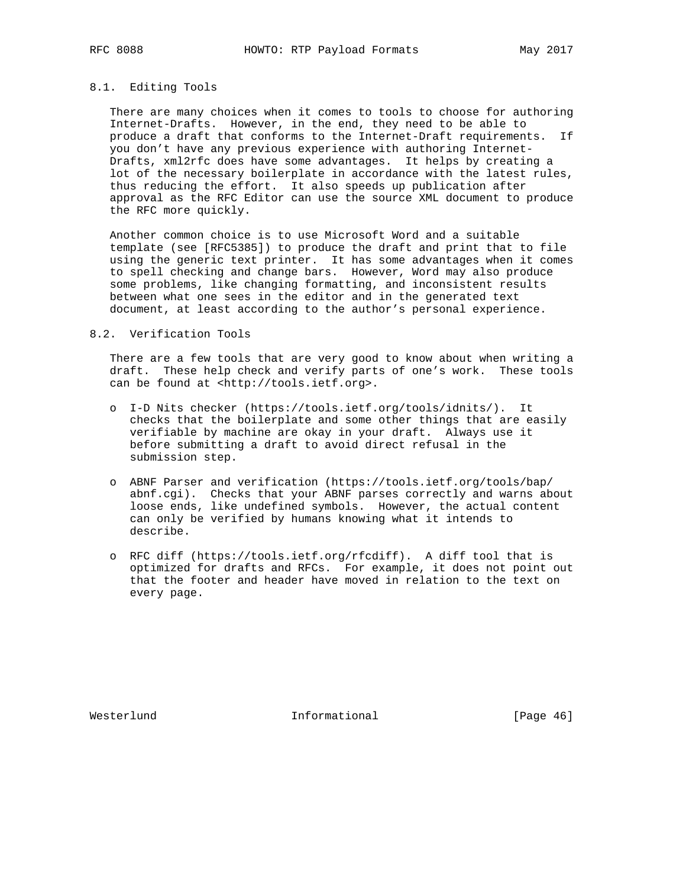### 8.1. Editing Tools

There are many choices when it comes to tools to choose for authoring Internet-Drafts. However, in the end, they need to be able to produce a draft that conforms to the Internet-Draft requirements. If you don’t have any previous experience with authoring Internet-Drafts, xml2rfc does have some advantages. It helps by creating a lot of the necessary boilerplate in accordance with the latest rules, thus reducing the effort. It also speeds up publication after approval as the RFC Editor can use the source XML document to produce the RFC more quickly.

Another common choice is to use Microsoft Word and a suitable template (see [RFC5385]) to produce the draft and print that to file using the generic text printer. It has some advantages when it comes to spell checking and change bars. However, Word may also produce some problems, like changing formatting, and inconsistent results between what one sees in the editor and in the generated text document, at least according to the author’s personal experience.

### 8.2. Verification Tools

There are a few tools that are very good to know about when writing a draft. These help check and verify parts of one’s work. These tools can be found at <http://tools.ietf.org>.

- I-D Nits checker (https://tools.ietf.org/tools/idnits/). It checks that the boilerplate and some other things that are easily verifiable by machine are okay in your draft. Always use it before submitting a draft to avoid direct refusal in the submission step.

- ABNF Parser and verification (https://tools.ietf.org/tools/bap/abnf.cgi). Checks that your ABNF parses correctly and warns about loose ends, like undefined symbols. However, the actual content can only be verified by humans knowing what it intends to describe.

- RFC diff (https://tools.ietf.org/rfcdiff). A diff tool that is optimized for drafts and RFCs. For example, it does not point out that the footer and header have moved in relation to the text on every page.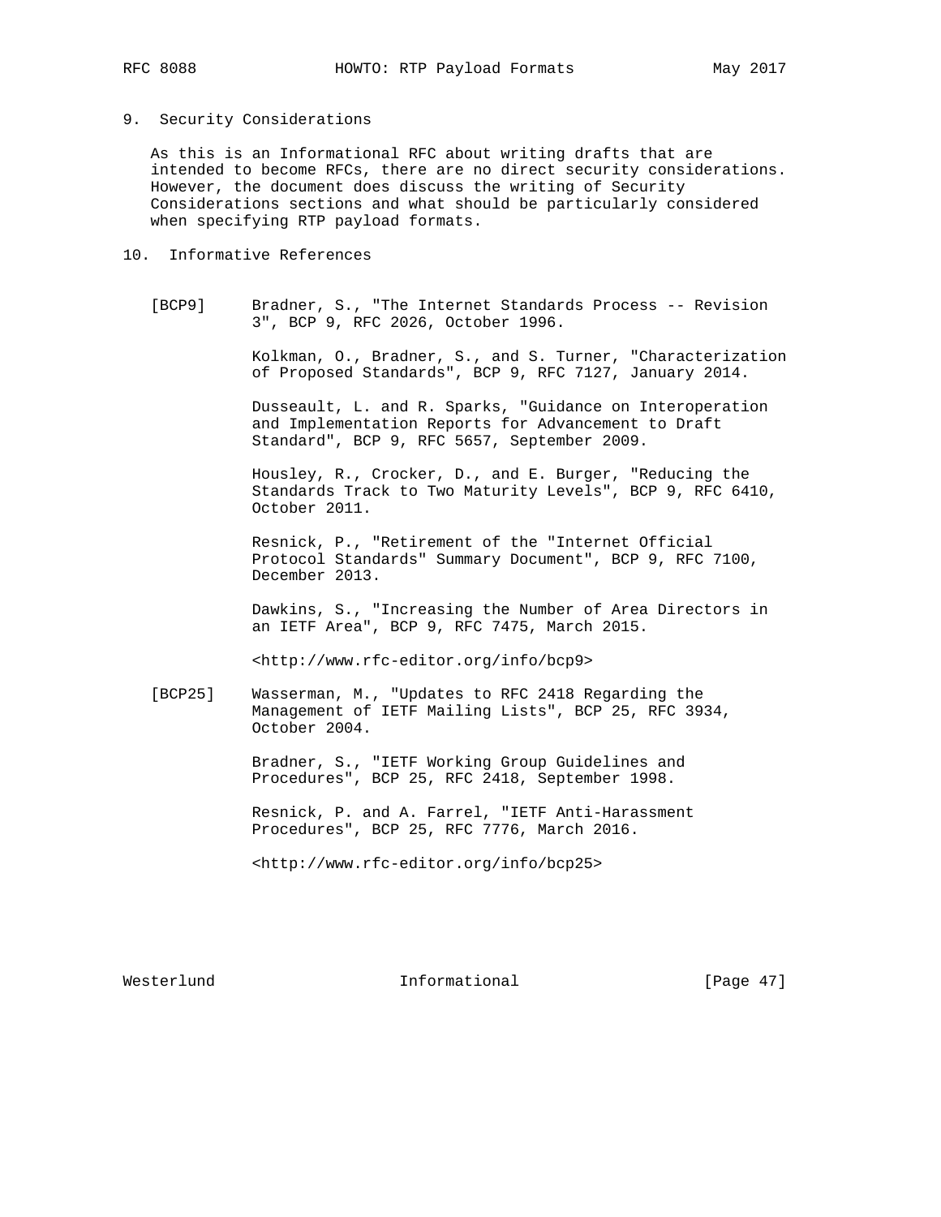## 9. Security Considerations

As this is an Informational RFC about writing drafts that are intended to become RFCs, there are no direct security considerations. However, the document does discuss the writing of Security Considerations sections and what should be particularly considered when specifying RTP payload formats.

## 10. Informative References

[BCP9] Bradner, S., "The Internet Standards Process -- Revision 3", BCP 9, RFC 2026, October 1996.

Kolkman, O., Bradner, S., and S. Turner, "Characterization of Proposed Standards", BCP 9, RFC 7127, January 2014.

Dusseault, L. and R. Sparks, "Guidance on Interoperation and Implementation Reports for Advancement to Draft Standard", BCP 9, RFC 5657, September 2009.

Housley, R., Crocker, D., and E. Burger, "Reducing the Standards Track to Two Maturity Levels", BCP 9, RFC 6410, October 2011.

Resnick, P., "Retirement of the "Internet Official Protocol Standards" Summary Document", BCP 9, RFC 7100, December 2013.

Dawkins, S., "Increasing the Number of Area Directors in an IETF Area", BCP 9, RFC 7475, March 2015.

<http://www.rfc-editor.org/info/bcp9>

[BCP25] Wasserman, M., "Updates to RFC 2418 Regarding the Management of IETF Mailing Lists", BCP 25, RFC 3934, October 2004.

Bradner, S., "IETF Working Group Guidelines and Procedures", BCP 25, RFC 2418, September 1998.

Resnick, P. and A. Farrel, "IETF Anti-Harassment Procedures", BCP 25, RFC 7776, March 2016.

<http://www.rfc-editor.org/info/bcp25>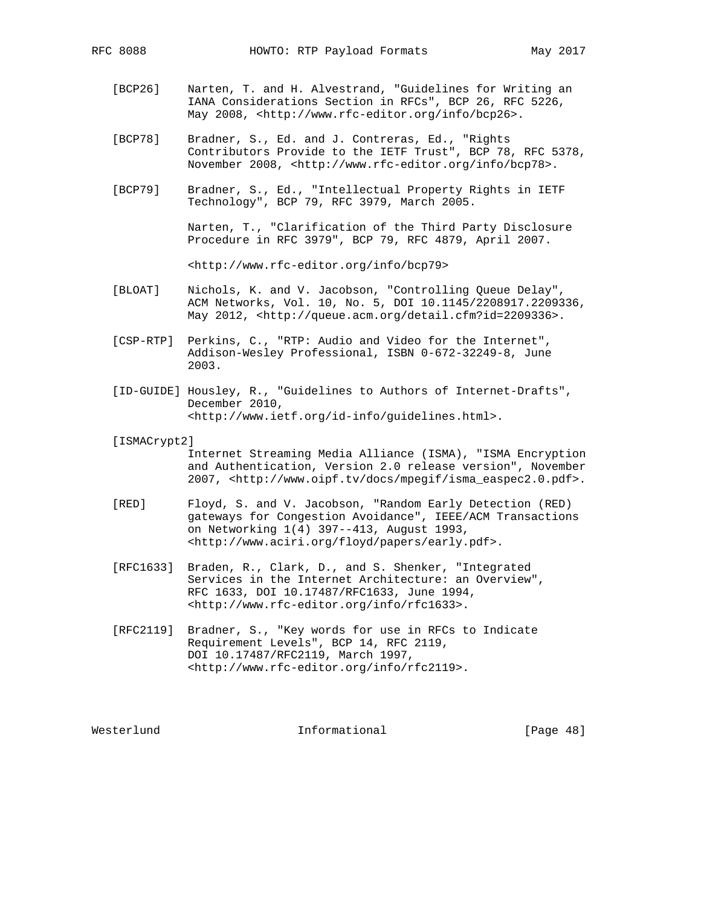[BCP26] Narten, T. and H. Alvestrand, "Guidelines for Writing an IANA Considerations Section in RFCs", BCP 26, RFC 5226, May 2008, <http://www.rfc-editor.org/info/bcp26>.

[BCP78] Bradner, S., Ed. and J. Contreras, Ed., "Rights Contributors Provide to the IETF Trust", BCP 78, RFC 5378, November 2008, <http://www.rfc-editor.org/info/bcp78>.

[BCP79] Bradner, S., Ed., "Intellectual Property Rights in IETF Technology", BCP 79, RFC 3979, March 2005.

Narten, T., "Clarification of the Third Party Disclosure Procedure in RFC 3979", BCP 79, RFC 4879, April 2007.

<http://www.rfc-editor.org/info/bcp79>

[BLOAT] Nichols, K. and V. Jacobson, "Controlling Queue Delay", ACM Networks, Vol. 10, No. 5, DOI 10.1145/2208917.2209336, May 2012, <http://queue.acm.org/detail.cfm?id=2209336>.

[CSP-RTP] Perkins, C., "RTP: Audio and Video for the Internet", Addison-Wesley Professional, ISBN 0-672-32249-8, June 2003.

[ID-GUIDE] Housley, R., "Guidelines to Authors of Internet-Drafts", December 2010, <http://www.ietf.org/id-info/guidelines.html>.

[ISMACrypt2] Internet Streaming Media Alliance (ISMA), "ISMA Encryption and Authentication, Version 2.0 release version", November 2007, <http://www.oipf.tv/docs/mpegif/isma_easpec2.0.pdf>.

[RED] Floyd, S. and V. Jacobson, "Random Early Detection (RED) gateways for Congestion Avoidance", IEEE/ACM Transactions on Networking 1(4) 397--413, August 1993, <http://www.aciri.org/floyd/papers/early.pdf>.

[RFC1633] Braden, R., Clark, D., and S. Shenker, "Integrated Services in the Internet Architecture: an Overview", RFC 1633, DOI 10.17487/RFC1633, June 1994, <http://www.rfc-editor.org/info/rfc1633>.

[RFC2119] Bradner, S., "Key words for use in RFCs to Indicate Requirement Levels", BCP 14, RFC 2119, DOI 10.17487/RFC2119, March 1997, <http://www.rfc-editor.org/info/rfc2119>.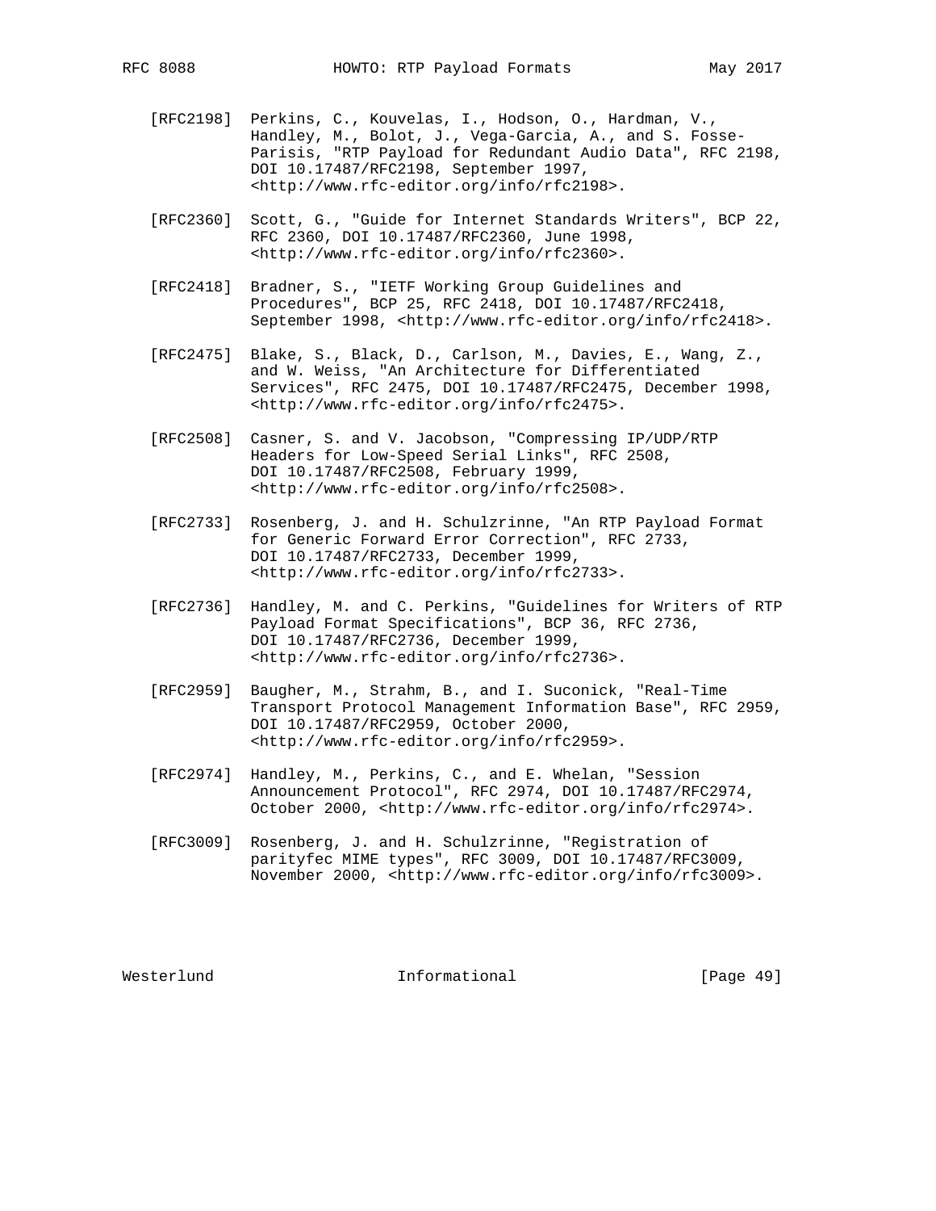[RFC2198] Perkins, C., Kouvelas, I., Hodson, O., Hardman, V., Handley, M., Bolot, J., Vega-Garcia, A., and S. Fosse-Parisis, "RTP Payload for Redundant Audio Data", RFC 2198, DOI 10.17487/RFC2198, September 1997, <http://www.rfc-editor.org/info/rfc2198>.

[RFC2360] Scott, G., "Guide for Internet Standards Writers", BCP 22, RFC 2360, DOI 10.17487/RFC2360, June 1998, <http://www.rfc-editor.org/info/rfc2360>.

[RFC2418] Bradner, S., "IETF Working Group Guidelines and Procedures", BCP 25, RFC 2418, DOI 10.17487/RFC2418, September 1998, <http://www.rfc-editor.org/info/rfc2418>.

[RFC2475] Blake, S., Black, D., Carlson, M., Davies, E., Wang, Z., and W. Weiss, "An Architecture for Differentiated Services", RFC 2475, DOI 10.17487/RFC2475, December 1998, <http://www.rfc-editor.org/info/rfc2475>.

[RFC2508] Casner, S. and V. Jacobson, "Compressing IP/UDP/RTP Headers for Low-Speed Serial Links", RFC 2508, DOI 10.17487/RFC2508, February 1999, <http://www.rfc-editor.org/info/rfc2508>.

[RFC2733] Rosenberg, J. and H. Schulzrinne, "An RTP Payload Format for Generic Forward Error Correction", RFC 2733, DOI 10.17487/RFC2733, December 1999, <http://www.rfc-editor.org/info/rfc2733>.

[RFC2736] Handley, M. and C. Perkins, "Guidelines for Writers of RTP Payload Format Specifications", BCP 36, RFC 2736, DOI 10.17487/RFC2736, December 1999, <http://www.rfc-editor.org/info/rfc2736>.

[RFC2959] Baugher, M., Strahm, B., and I. Suconick, "Real-Time Transport Protocol Management Information Base", RFC 2959, DOI 10.17487/RFC2959, October 2000, <http://www.rfc-editor.org/info/rfc2959>.

[RFC2974] Handley, M., Perkins, C., and E. Whelan, "Session Announcement Protocol", RFC 2974, DOI 10.17487/RFC2974, October 2000, <http://www.rfc-editor.org/info/rfc2974>.

[RFC3009] Rosenberg, J. and H. Schulzrinne, "Registration of parityfec MIME types", RFC 3009, DOI 10.17487/RFC3009, November 2000, <http://www.rfc-editor.org/info/rfc3009>.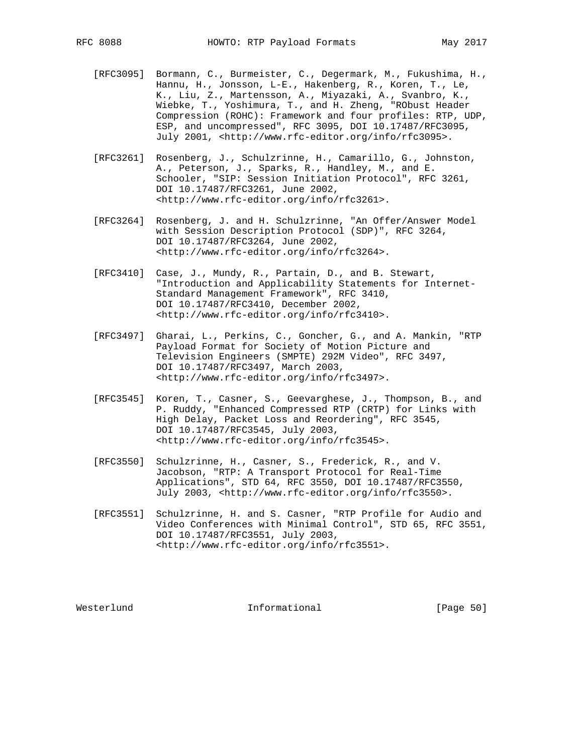[RFC3095] Bormann, C., Burmeister, C., Degermark, M., Fukushima, H., Hannu, H., Jonsson, L-E., Hakenberg, R., Koren, T., Le, K., Liu, Z., Martensson, A., Miyazaki, A., Svanbro, K., Wiebke, T., Yoshimura, T., and H. Zheng, "RObust Header Compression (ROHC): Framework and four profiles: RTP, UDP, ESP, and uncompressed", RFC 3095, DOI 10.17487/RFC3095, July 2001, <http://www.rfc-editor.org/info/rfc3095>.

[RFC3261] Rosenberg, J., Schulzrinne, H., Camarillo, G., Johnston, A., Peterson, J., Sparks, R., Handley, M., and E. Schooler, "SIP: Session Initiation Protocol", RFC 3261, DOI 10.17487/RFC3261, June 2002, <http://www.rfc-editor.org/info/rfc3261>.

[RFC3264] Rosenberg, J. and H. Schulzrinne, "An Offer/Answer Model with Session Description Protocol (SDP)", RFC 3264, DOI 10.17487/RFC3264, June 2002, <http://www.rfc-editor.org/info/rfc3264>.

[RFC3410] Case, J., Mundy, R., Partain, D., and B. Stewart, "Introduction and Applicability Statements for Internet-Standard Management Framework", RFC 3410, DOI 10.17487/RFC3410, December 2002, <http://www.rfc-editor.org/info/rfc3410>.

[RFC3497] Gharai, L., Perkins, C., Goncher, G., and A. Mankin, "RTP Payload Format for Society of Motion Picture and Television Engineers (SMPTE) 292M Video", RFC 3497, DOI 10.17487/RFC3497, March 2003, <http://www.rfc-editor.org/info/rfc3497>.

[RFC3545] Koren, T., Casner, S., Geevarghese, J., Thompson, B., and P. Ruddy, "Enhanced Compressed RTP (CRTP) for Links with High Delay, Packet Loss and Reordering", RFC 3545, DOI 10.17487/RFC3545, July 2003, <http://www.rfc-editor.org/info/rfc3545>.

[RFC3550] Schulzrinne, H., Casner, S., Frederick, R., and V. Jacobson, "RTP: A Transport Protocol for Real-Time Applications", STD 64, RFC 3550, DOI 10.17487/RFC3550, July 2003, <http://www.rfc-editor.org/info/rfc3550>.

[RFC3551] Schulzrinne, H. and S. Casner, "RTP Profile for Audio and Video Conferences with Minimal Control", STD 65, RFC 3551, DOI 10.17487/RFC3551, July 2003, <http://www.rfc-editor.org/info/rfc3551>.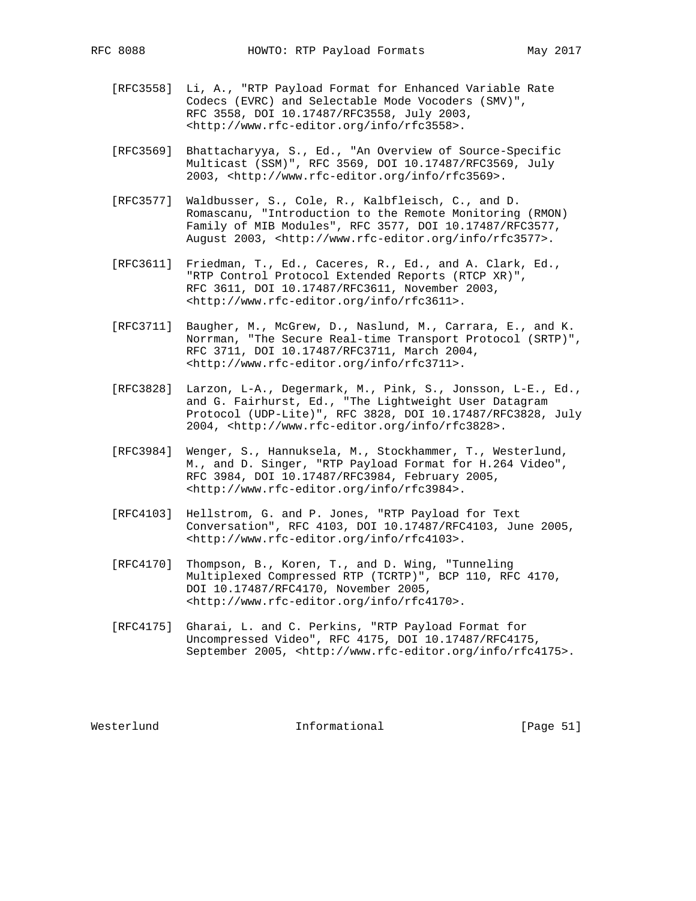[RFC3558] Li, A., "RTP Payload Format for Enhanced Variable Rate Codecs (EVRC) and Selectable Mode Vocoders (SMV)", RFC 3558, DOI 10.17487/RFC3558, July 2003, <http://www.rfc-editor.org/info/rfc3558>.

[RFC3569] Bhattacharyya, S., Ed., "An Overview of Source-Specific Multicast (SSM)", RFC 3569, DOI 10.17487/RFC3569, July 2003, <http://www.rfc-editor.org/info/rfc3569>.

[RFC3577] Waldbusser, S., Cole, R., Kalbfleisch, C., and D. Romascanu, "Introduction to the Remote Monitoring (RMON) Family of MIB Modules", RFC 3577, DOI 10.17487/RFC3577, August 2003, <http://www.rfc-editor.org/info/rfc3577>.

[RFC3611] Friedman, T., Ed., Caceres, R., Ed., and A. Clark, Ed., "RTP Control Protocol Extended Reports (RTCP XR)", RFC 3611, DOI 10.17487/RFC3611, November 2003, <http://www.rfc-editor.org/info/rfc3611>.

[RFC3711] Baugher, M., McGrew, D., Naslund, M., Carrara, E., and K. Norrman, "The Secure Real-time Transport Protocol (SRTP)", RFC 3711, DOI 10.17487/RFC3711, March 2004, <http://www.rfc-editor.org/info/rfc3711>.

[RFC3828] Larzon, L-A., Degermark, M., Pink, S., Jonsson, L-E., Ed., and G. Fairhurst, Ed., "The Lightweight User Datagram Protocol (UDP-Lite)", RFC 3828, DOI 10.17487/RFC3828, July 2004, <http://www.rfc-editor.org/info/rfc3828>.

[RFC3984] Wenger, S., Hannuksela, M., Stockhammer, T., Westerlund, M., and D. Singer, "RTP Payload Format for H.264 Video", RFC 3984, DOI 10.17487/RFC3984, February 2005, <http://www.rfc-editor.org/info/rfc3984>.

[RFC4103] Hellstrom, G. and P. Jones, "RTP Payload for Text Conversation", RFC 4103, DOI 10.17487/RFC4103, June 2005, <http://www.rfc-editor.org/info/rfc4103>.

[RFC4170] Thompson, B., Koren, T., and D. Wing, "Tunneling Multiplexed Compressed RTP (TCRTP)", BCP 110, RFC 4170, DOI 10.17487/RFC4170, November 2005, <http://www.rfc-editor.org/info/rfc4170>.

[RFC4175] Gharai, L. and C. Perkins, "RTP Payload Format for Uncompressed Video", RFC 4175, DOI 10.17487/RFC4175, September 2005, <http://www.rfc-editor.org/info/rfc4175>.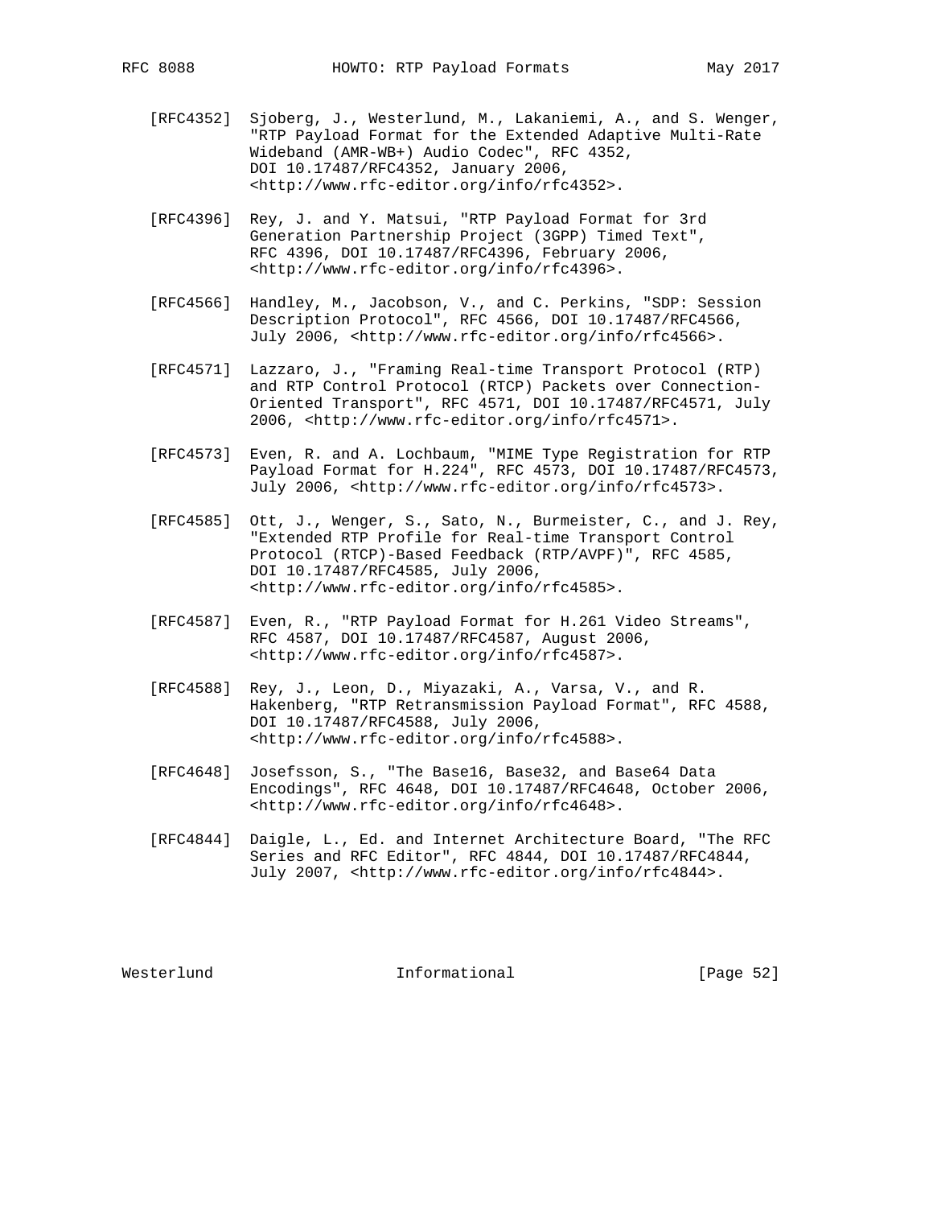[RFC4352] Sjoberg, J., Westerlund, M., Lakaniemi, A., and S. Wenger, "RTP Payload Format for the Extended Adaptive Multi-Rate Wideband (AMR-WB+) Audio Codec", RFC 4352, DOI 10.17487/RFC4352, January 2006, <http://www.rfc-editor.org/info/rfc4352>.

[RFC4396] Rey, J. and Y. Matsui, "RTP Payload Format for 3rd Generation Partnership Project (3GPP) Timed Text", RFC 4396, DOI 10.17487/RFC4396, February 2006, <http://www.rfc-editor.org/info/rfc4396>.

[RFC4566] Handley, M., Jacobson, V., and C. Perkins, "SDP: Session Description Protocol", RFC 4566, DOI 10.17487/RFC4566, July 2006, <http://www.rfc-editor.org/info/rfc4566>.

[RFC4571] Lazzaro, J., "Framing Real-time Transport Protocol (RTP) and RTP Control Protocol (RTCP) Packets over Connection-Oriented Transport", RFC 4571, DOI 10.17487/RFC4571, July 2006, <http://www.rfc-editor.org/info/rfc4571>.

[RFC4573] Even, R. and A. Lochbaum, "MIME Type Registration for RTP Payload Format for H.224", RFC 4573, DOI 10.17487/RFC4573, July 2006, <http://www.rfc-editor.org/info/rfc4573>.

[RFC4585] Ott, J., Wenger, S., Sato, N., Burmeister, C., and J. Rey, "Extended RTP Profile for Real-time Transport Control Protocol (RTCP)-Based Feedback (RTP/AVPF)", RFC 4585, DOI 10.17487/RFC4585, July 2006, <http://www.rfc-editor.org/info/rfc4585>.

[RFC4587] Even, R., "RTP Payload Format for H.261 Video Streams", RFC 4587, DOI 10.17487/RFC4587, August 2006, <http://www.rfc-editor.org/info/rfc4587>.

[RFC4588] Rey, J., Leon, D., Miyazaki, A., Varsa, V., and R. Hakenberg, "RTP Retransmission Payload Format", RFC 4588, DOI 10.17487/RFC4588, July 2006, <http://www.rfc-editor.org/info/rfc4588>.

[RFC4648] Josefsson, S., "The Base16, Base32, and Base64 Data Encodings", RFC 4648, DOI 10.17487/RFC4648, October 2006, <http://www.rfc-editor.org/info/rfc4648>.

[RFC4844] Daigle, L., Ed. and Internet Architecture Board, "The RFC Series and RFC Editor", RFC 4844, DOI 10.17487/RFC4844, July 2007, <http://www.rfc-editor.org/info/rfc4844>.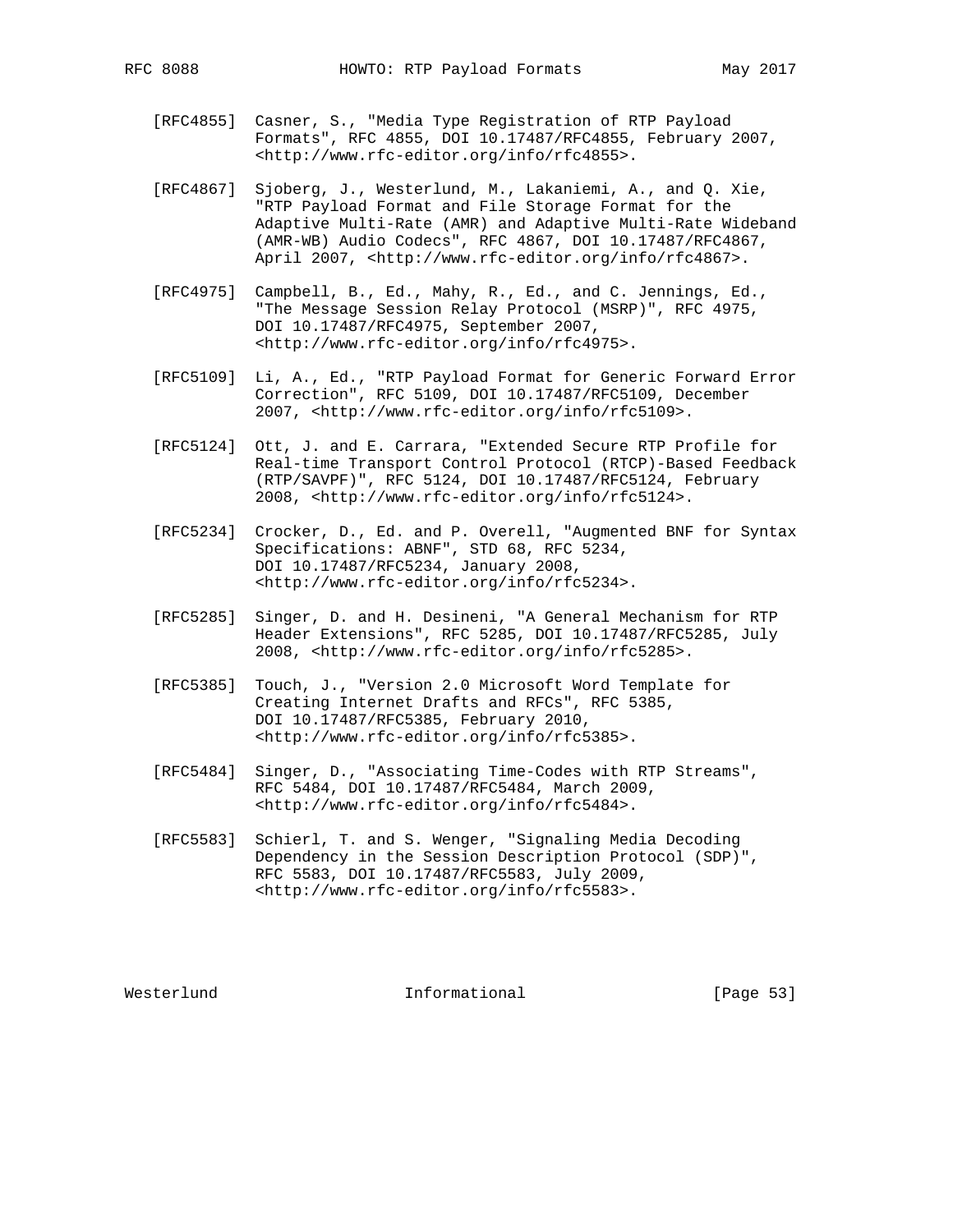[RFC4855] Casner, S., "Media Type Registration of RTP Payload Formats", RFC 4855, DOI 10.17487/RFC4855, February 2007, <http://www.rfc-editor.org/info/rfc4855>.

[RFC4867] Sjoberg, J., Westerlund, M., Lakaniemi, A., and Q. Xie, "RTP Payload Format and File Storage Format for the Adaptive Multi-Rate (AMR) and Adaptive Multi-Rate Wideband (AMR-WB) Audio Codecs", RFC 4867, DOI 10.17487/RFC4867, April 2007, <http://www.rfc-editor.org/info/rfc4867>.

[RFC4975] Campbell, B., Ed., Mahy, R., Ed., and C. Jennings, Ed., "The Message Session Relay Protocol (MSRP)", RFC 4975, DOI 10.17487/RFC4975, September 2007, <http://www.rfc-editor.org/info/rfc4975>.

[RFC5109] Li, A., Ed., "RTP Payload Format for Generic Forward Error Correction", RFC 5109, DOI 10.17487/RFC5109, December 2007, <http://www.rfc-editor.org/info/rfc5109>.

[RFC5124] Ott, J. and E. Carrara, "Extended Secure RTP Profile for Real-time Transport Control Protocol (RTCP)-Based Feedback (RTP/SAVPF)", RFC 5124, DOI 10.17487/RFC5124, February 2008, <http://www.rfc-editor.org/info/rfc5124>.

[RFC5234] Crocker, D., Ed. and P. Overell, "Augmented BNF for Syntax Specifications: ABNF", STD 68, RFC 5234, DOI 10.17487/RFC5234, January 2008, <http://www.rfc-editor.org/info/rfc5234>.

[RFC5285] Singer, D. and H. Desineni, "A General Mechanism for RTP Header Extensions", RFC 5285, DOI 10.17487/RFC5285, July 2008, <http://www.rfc-editor.org/info/rfc5285>.

[RFC5385] Touch, J., "Version 2.0 Microsoft Word Template for Creating Internet Drafts and RFCs", RFC 5385, DOI 10.17487/RFC5385, February 2010, <http://www.rfc-editor.org/info/rfc5385>.

[RFC5484] Singer, D., "Associating Time-Codes with RTP Streams", RFC 5484, DOI 10.17487/RFC5484, March 2009, <http://www.rfc-editor.org/info/rfc5484>.

[RFC5583] Schierl, T. and S. Wenger, "Signaling Media Decoding Dependency in the Session Description Protocol (SDP)", RFC 5583, DOI 10.17487/RFC5583, July 2009, <http://www.rfc-editor.org/info/rfc5583>.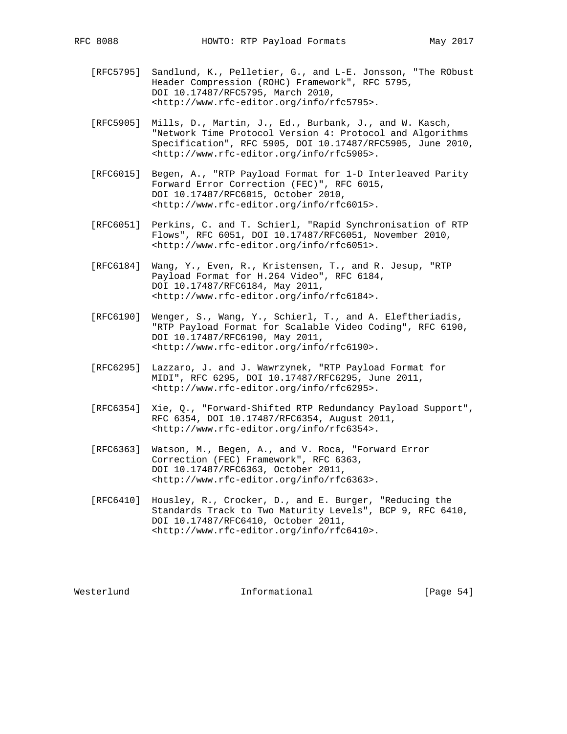[RFC5795] Sandlund, K., Pelletier, G., and L-E. Jonsson, "The RObust Header Compression (ROHC) Framework", RFC 5795, DOI 10.17487/RFC5795, March 2010, <http://www.rfc-editor.org/info/rfc5795>.

[RFC5905] Mills, D., Martin, J., Ed., Burbank, J., and W. Kasch, "Network Time Protocol Version 4: Protocol and Algorithms Specification", RFC 5905, DOI 10.17487/RFC5905, June 2010, <http://www.rfc-editor.org/info/rfc5905>.

[RFC6015] Begen, A., "RTP Payload Format for 1-D Interleaved Parity Forward Error Correction (FEC)", RFC 6015, DOI 10.17487/RFC6015, October 2010, <http://www.rfc-editor.org/info/rfc6015>.

[RFC6051] Perkins, C. and T. Schierl, "Rapid Synchronisation of RTP Flows", RFC 6051, DOI 10.17487/RFC6051, November 2010, <http://www.rfc-editor.org/info/rfc6051>.

[RFC6184] Wang, Y., Even, R., Kristensen, T., and R. Jesup, "RTP Payload Format for H.264 Video", RFC 6184, DOI 10.17487/RFC6184, May 2011, <http://www.rfc-editor.org/info/rfc6184>.

[RFC6190] Wenger, S., Wang, Y., Schierl, T., and A. Eleftheriadis, "RTP Payload Format for Scalable Video Coding", RFC 6190, DOI 10.17487/RFC6190, May 2011, <http://www.rfc-editor.org/info/rfc6190>.

[RFC6295] Lazzaro, J. and J. Wawrzynek, "RTP Payload Format for MIDI", RFC 6295, DOI 10.17487/RFC6295, June 2011, <http://www.rfc-editor.org/info/rfc6295>.

[RFC6354] Xie, Q., "Forward-Shifted RTP Redundancy Payload Support", RFC 6354, DOI 10.17487/RFC6354, August 2011, <http://www.rfc-editor.org/info/rfc6354>.

[RFC6363] Watson, M., Begen, A., and V. Roca, "Forward Error Correction (FEC) Framework", RFC 6363, DOI 10.17487/RFC6363, October 2011, <http://www.rfc-editor.org/info/rfc6363>.

[RFC6410] Housley, R., Crocker, D., and E. Burger, "Reducing the Standards Track to Two Maturity Levels", BCP 9, RFC 6410, DOI 10.17487/RFC6410, October 2011, <http://www.rfc-editor.org/info/rfc6410>.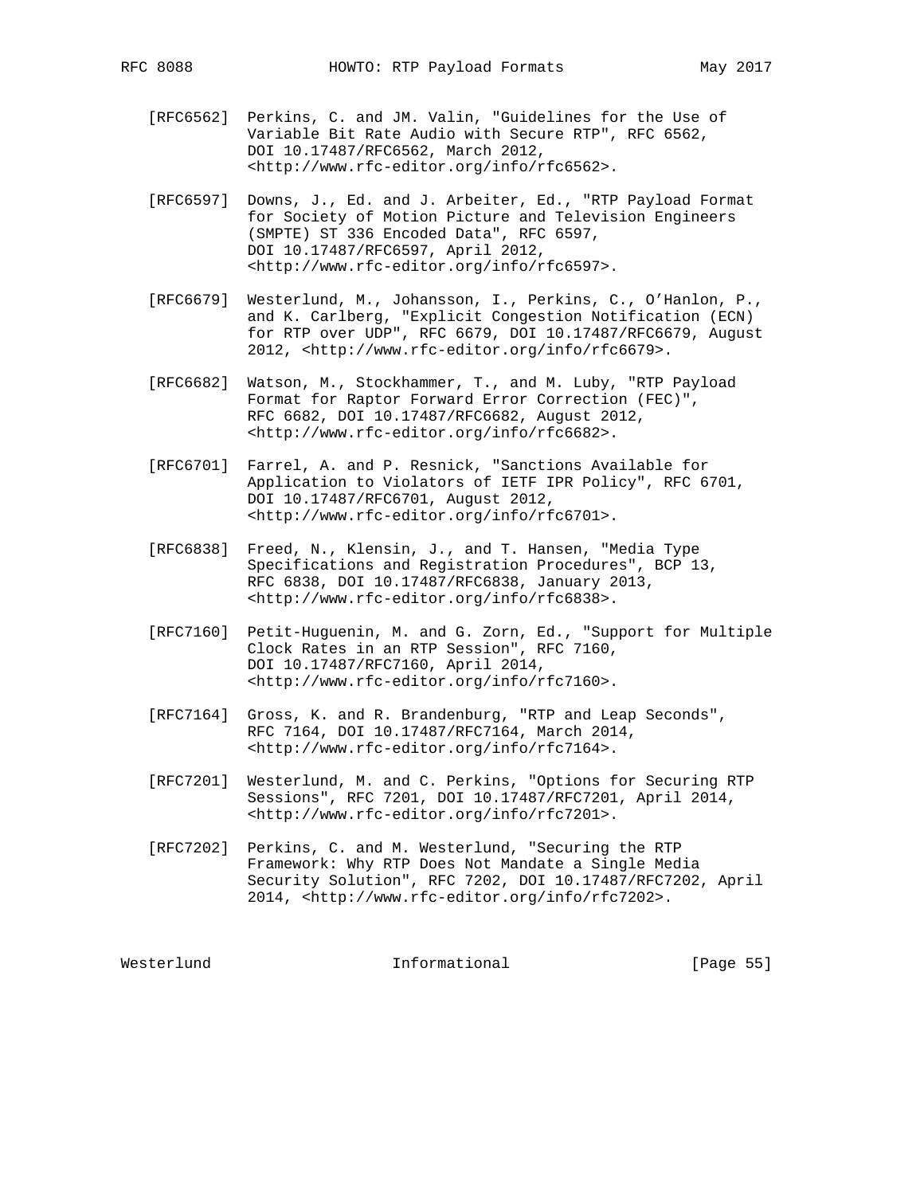[RFC6562] Perkins, C. and JM. Valin, "Guidelines for the Use of Variable Bit Rate Audio with Secure RTP", RFC 6562, DOI 10.17487/RFC6562, March 2012, <http://www.rfc-editor.org/info/rfc6562>.

[RFC6597] Downs, J., Ed. and J. Arbeiter, Ed., "RTP Payload Format for Society of Motion Picture and Television Engineers (SMPTE) ST 336 Encoded Data", RFC 6597, DOI 10.17487/RFC6597, April 2012, <http://www.rfc-editor.org/info/rfc6597>.

[RFC6679] Westerlund, M., Johansson, I., Perkins, C., O'Hanlon, P., and K. Carlberg, "Explicit Congestion Notification (ECN) for RTP over UDP", RFC 6679, DOI 10.17487/RFC6679, August 2012, <http://www.rfc-editor.org/info/rfc6679>.

[RFC6682] Watson, M., Stockhammer, T., and M. Luby, "RTP Payload Format for Raptor Forward Error Correction (FEC)", RFC 6682, DOI 10.17487/RFC6682, August 2012, <http://www.rfc-editor.org/info/rfc6682>.

[RFC6701] Farrel, A. and P. Resnick, "Sanctions Available for Application to Violators of IETF IPR Policy", RFC 6701, DOI 10.17487/RFC6701, August 2012, <http://www.rfc-editor.org/info/rfc6701>.

[RFC6838] Freed, N., Klensin, J., and T. Hansen, "Media Type Specifications and Registration Procedures", BCP 13, RFC 6838, DOI 10.17487/RFC6838, January 2013, <http://www.rfc-editor.org/info/rfc6838>.

[RFC7160] Petit-Huguenin, M. and G. Zorn, Ed., "Support for Multiple Clock Rates in an RTP Session", RFC 7160, DOI 10.17487/RFC7160, April 2014, <http://www.rfc-editor.org/info/rfc7160>.

[RFC7164] Gross, K. and R. Brandenburg, "RTP and Leap Seconds", RFC 7164, DOI 10.17487/RFC7164, March 2014, <http://www.rfc-editor.org/info/rfc7164>.

[RFC7201] Westerlund, M. and C. Perkins, "Options for Securing RTP Sessions", RFC 7201, DOI 10.17487/RFC7201, April 2014, <http://www.rfc-editor.org/info/rfc7201>.

[RFC7202] Perkins, C. and M. Westerlund, "Securing the RTP Framework: Why RTP Does Not Mandate a Single Media Security Solution", RFC 7202, DOI 10.17487/RFC7202, April 2014, <http://www.rfc-editor.org/info/rfc7202>.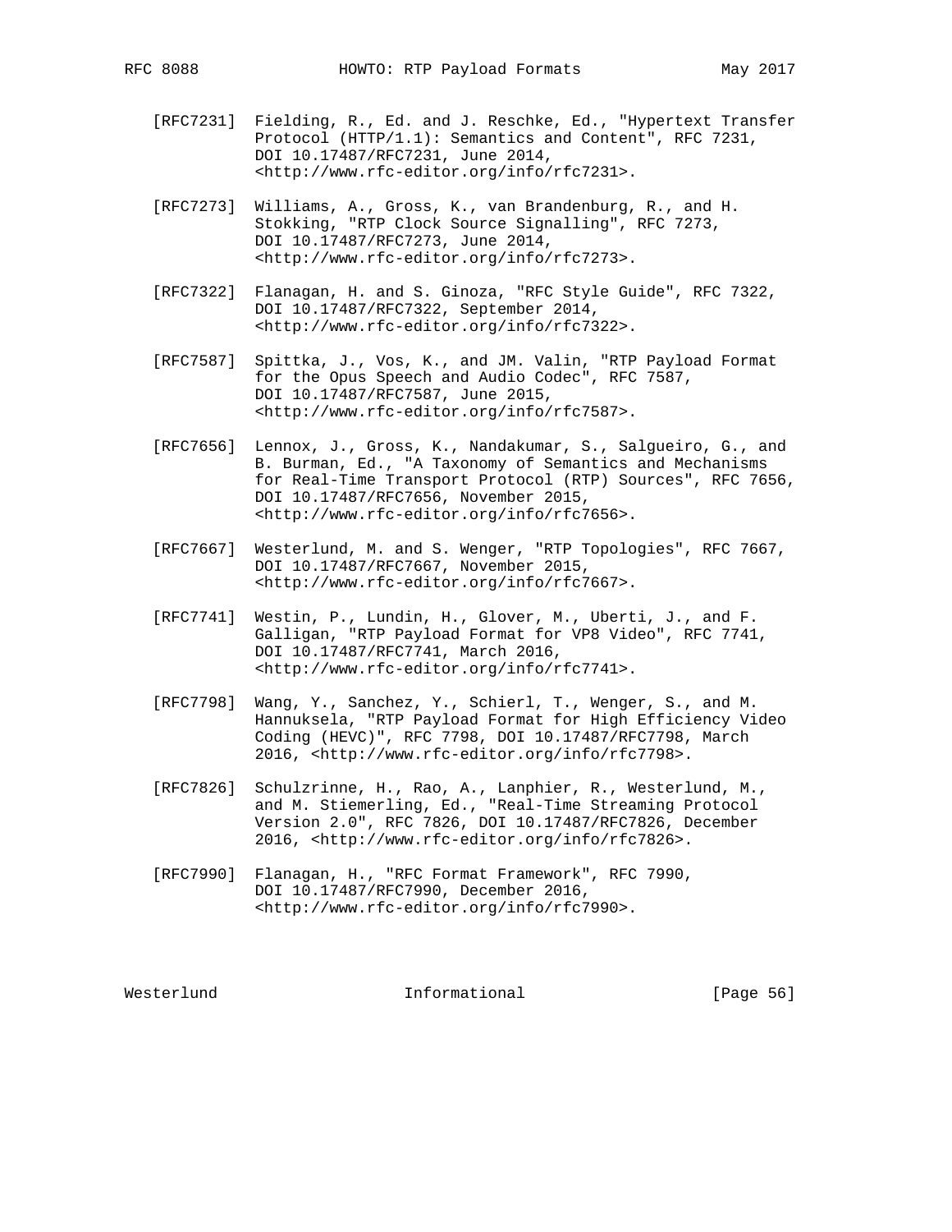[RFC7231] Fielding, R., Ed. and J. Reschke, Ed., "Hypertext Transfer Protocol (HTTP/1.1): Semantics and Content", RFC 7231, DOI 10.17487/RFC7231, June 2014, <http://www.rfc-editor.org/info/rfc7231>.

[RFC7273] Williams, A., Gross, K., van Brandenburg, R., and H. Stokking, "RTP Clock Source Signalling", RFC 7273, DOI 10.17487/RFC7273, June 2014, <http://www.rfc-editor.org/info/rfc7273>.

[RFC7322] Flanagan, H. and S. Ginoza, "RFC Style Guide", RFC 7322, DOI 10.17487/RFC7322, September 2014, <http://www.rfc-editor.org/info/rfc7322>.

[RFC7587] Spittka, J., Vos, K., and JM. Valin, "RTP Payload Format for the Opus Speech and Audio Codec", RFC 7587, DOI 10.17487/RFC7587, June 2015, <http://www.rfc-editor.org/info/rfc7587>.

[RFC7656] Lennox, J., Gross, K., Nandakumar, S., Salgueiro, G., and B. Burman, Ed., "A Taxonomy of Semantics and Mechanisms for Real-Time Transport Protocol (RTP) Sources", RFC 7656, DOI 10.17487/RFC7656, November 2015, <http://www.rfc-editor.org/info/rfc7656>.

[RFC7667] Westerlund, M. and S. Wenger, "RTP Topologies", RFC 7667, DOI 10.17487/RFC7667, November 2015, <http://www.rfc-editor.org/info/rfc7667>.

[RFC7741] Westin, P., Lundin, H., Glover, M., Uberti, J., and F. Galligan, "RTP Payload Format for VP8 Video", RFC 7741, DOI 10.17487/RFC7741, March 2016, <http://www.rfc-editor.org/info/rfc7741>.

[RFC7798] Wang, Y., Sanchez, Y., Schierl, T., Wenger, S., and M. Hannuksela, "RTP Payload Format for High Efficiency Video Coding (HEVC)", RFC 7798, DOI 10.17487/RFC7798, March 2016, <http://www.rfc-editor.org/info/rfc7798>.

[RFC7826] Schulzrinne, H., Rao, A., Lanphier, R., Westerlund, M., and M. Stiemerling, Ed., "Real-Time Streaming Protocol Version 2.0", RFC 7826, DOI 10.17487/RFC7826, December 2016, <http://www.rfc-editor.org/info/rfc7826>.

[RFC7990] Flanagan, H., "RFC Format Framework", RFC 7990, DOI 10.17487/RFC7990, December 2016, <http://www.rfc-editor.org/info/rfc7990>.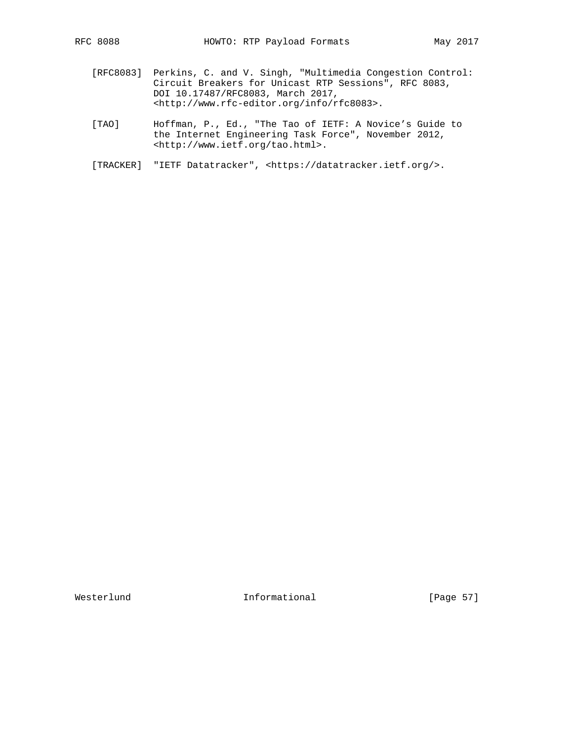[RFC8083] Perkins, C. and V. Singh, "Multimedia Congestion Control: Circuit Breakers for Unicast RTP Sessions", RFC 8083, DOI 10.17487/RFC8083, March 2017, <http://www.rfc-editor.org/info/rfc8083>.

[TAO] Hoffman, P., Ed., "The Tao of IETF: A Novice's Guide to the Internet Engineering Task Force", November 2012, <http://www.ietf.org/tao.html>.

[TRACKER] "IETF Datatracker", <https://datatracker.ietf.org/>.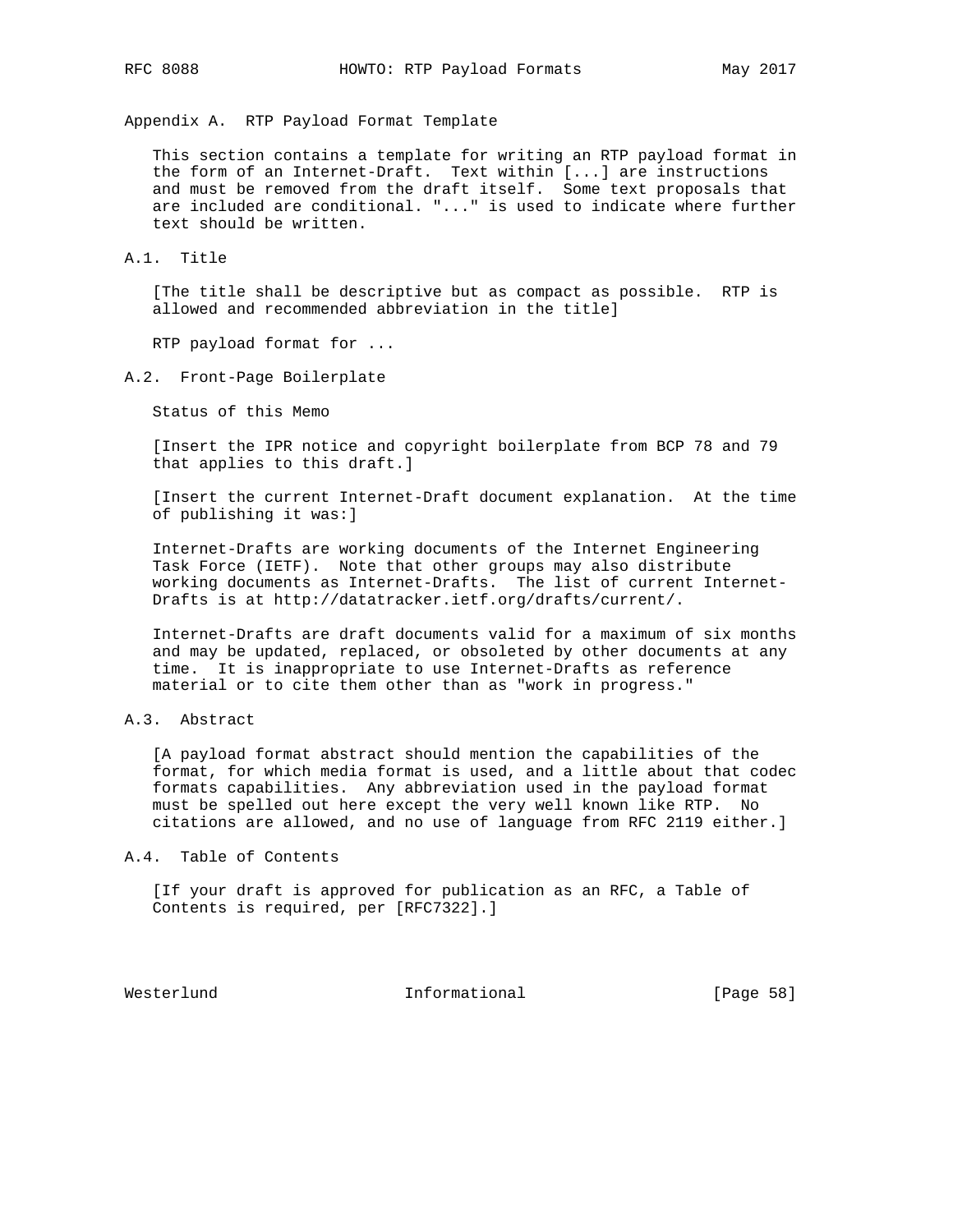## Appendix A. RTP Payload Format Template

This section contains a template for writing an RTP payload format in the form of an Internet-Draft. Text within [...] are instructions and must be removed from the draft itself. Some text proposals that are included are conditional. "..." is used to indicate where further text should be written.

### A.1. Title

[The title shall be descriptive but as compact as possible. RTP is allowed and recommended abbreviation in the title]

RTP payload format for ...

### A.2. Front-Page Boilerplate

Status of this Memo

[Insert the IPR notice and copyright boilerplate from BCP 78 and 79 that applies to this draft.]

[Insert the current Internet-Draft document explanation. At the time of publishing it was:]

Internet-Drafts are working documents of the Internet Engineering Task Force (IETF). Note that other groups may also distribute working documents as Internet-Drafts. The list of current Internet-Drafts is at http://datatracker.ietf.org/drafts/current/.

Internet-Drafts are draft documents valid for a maximum of six months and may be updated, replaced, or obsoleted by other documents at any time. It is inappropriate to use Internet-Drafts as reference material or to cite them other than as "work in progress."

### A.3. Abstract

[A payload format abstract should mention the capabilities of the format, for which media format is used, and a little about that codec formats capabilities. Any abbreviation used in the payload format must be spelled out here except the very well known like RTP. No citations are allowed, and no use of language from RFC 2119 either.]

### A.4. Table of Contents

[If your draft is approved for publication as an RFC, a Table of Contents is required, per [RFC7322].]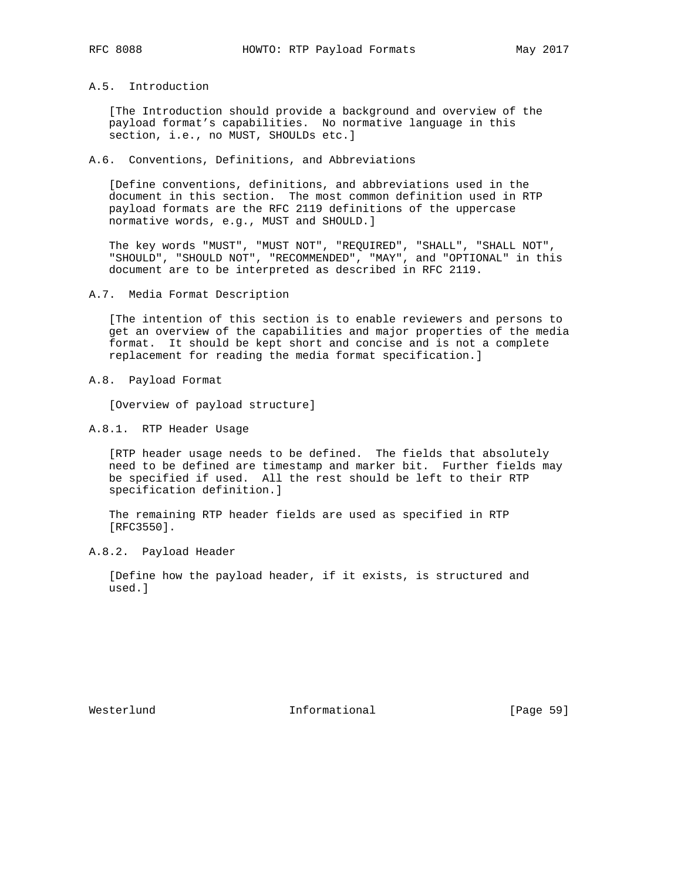## A.5. Introduction

[The Introduction should provide a background and overview of the payload format's capabilities. No normative language in this section, i.e., no MUST, SHOULDs etc.]

## A.6. Conventions, Definitions, and Abbreviations

[Define conventions, definitions, and abbreviations used in the document in this section. The most common definition used in RTP payload formats are the RFC 2119 definitions of the uppercase normative words, e.g., MUST and SHOULD.]

The key words "MUST", "MUST NOT", "REQUIRED", "SHALL", "SHALL NOT", "SHOULD", "SHOULD NOT", "RECOMMENDED", "MAY", and "OPTIONAL" in this document are to be interpreted as described in RFC 2119.

## A.7. Media Format Description

[The intention of this section is to enable reviewers and persons to get an overview of the capabilities and major properties of the media format. It should be kept short and concise and is not a complete replacement for reading the media format specification.]

## A.8. Payload Format

[Overview of payload structure]

### A.8.1. RTP Header Usage

[RTP header usage needs to be defined. The fields that absolutely need to be defined are timestamp and marker bit. Further fields may be specified if used. All the rest should be left to their RTP specification definition.]

The remaining RTP header fields are used as specified in RTP [RFC3550].

### A.8.2. Payload Header

[Define how the payload header, if it exists, is structured and used.]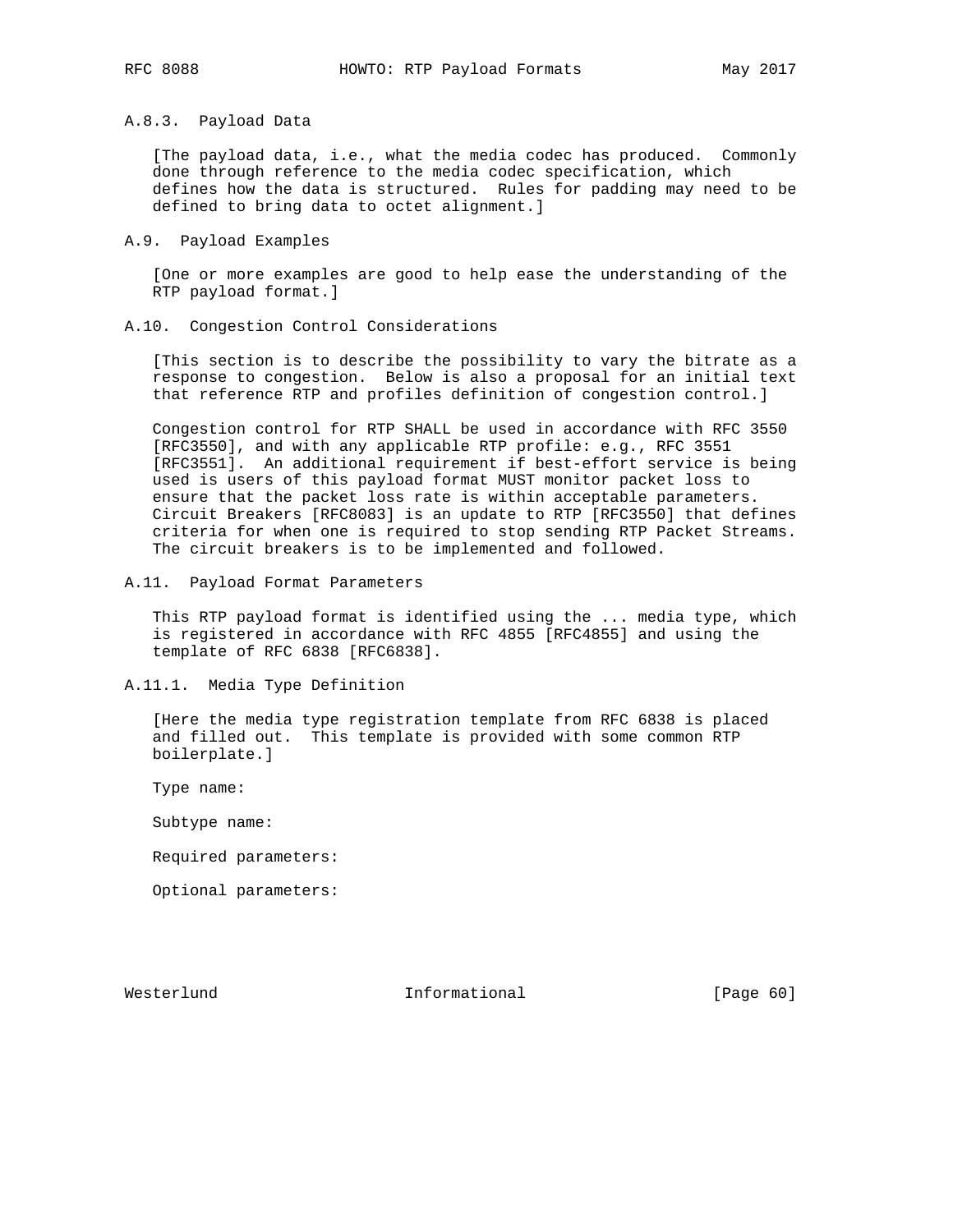### A.8.3. Payload Data

[The payload data, i.e., what the media codec has produced. Commonly done through reference to the media codec specification, which defines how the data is structured. Rules for padding may need to be defined to bring data to octet alignment.]

## A.9. Payload Examples

[One or more examples are good to help ease the understanding of the RTP payload format.]

## A.10. Congestion Control Considerations

[This section is to describe the possibility to vary the bitrate as a response to congestion. Below is also a proposal for an initial text that reference RTP and profiles definition of congestion control.]

Congestion control for RTP SHALL be used in accordance with RFC 3550 [RFC3550], and with any applicable RTP profile: e.g., RFC 3551 [RFC3551]. An additional requirement if best-effort service is being used is users of this payload format MUST monitor packet loss to ensure that the packet loss rate is within acceptable parameters. Circuit Breakers [RFC8083] is an update to RTP [RFC3550] that defines criteria for when one is required to stop sending RTP Packet Streams. The circuit breakers is to be implemented and followed.

## A.11. Payload Format Parameters

This RTP payload format is identified using the ... media type, which is registered in accordance with RFC 4855 [RFC4855] and using the template of RFC 6838 [RFC6838].

### A.11.1. Media Type Definition

[Here the media type registration template from RFC 6838 is placed and filled out. This template is provided with some common RTP boilerplate.]

Type name:

Subtype name:

Required parameters:

Optional parameters: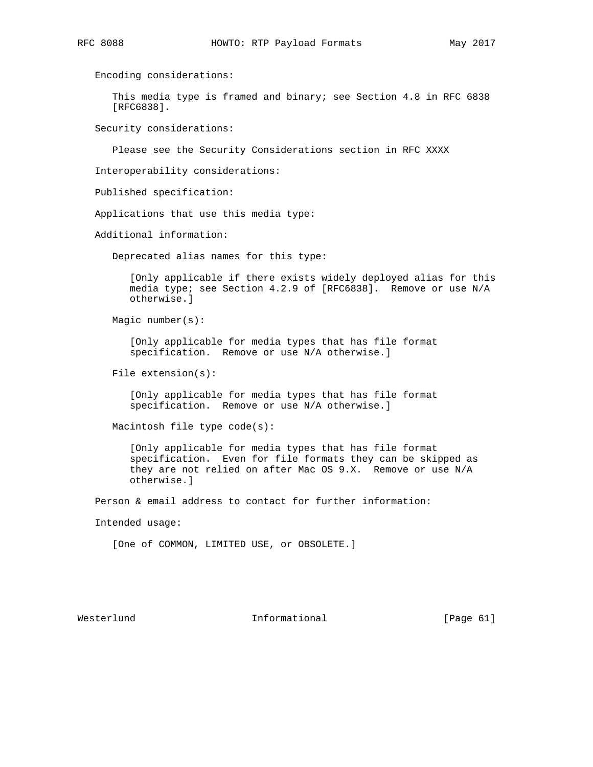Encoding considerations:

This media type is framed and binary; see Section 4.8 in RFC 6838 [RFC6838].

Security considerations:

Please see the Security Considerations section in RFC XXXX

Interoperability considerations:

Published specification:

Applications that use this media type:

Additional information:

Deprecated alias names for this type:

[Only applicable if there exists widely deployed alias for this media type; see Section 4.2.9 of [RFC6838]. Remove or use N/A otherwise.]

Magic number(s):

[Only applicable for media types that has file format specification. Remove or use N/A otherwise.]

File extension(s):

[Only applicable for media types that has file format specification. Remove or use N/A otherwise.]

Macintosh file type code(s):

[Only applicable for media types that has file format specification. Even for file formats they can be skipped as they are not relied on after Mac OS 9.X. Remove or use N/A otherwise.]

Person & email address to contact for further information:

Intended usage:

[One of COMMON, LIMITED USE, or OBSOLETE.]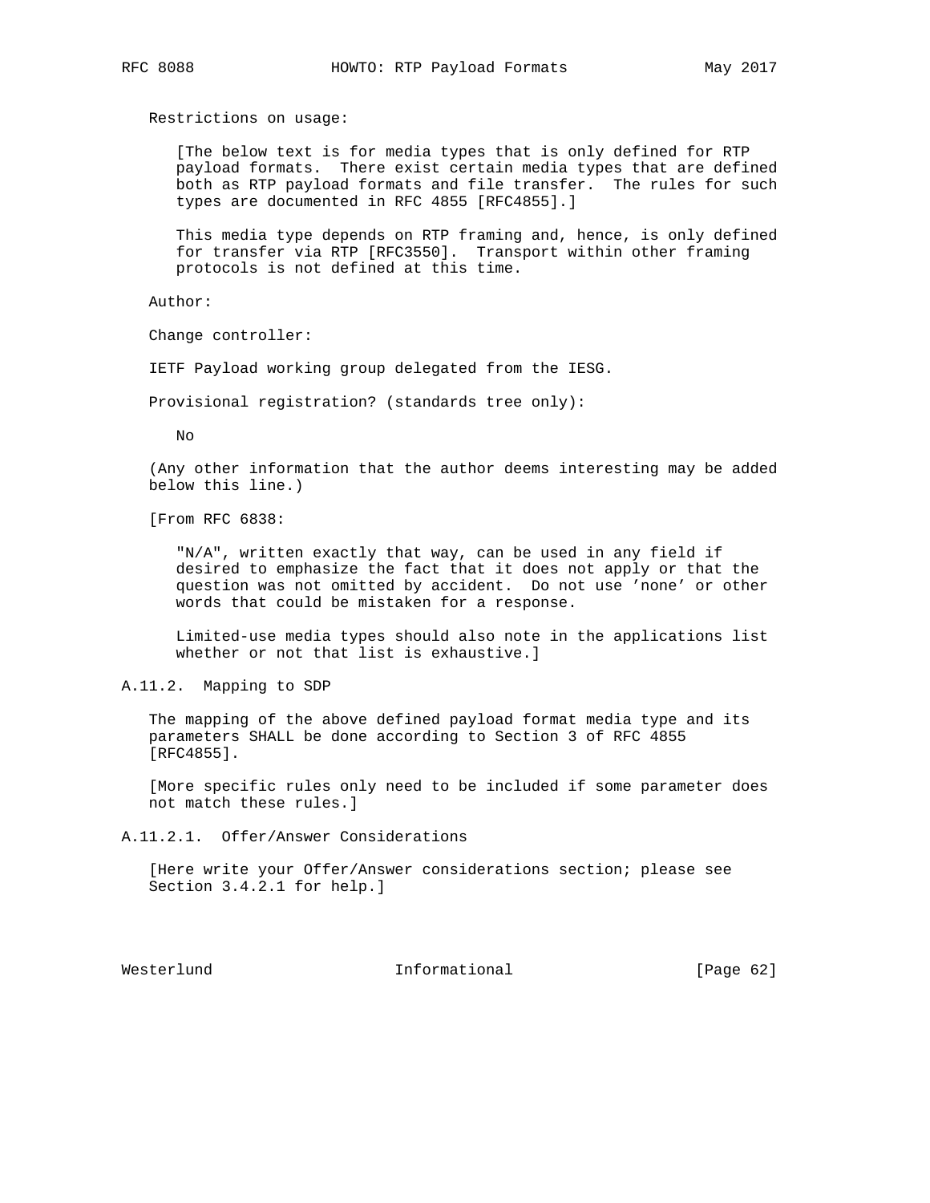Restrictions on usage:

[The below text is for media types that is only defined for RTP payload formats. There exist certain media types that are defined both as RTP payload formats and file transfer. The rules for such types are documented in RFC 4855 [RFC4855].]

This media type depends on RTP framing and, hence, is only defined for transfer via RTP [RFC3550]. Transport within other framing protocols is not defined at this time.

Author:

Change controller:

IETF Payload working group delegated from the IESG.

Provisional registration? (standards tree only):

No

(Any other information that the author deems interesting may be added below this line.)

[From RFC 6838:

"N/A", written exactly that way, can be used in any field if desired to emphasize the fact that it does not apply or that the question was not omitted by accident. Do not use 'none' or other words that could be mistaken for a response.

Limited-use media types should also note in the applications list whether or not that list is exhaustive.]

### A.11.2. Mapping to SDP

The mapping of the above defined payload format media type and its parameters SHALL be done according to Section 3 of RFC 4855 [RFC4855].

[More specific rules only need to be included if some parameter does not match these rules.]

#### A.11.2.1. Offer/Answer Considerations

[Here write your Offer/Answer considerations section; please see Section 3.4.2.1 for help.]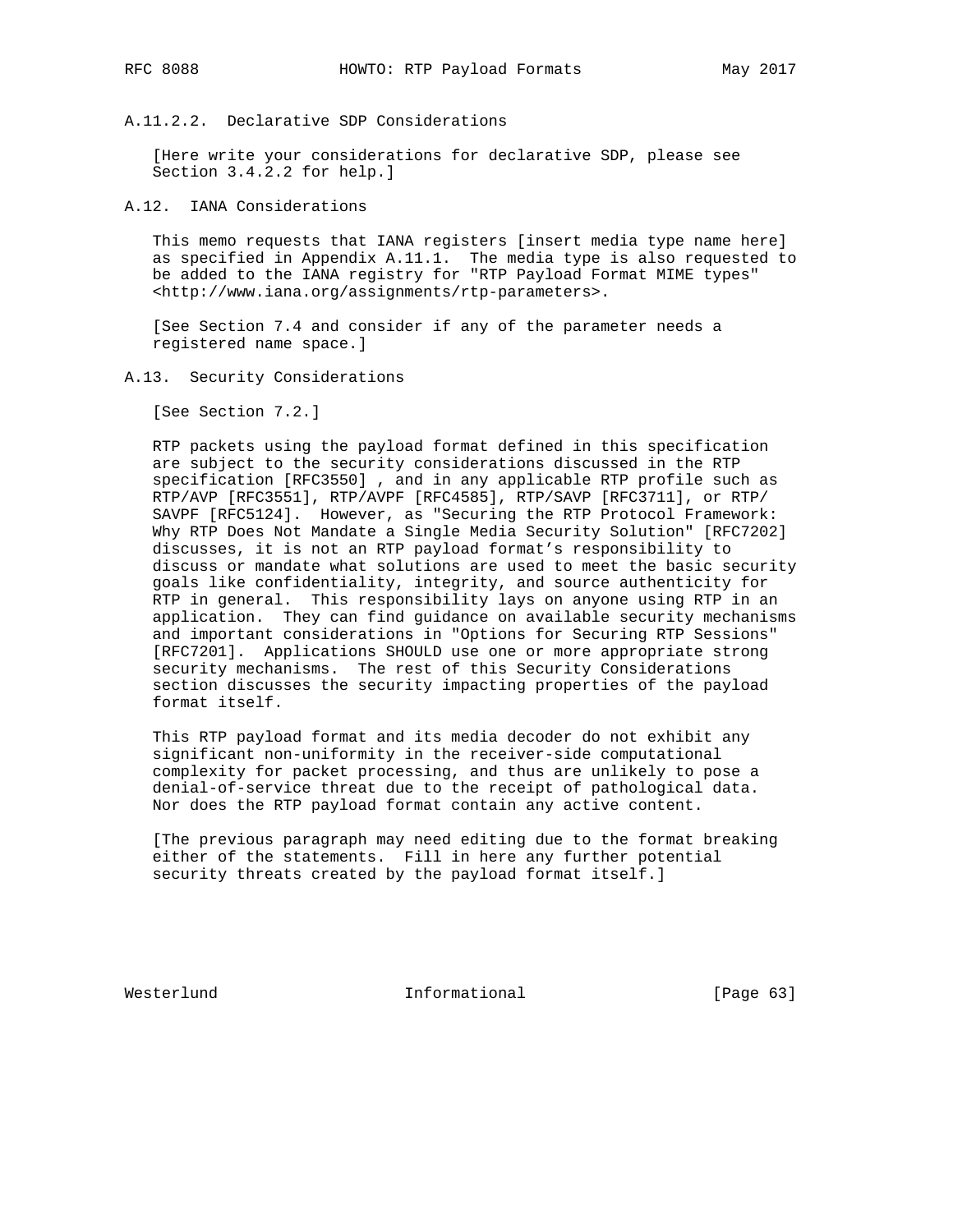#### A.11.2.2. Declarative SDP Considerations

[Here write your considerations for declarative SDP, please see Section 3.4.2.2 for help.]

### A.12. IANA Considerations

This memo requests that IANA registers [insert media type name here] as specified in Appendix A.11.1. The media type is also requested to be added to the IANA registry for "RTP Payload Format MIME types" <http://www.iana.org/assignments/rtp-parameters>.

[See Section 7.4 and consider if any of the parameter needs a registered name space.]

### A.13. Security Considerations

[See Section 7.2.]

RTP packets using the payload format defined in this specification are subject to the security considerations discussed in the RTP specification [RFC3550] , and in any applicable RTP profile such as RTP/AVP [RFC3551], RTP/AVPF [RFC4585], RTP/SAVP [RFC3711], or RTP/SAVPF [RFC5124]. However, as "Securing the RTP Protocol Framework: Why RTP Does Not Mandate a Single Media Security Solution" [RFC7202] discusses, it is not an RTP payload format's responsibility to discuss or mandate what solutions are used to meet the basic security goals like confidentiality, integrity, and source authenticity for RTP in general. This responsibility lays on anyone using RTP in an application. They can find guidance on available security mechanisms and important considerations in "Options for Securing RTP Sessions" [RFC7201]. Applications SHOULD use one or more appropriate strong security mechanisms. The rest of this Security Considerations section discusses the security impacting properties of the payload format itself.

This RTP payload format and its media decoder do not exhibit any significant non-uniformity in the receiver-side computational complexity for packet processing, and thus are unlikely to pose a denial-of-service threat due to the receipt of pathological data. Nor does the RTP payload format contain any active content.

[The previous paragraph may need editing due to the format breaking either of the statements. Fill in here any further potential security threats created by the payload format itself.]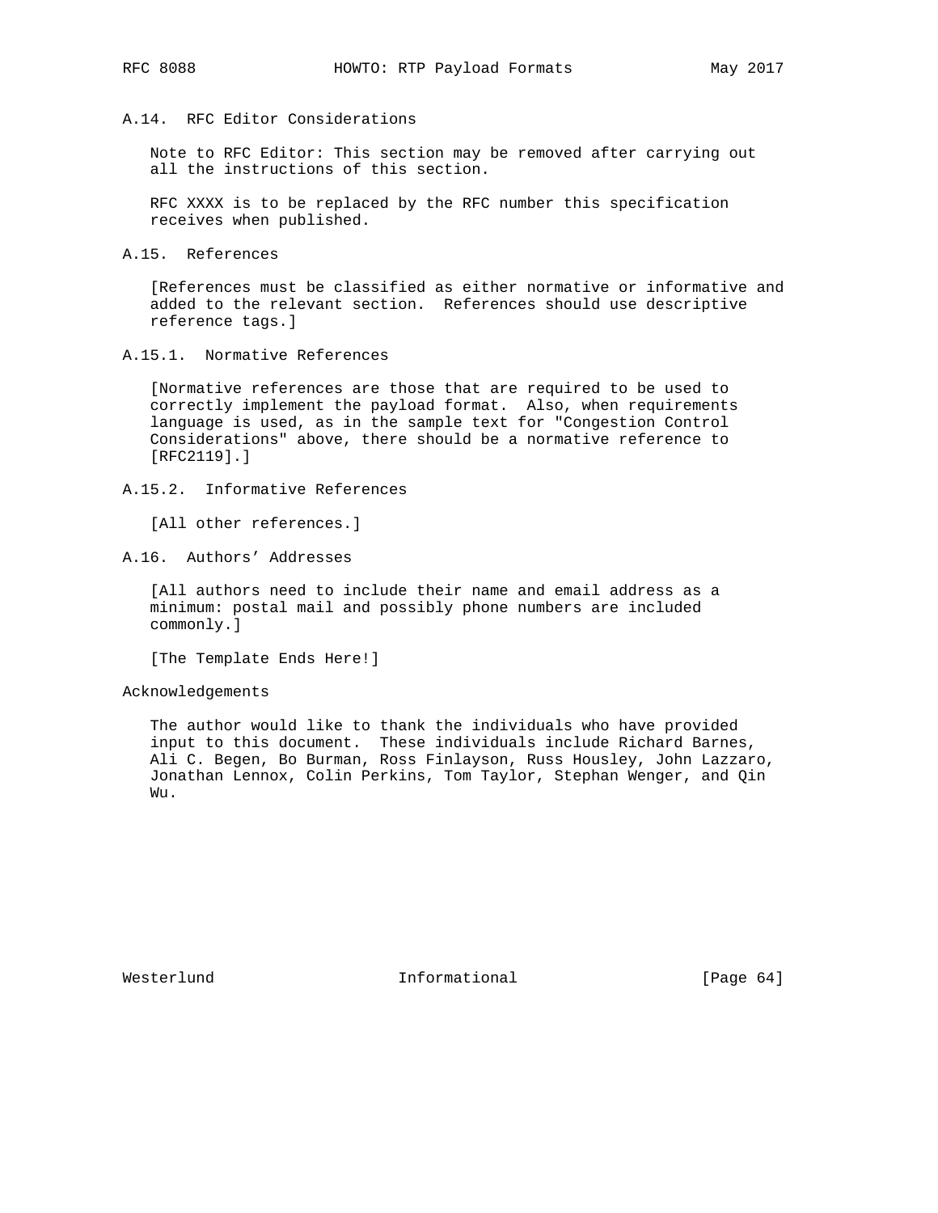### A.14. RFC Editor Considerations

Note to RFC Editor: This section may be removed after carrying out all the instructions of this section.

RFC XXXX is to be replaced by the RFC number this specification receives when published.

### A.15. References

[References must be classified as either normative or informative and added to the relevant section. References should use descriptive reference tags.]

#### A.15.1. Normative References

[Normative references are those that are required to be used to correctly implement the payload format. Also, when requirements language is used, as in the sample text for "Congestion Control Considerations" above, there should be a normative reference to [RFC2119].]

#### A.15.2. Informative References

[All other references.]

### A.16. Authors' Addresses

[All authors need to include their name and email address as a minimum: postal mail and possibly phone numbers are included commonly.]

[The Template Ends Here!]

## Acknowledgements

The author would like to thank the individuals who have provided input to this document. These individuals include Richard Barnes, Ali C. Begen, Bo Burman, Ross Finlayson, Russ Housley, John Lazzaro, Jonathan Lennox, Colin Perkins, Tom Taylor, Stephan Wenger, and Qin Wu.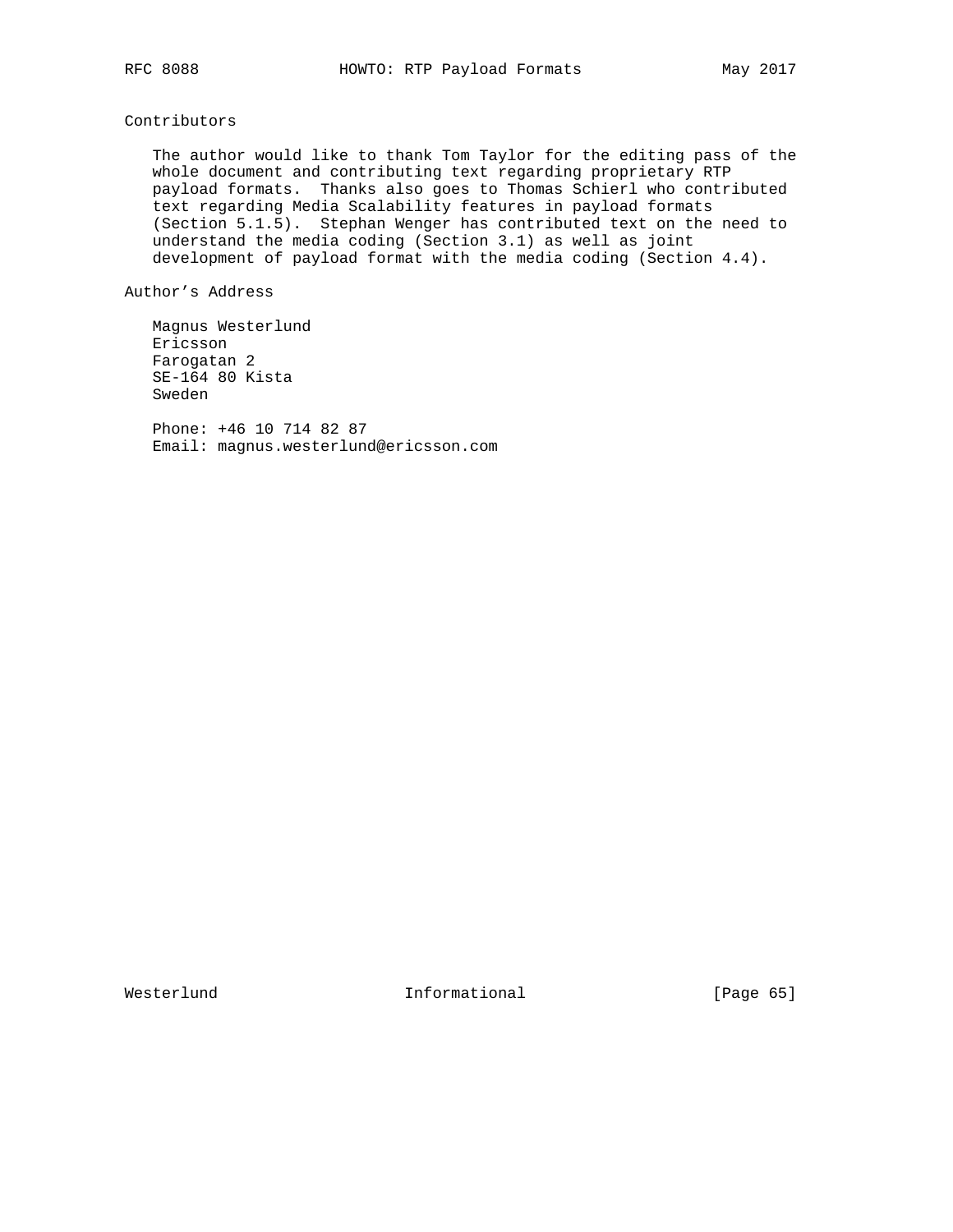## Contributors

The author would like to thank Tom Taylor for the editing pass of the whole document and contributing text regarding proprietary RTP payload formats. Thanks also goes to Thomas Schierl who contributed text regarding Media Scalability features in payload formats (Section 5.1.5). Stephan Wenger has contributed text on the need to understand the media coding (Section 3.1) as well as joint development of payload format with the media coding (Section 4.4).

## Author's Address

Magnus Westerlund
Ericsson
Farogatan 2
SE-164 80 Kista
Sweden

Phone: +46 10 714 82 87
Email: magnus.westerlund@ericsson.com